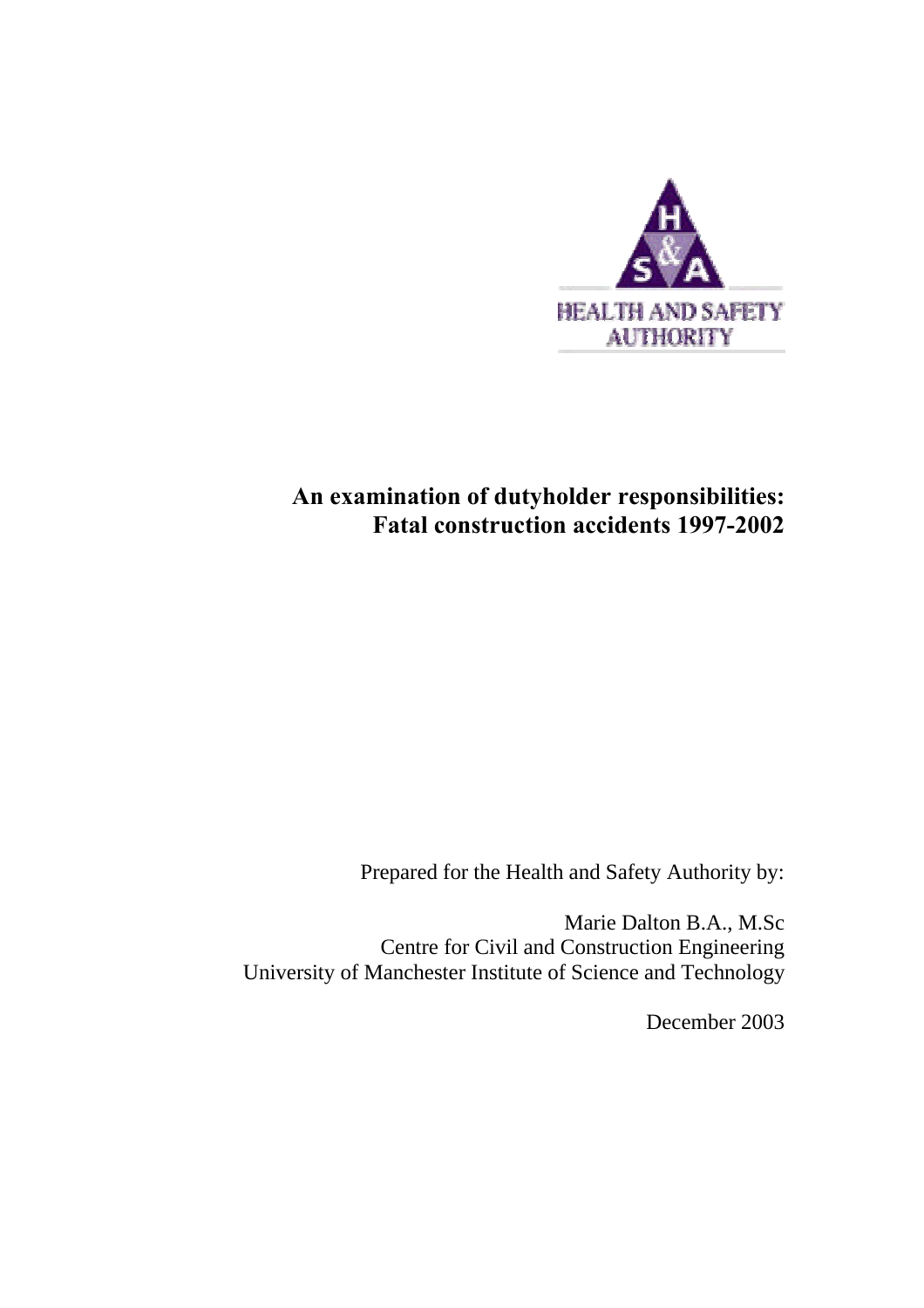HEALTH AND SAFETY AUTHORITY

# An examination of dutyholder responsibilities: Fatal construction accidents 1997-2002

Prepared for the Health and Safety Authority by:

Marie Dalton B.A., M.Sc
Centre for Civil and Construction Engineering
University of Manchester Institute of Science and Technology

December 2003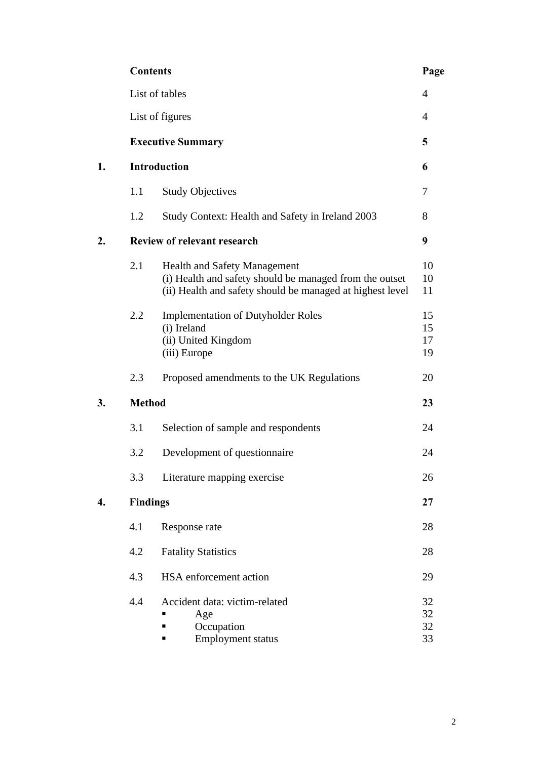| | **Contents** | | **Page** |
|---|---|---|---|
| | List of tables | | 4 |
| | List of figures | | 4 |
| | **Executive Summary** | | **5** |
| **1.** | **Introduction** | | **6** |
| | 1.1 | Study Objectives | 7 |
| | 1.2 | Study Context: Health and Safety in Ireland 2003 | 8 |
| **2.** | **Review of relevant research** | | **9** |
| | 2.1 | Health and Safety Management | 10 |
| | | (i) Health and safety should be managed from the outset | 10 |
| | | (ii) Health and safety should be managed at highest level | 11 |
| | 2.2 | Implementation of Dutyholder Roles | 15 |
| | | (i) Ireland | 15 |
| | | (ii) United Kingdom | 17 |
| | | (iii) Europe | 19 |
| | 2.3 | Proposed amendments to the UK Regulations | 20 |
| **3.** | **Method** | | **23** |
| | 3.1 | Selection of sample and respondents | 24 |
| | 3.2 | Development of questionnaire | 24 |
| | 3.3 | Literature mapping exercise | 26 |
| **4.** | **Findings** | | **27** |
| | 4.1 | Response rate | 28 |
| | 4.2 | Fatality Statistics | 28 |
| | 4.3 | HSA enforcement action | 29 |
| | 4.4 | Accident data: victim-related | 32 |
| | | ▪ Age | 32 |
| | | ▪ Occupation | 32 |
| | | ▪ Employment status | 33 |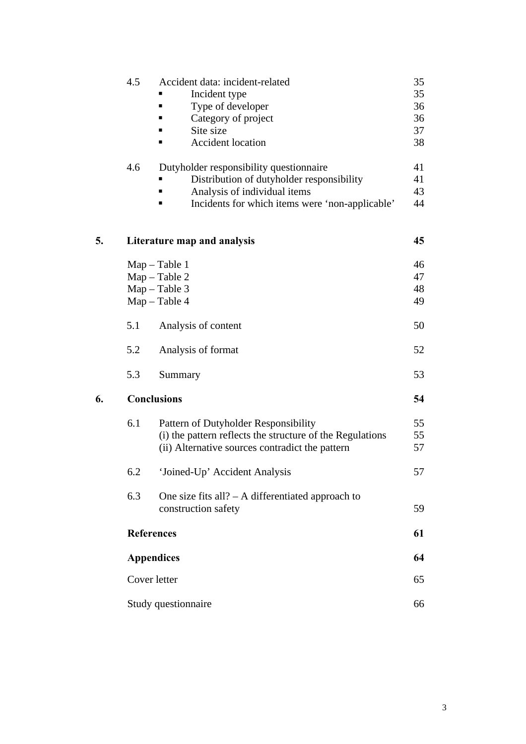| | | |
|---|---|---|
| 4.5 | Accident data: incident-related | 35 |
| | ▪ Incident type | 35 |
| | ▪ Type of developer | 36 |
| | ▪ Category of project | 36 |
| | ▪ Site size | 37 |
| | ▪ Accident location | 38 |
| 4.6 | Dutyholder responsibility questionnaire | 41 |
| | ▪ Distribution of dutyholder responsibility | 41 |
| | ▪ Analysis of individual items | 43 |
| | ▪ Incidents for which items were 'non-applicable' | 44 |
| **5.** | **Literature map and analysis** | **45** |
| | Map – Table 1 | 46 |
| | Map – Table 2 | 47 |
| | Map – Table 3 | 48 |
| | Map – Table 4 | 49 |
| 5.1 | Analysis of content | 50 |
| 5.2 | Analysis of format | 52 |
| 5.3 | Summary | 53 |
| **6.** | **Conclusions** | **54** |
| 6.1 | Pattern of Dutyholder Responsibility | 55 |
| | (i) the pattern reflects the structure of the Regulations | 55 |
| | (ii) Alternative sources contradict the pattern | 57 |
| 6.2 | 'Joined-Up' Accident Analysis | 57 |
| 6.3 | One size fits all? – A differentiated approach to construction safety | 59 |
| | **References** | **61** |
| | **Appendices** | **64** |
| | Cover letter | 65 |
| | Study questionnaire | 66 |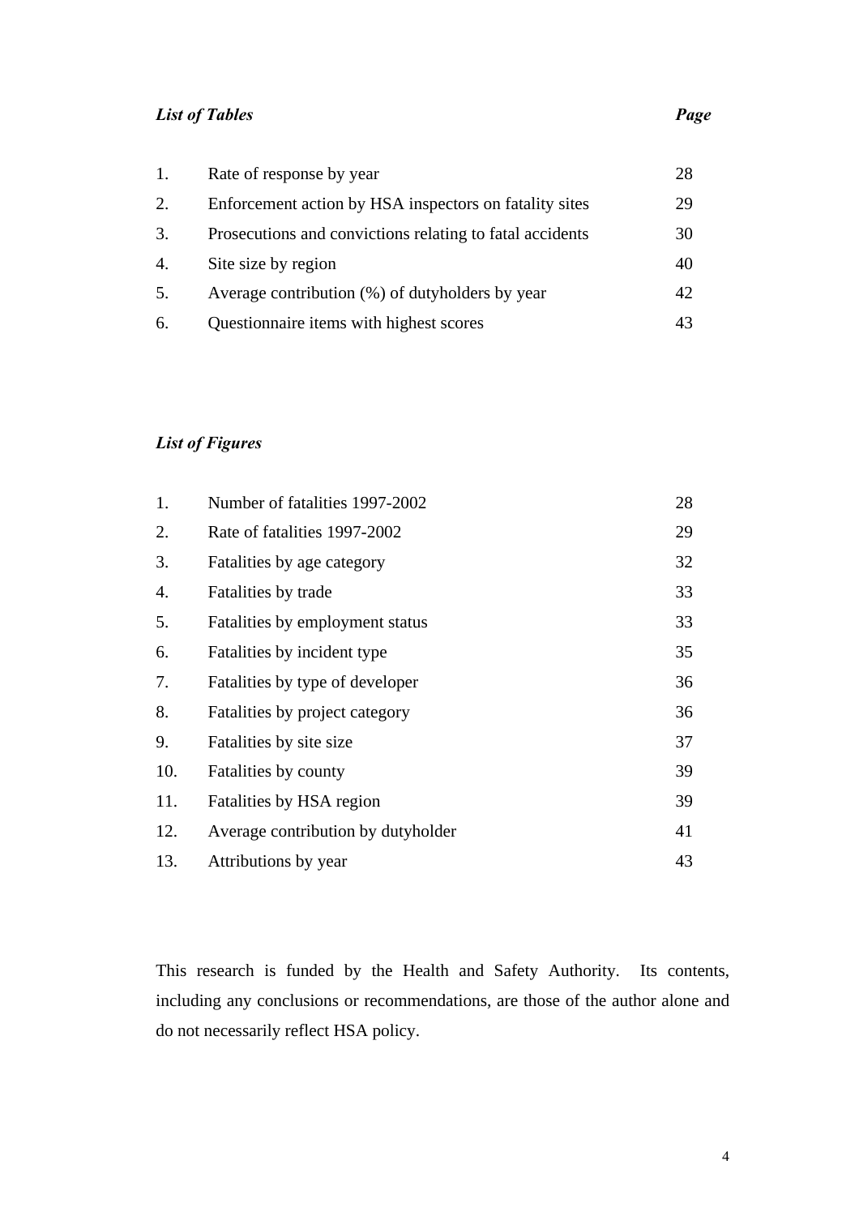| ***List of Tables*** | | ***Page*** |
|---|---|---|
| 1. | Rate of response by year | 28 |
| 2. | Enforcement action by HSA inspectors on fatality sites | 29 |
| 3. | Prosecutions and convictions relating to fatal accidents | 30 |
| 4. | Site size by region | 40 |
| 5. | Average contribution (%) of dutyholders by year | 42 |
| 6. | Questionnaire items with highest scores | 43 |

| ***List of Figures*** | | |
|---|---|---|
| 1. | Number of fatalities 1997-2002 | 28 |
| 2. | Rate of fatalities 1997-2002 | 29 |
| 3. | Fatalities by age category | 32 |
| 4. | Fatalities by trade | 33 |
| 5. | Fatalities by employment status | 33 |
| 6. | Fatalities by incident type | 35 |
| 7. | Fatalities by type of developer | 36 |
| 8. | Fatalities by project category | 36 |
| 9. | Fatalities by site size | 37 |
| 10. | Fatalities by county | 39 |
| 11. | Fatalities by HSA region | 39 |
| 12. | Average contribution by dutyholder | 41 |
| 13. | Attributions by year | 43 |

This research is funded by the Health and Safety Authority. Its contents, including any conclusions or recommendations, are those of the author alone and do not necessarily reflect HSA policy.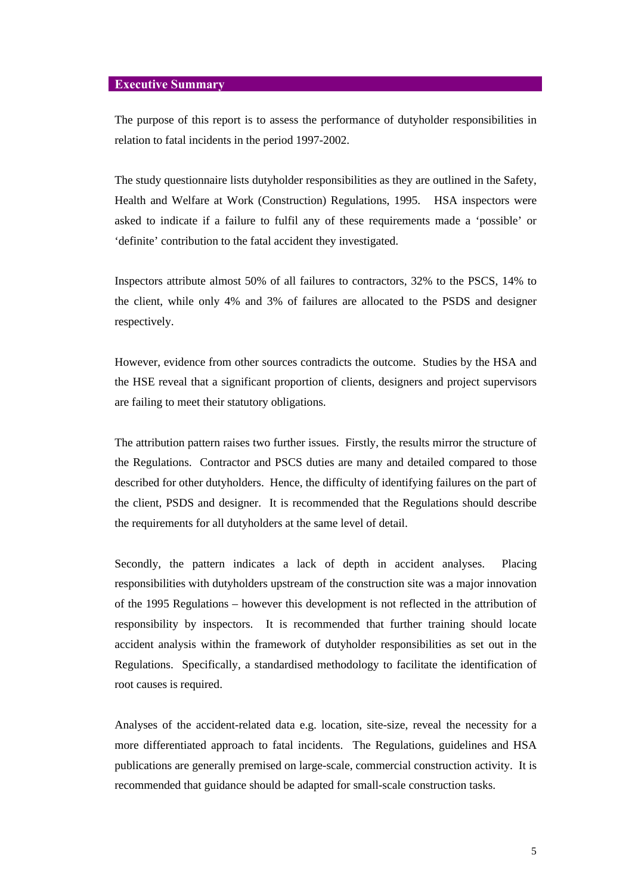## Executive Summary

The purpose of this report is to assess the performance of dutyholder responsibilities in relation to fatal incidents in the period 1997-2002.

The study questionnaire lists dutyholder responsibilities as they are outlined in the Safety, Health and Welfare at Work (Construction) Regulations, 1995. HSA inspectors were asked to indicate if a failure to fulfil any of these requirements made a 'possible' or 'definite' contribution to the fatal accident they investigated.

Inspectors attribute almost 50% of all failures to contractors, 32% to the PSCS, 14% to the client, while only 4% and 3% of failures are allocated to the PSDS and designer respectively.

However, evidence from other sources contradicts the outcome. Studies by the HSA and the HSE reveal that a significant proportion of clients, designers and project supervisors are failing to meet their statutory obligations.

The attribution pattern raises two further issues. Firstly, the results mirror the structure of the Regulations. Contractor and PSCS duties are many and detailed compared to those described for other dutyholders. Hence, the difficulty of identifying failures on the part of the client, PSDS and designer. It is recommended that the Regulations should describe the requirements for all dutyholders at the same level of detail.

Secondly, the pattern indicates a lack of depth in accident analyses. Placing responsibilities with dutyholders upstream of the construction site was a major innovation of the 1995 Regulations – however this development is not reflected in the attribution of responsibility by inspectors. It is recommended that further training should locate accident analysis within the framework of dutyholder responsibilities as set out in the Regulations. Specifically, a standardised methodology to facilitate the identification of root causes is required.

Analyses of the accident-related data e.g. location, site-size, reveal the necessity for a more differentiated approach to fatal incidents. The Regulations, guidelines and HSA publications are generally premised on large-scale, commercial construction activity. It is recommended that guidance should be adapted for small-scale construction tasks.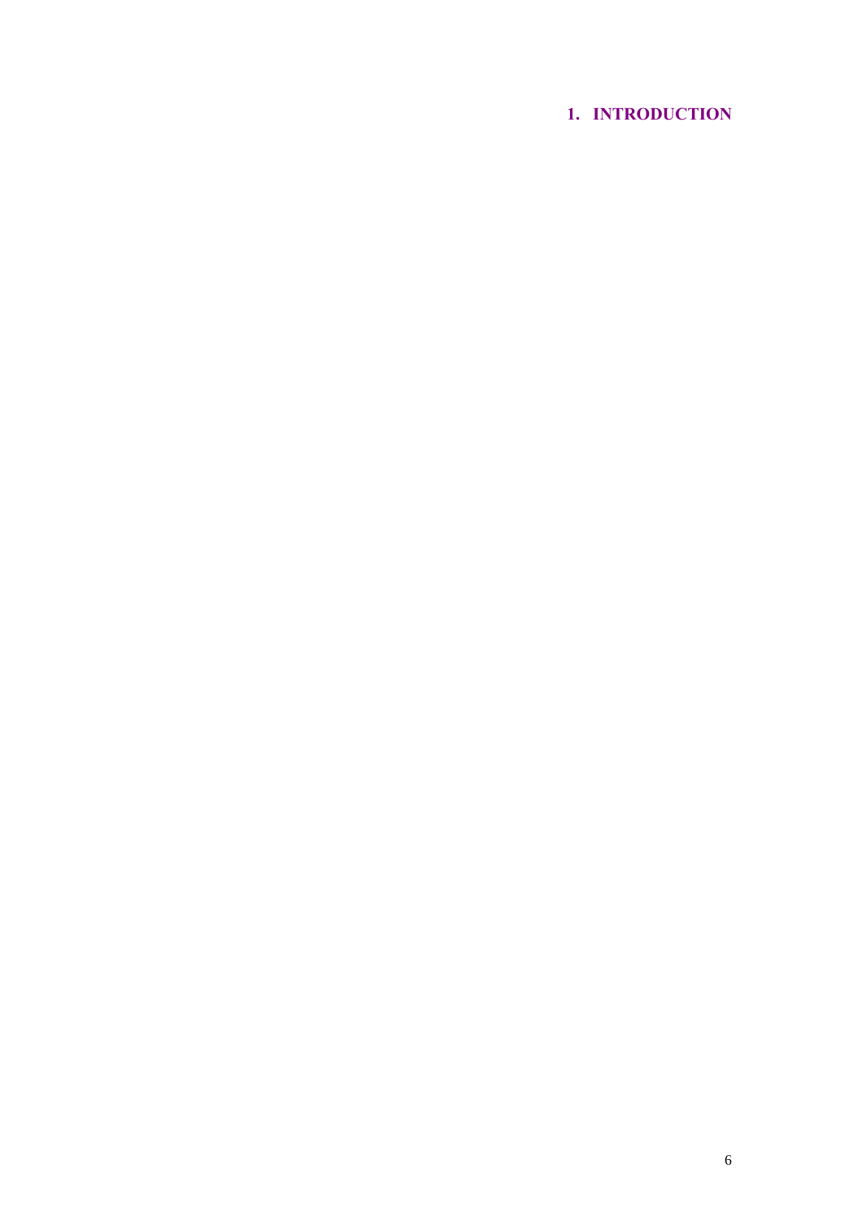# 1. INTRODUCTION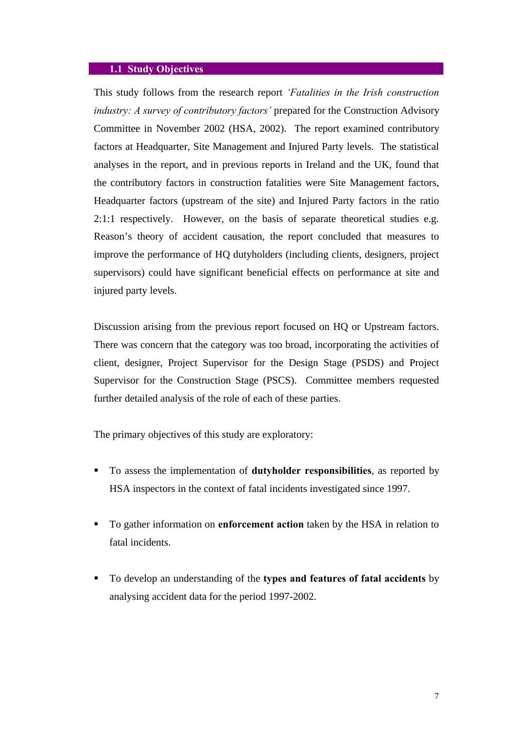## 1.1 Study Objectives

This study follows from the research report *'Fatalities in the Irish construction industry: A survey of contributory factors'* prepared for the Construction Advisory Committee in November 2002 (HSA, 2002). The report examined contributory factors at Headquarter, Site Management and Injured Party levels. The statistical analyses in the report, and in previous reports in Ireland and the UK, found that the contributory factors in construction fatalities were Site Management factors, Headquarter factors (upstream of the site) and Injured Party factors in the ratio 2:1:1 respectively. However, on the basis of separate theoretical studies e.g. Reason's theory of accident causation, the report concluded that measures to improve the performance of HQ dutyholders (including clients, designers, project supervisors) could have significant beneficial effects on performance at site and injured party levels.

Discussion arising from the previous report focused on HQ or Upstream factors. There was concern that the category was too broad, incorporating the activities of client, designer, Project Supervisor for the Design Stage (PSDS) and Project Supervisor for the Construction Stage (PSCS). Committee members requested further detailed analysis of the role of each of these parties.

The primary objectives of this study are exploratory:

- To assess the implementation of **dutyholder responsibilities**, as reported by HSA inspectors in the context of fatal incidents investigated since 1997.
- To gather information on **enforcement action** taken by the HSA in relation to fatal incidents.
- To develop an understanding of the **types and features of fatal accidents** by analysing accident data for the period 1997-2002.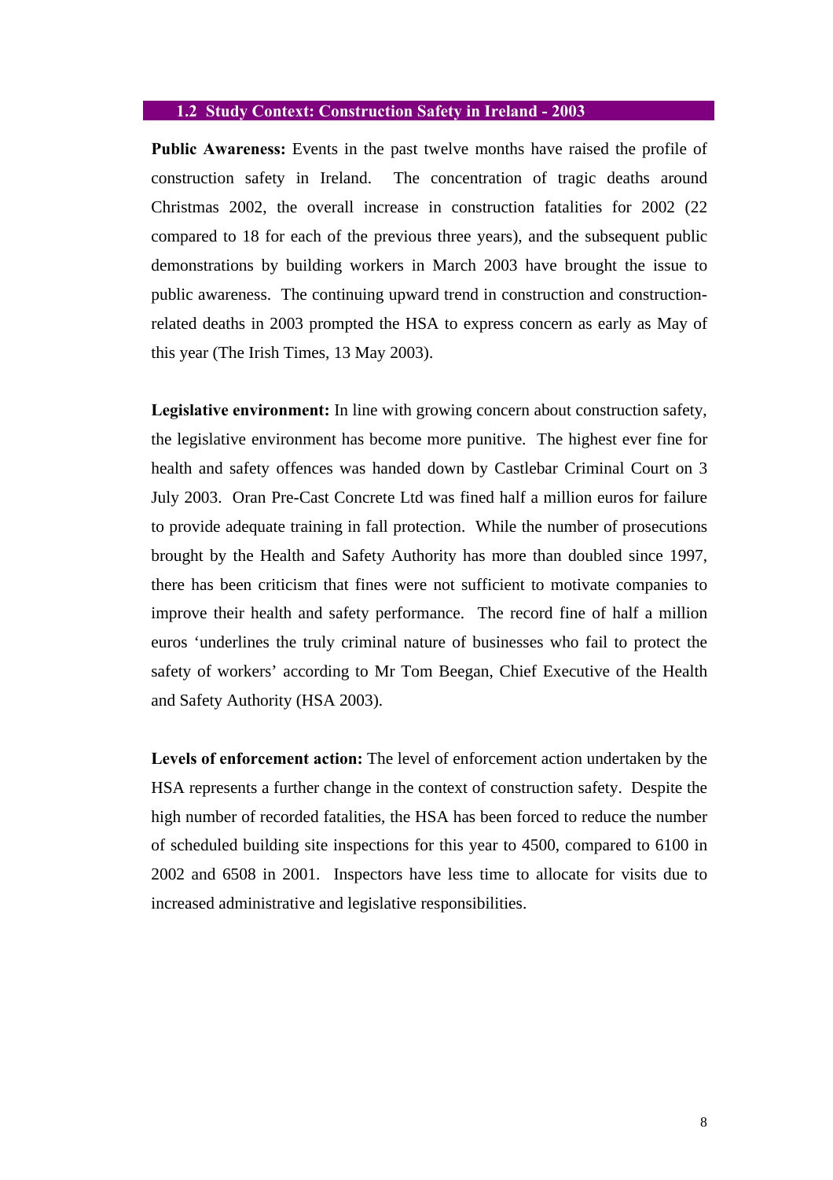## 1.2 Study Context: Construction Safety in Ireland - 2003

**Public Awareness:** Events in the past twelve months have raised the profile of construction safety in Ireland. The concentration of tragic deaths around Christmas 2002, the overall increase in construction fatalities for 2002 (22 compared to 18 for each of the previous three years), and the subsequent public demonstrations by building workers in March 2003 have brought the issue to public awareness. The continuing upward trend in construction and construction-related deaths in 2003 prompted the HSA to express concern as early as May of this year (The Irish Times, 13 May 2003).

**Legislative environment:** In line with growing concern about construction safety, the legislative environment has become more punitive. The highest ever fine for health and safety offences was handed down by Castlebar Criminal Court on 3 July 2003. Oran Pre-Cast Concrete Ltd was fined half a million euros for failure to provide adequate training in fall protection. While the number of prosecutions brought by the Health and Safety Authority has more than doubled since 1997, there has been criticism that fines were not sufficient to motivate companies to improve their health and safety performance. The record fine of half a million euros 'underlines the truly criminal nature of businesses who fail to protect the safety of workers' according to Mr Tom Beegan, Chief Executive of the Health and Safety Authority (HSA 2003).

**Levels of enforcement action:** The level of enforcement action undertaken by the HSA represents a further change in the context of construction safety. Despite the high number of recorded fatalities, the HSA has been forced to reduce the number of scheduled building site inspections for this year to 4500, compared to 6100 in 2002 and 6508 in 2001. Inspectors have less time to allocate for visits due to increased administrative and legislative responsibilities.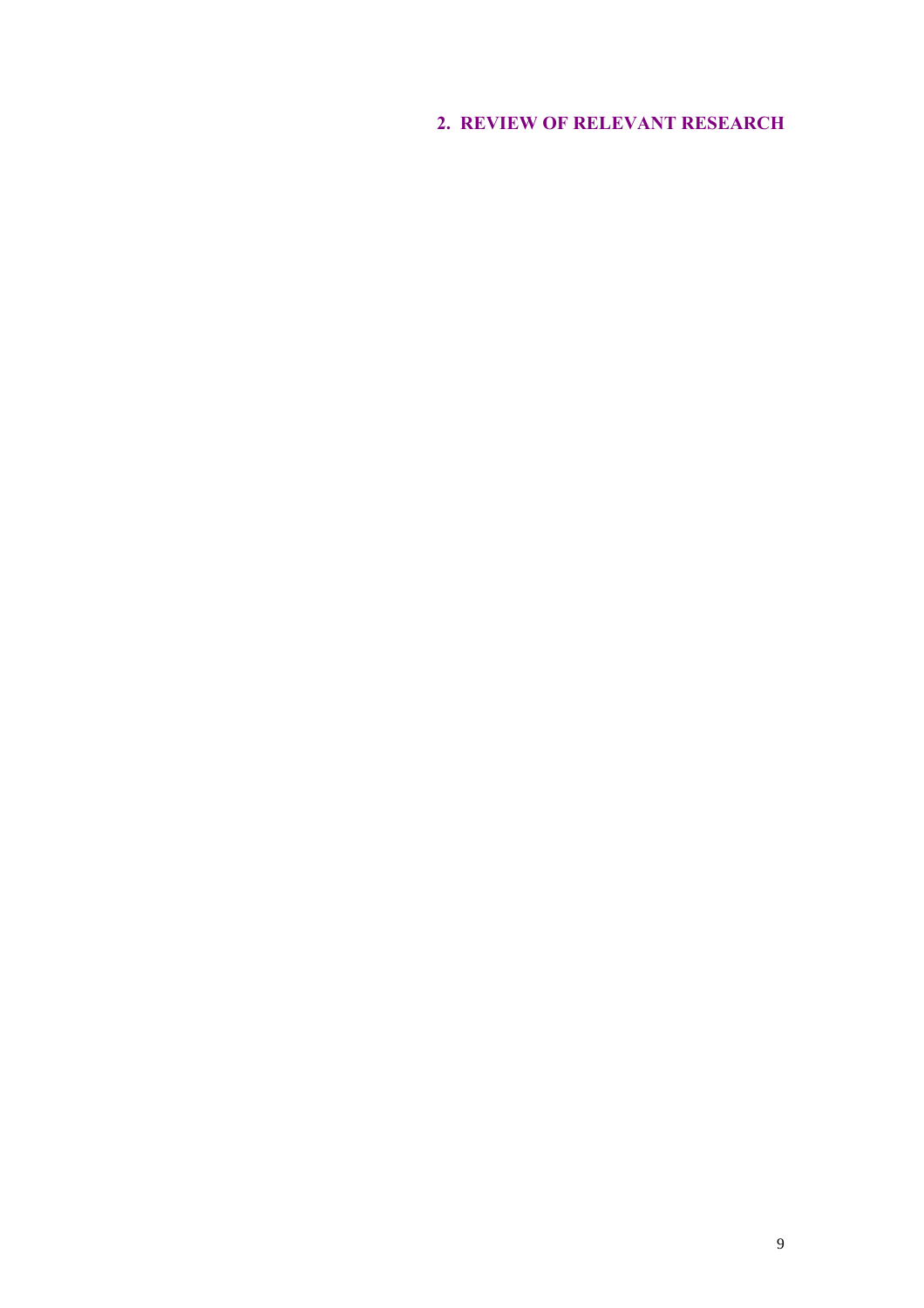# 2. REVIEW OF RELEVANT RESEARCH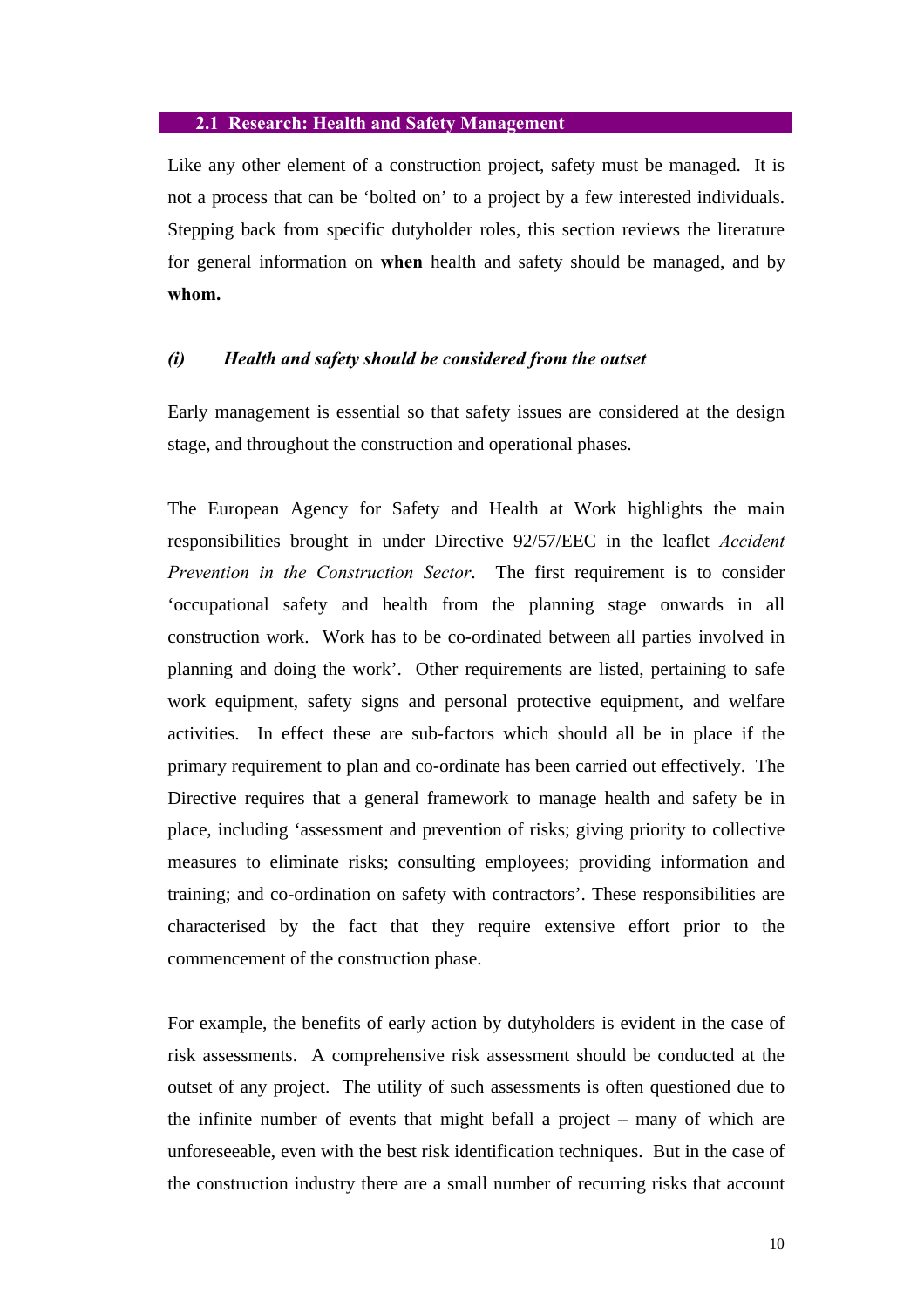## 2.1 Research: Health and Safety Management

Like any other element of a construction project, safety must be managed. It is not a process that can be 'bolted on' to a project by a few interested individuals. Stepping back from specific dutyholder roles, this section reviews the literature for general information on **when** health and safety should be managed, and by **whom.**

### *(i) Health and safety should be considered from the outset*

Early management is essential so that safety issues are considered at the design stage, and throughout the construction and operational phases.

The European Agency for Safety and Health at Work highlights the main responsibilities brought in under Directive 92/57/EEC in the leaflet *Accident Prevention in the Construction Sector*. The first requirement is to consider 'occupational safety and health from the planning stage onwards in all construction work. Work has to be co-ordinated between all parties involved in planning and doing the work'. Other requirements are listed, pertaining to safe work equipment, safety signs and personal protective equipment, and welfare activities. In effect these are sub-factors which should all be in place if the primary requirement to plan and co-ordinate has been carried out effectively. The Directive requires that a general framework to manage health and safety be in place, including 'assessment and prevention of risks; giving priority to collective measures to eliminate risks; consulting employees; providing information and training; and co-ordination on safety with contractors'. These responsibilities are characterised by the fact that they require extensive effort prior to the commencement of the construction phase.

For example, the benefits of early action by dutyholders is evident in the case of risk assessments. A comprehensive risk assessment should be conducted at the outset of any project. The utility of such assessments is often questioned due to the infinite number of events that might befall a project – many of which are unforeseeable, even with the best risk identification techniques. But in the case of the construction industry there are a small number of recurring risks that account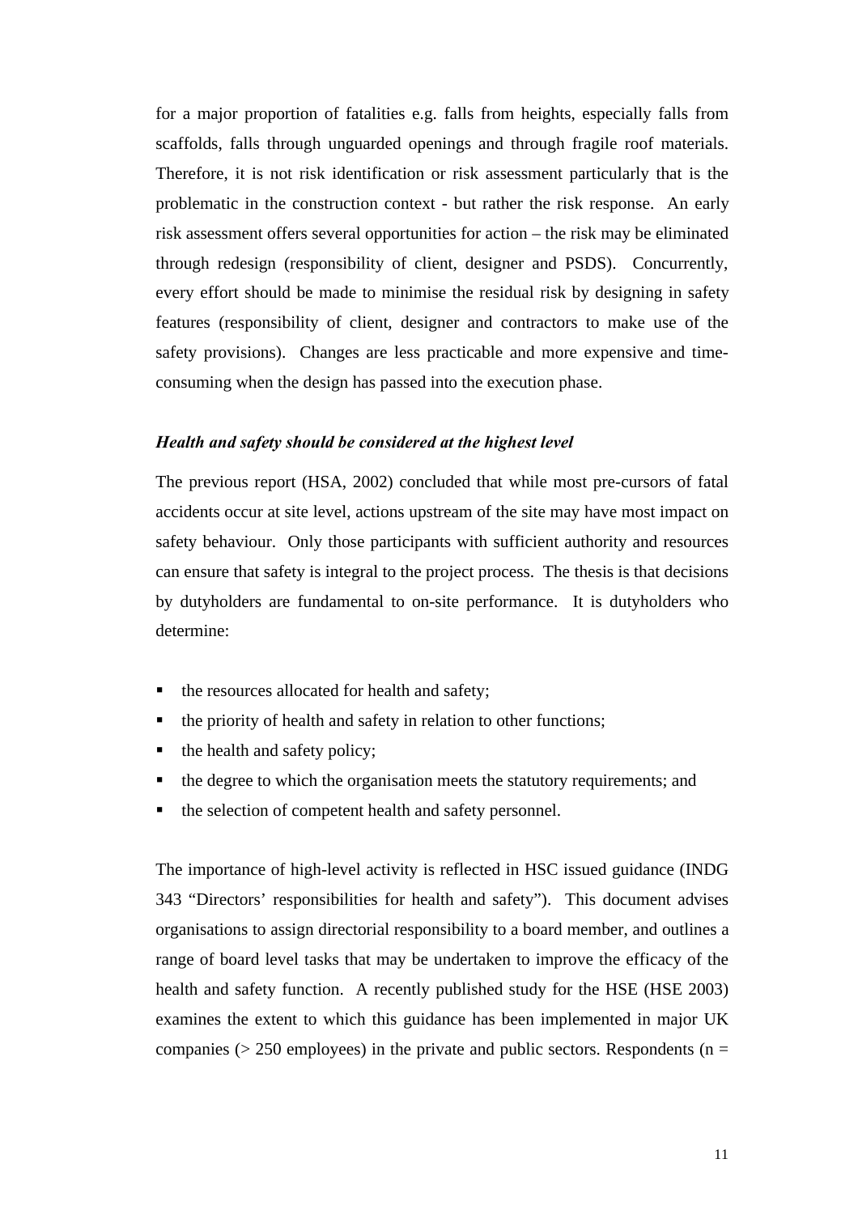for a major proportion of fatalities e.g. falls from heights, especially falls from scaffolds, falls through unguarded openings and through fragile roof materials. Therefore, it is not risk identification or risk assessment particularly that is the problematic in the construction context - but rather the risk response. An early risk assessment offers several opportunities for action – the risk may be eliminated through redesign (responsibility of client, designer and PSDS). Concurrently, every effort should be made to minimise the residual risk by designing in safety features (responsibility of client, designer and contractors to make use of the safety provisions). Changes are less practicable and more expensive and time-consuming when the design has passed into the execution phase.

***Health and safety should be considered at the highest level***

The previous report (HSA, 2002) concluded that while most pre-cursors of fatal accidents occur at site level, actions upstream of the site may have most impact on safety behaviour. Only those participants with sufficient authority and resources can ensure that safety is integral to the project process. The thesis is that decisions by dutyholders are fundamental to on-site performance. It is dutyholders who determine:

- the resources allocated for health and safety;
- the priority of health and safety in relation to other functions;
- the health and safety policy;
- the degree to which the organisation meets the statutory requirements; and
- the selection of competent health and safety personnel.

The importance of high-level activity is reflected in HSC issued guidance (INDG 343 "Directors' responsibilities for health and safety"). This document advises organisations to assign directorial responsibility to a board member, and outlines a range of board level tasks that may be undertaken to improve the efficacy of the health and safety function. A recently published study for the HSE (HSE 2003) examines the extent to which this guidance has been implemented in major UK companies (> 250 employees) in the private and public sectors. Respondents (n =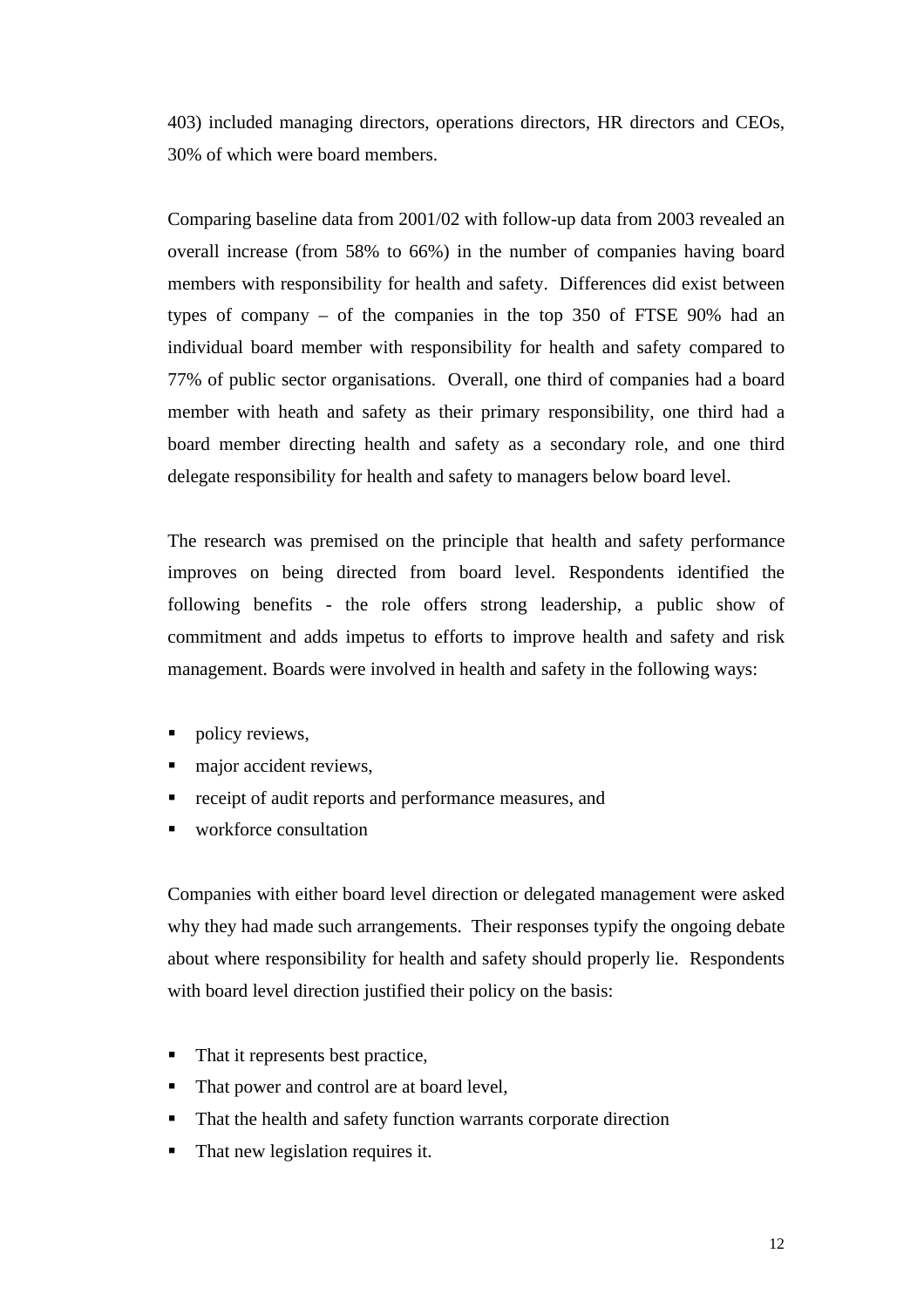403) included managing directors, operations directors, HR directors and CEOs, 30% of which were board members.

Comparing baseline data from 2001/02 with follow-up data from 2003 revealed an overall increase (from 58% to 66%) in the number of companies having board members with responsibility for health and safety. Differences did exist between types of company – of the companies in the top 350 of FTSE 90% had an individual board member with responsibility for health and safety compared to 77% of public sector organisations. Overall, one third of companies had a board member with heath and safety as their primary responsibility, one third had a board member directing health and safety as a secondary role, and one third delegate responsibility for health and safety to managers below board level.

The research was premised on the principle that health and safety performance improves on being directed from board level. Respondents identified the following benefits - the role offers strong leadership, a public show of commitment and adds impetus to efforts to improve health and safety and risk management. Boards were involved in health and safety in the following ways:

- policy reviews,
- major accident reviews,
- receipt of audit reports and performance measures, and
- workforce consultation

Companies with either board level direction or delegated management were asked why they had made such arrangements. Their responses typify the ongoing debate about where responsibility for health and safety should properly lie. Respondents with board level direction justified their policy on the basis:

- That it represents best practice,
- That power and control are at board level,
- That the health and safety function warrants corporate direction
- That new legislation requires it.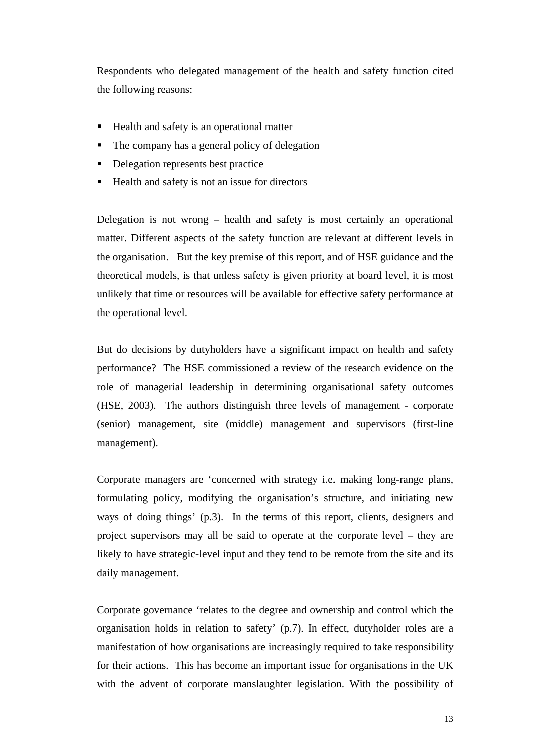Respondents who delegated management of the health and safety function cited the following reasons:

- Health and safety is an operational matter
- The company has a general policy of delegation
- Delegation represents best practice
- Health and safety is not an issue for directors

Delegation is not wrong – health and safety is most certainly an operational matter. Different aspects of the safety function are relevant at different levels in the organisation. But the key premise of this report, and of HSE guidance and the theoretical models, is that unless safety is given priority at board level, it is most unlikely that time or resources will be available for effective safety performance at the operational level.

But do decisions by dutyholders have a significant impact on health and safety performance? The HSE commissioned a review of the research evidence on the role of managerial leadership in determining organisational safety outcomes (HSE, 2003). The authors distinguish three levels of management - corporate (senior) management, site (middle) management and supervisors (first-line management).

Corporate managers are 'concerned with strategy i.e. making long-range plans, formulating policy, modifying the organisation's structure, and initiating new ways of doing things' (p.3). In the terms of this report, clients, designers and project supervisors may all be said to operate at the corporate level – they are likely to have strategic-level input and they tend to be remote from the site and its daily management.

Corporate governance 'relates to the degree and ownership and control which the organisation holds in relation to safety' (p.7). In effect, dutyholder roles are a manifestation of how organisations are increasingly required to take responsibility for their actions. This has become an important issue for organisations in the UK with the advent of corporate manslaughter legislation. With the possibility of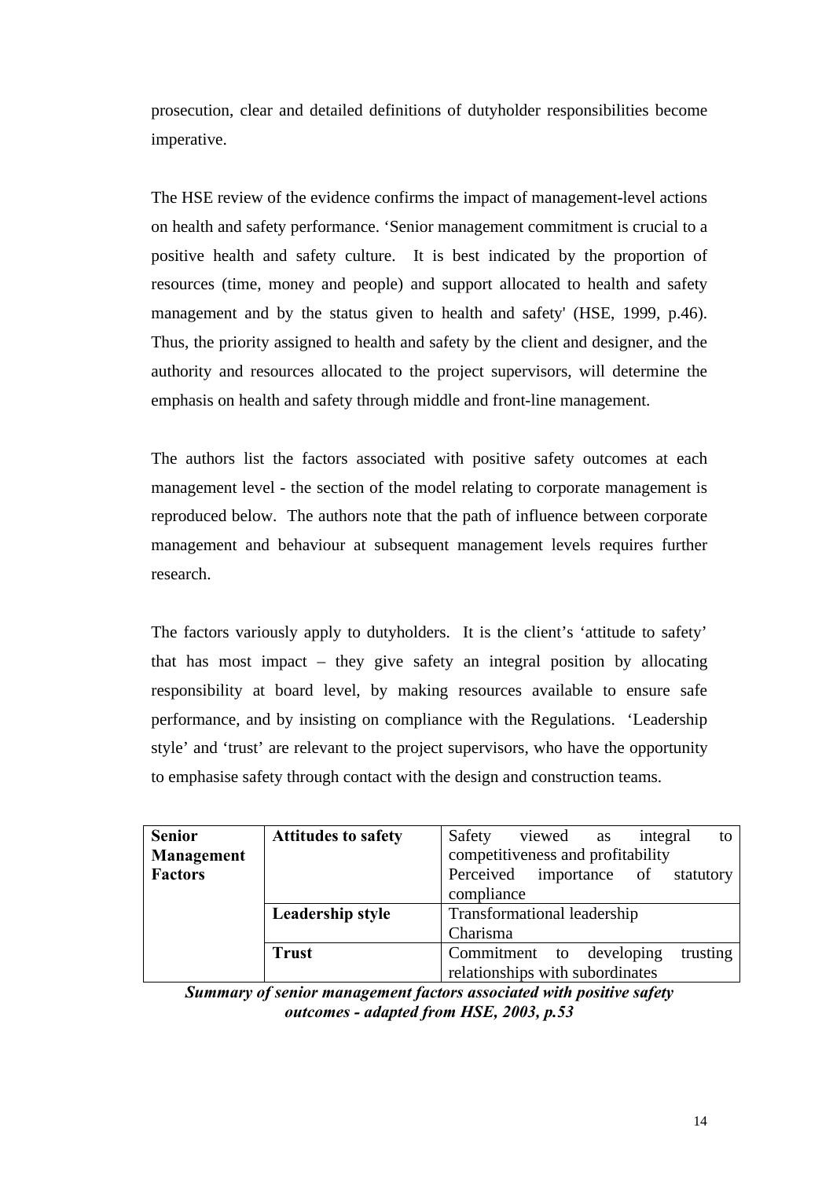prosecution, clear and detailed definitions of dutyholder responsibilities become imperative.

The HSE review of the evidence confirms the impact of management-level actions on health and safety performance. 'Senior management commitment is crucial to a positive health and safety culture. It is best indicated by the proportion of resources (time, money and people) and support allocated to health and safety management and by the status given to health and safety' (HSE, 1999, p.46). Thus, the priority assigned to health and safety by the client and designer, and the authority and resources allocated to the project supervisors, will determine the emphasis on health and safety through middle and front-line management.

The authors list the factors associated with positive safety outcomes at each management level - the section of the model relating to corporate management is reproduced below. The authors note that the path of influence between corporate management and behaviour at subsequent management levels requires further research.

The factors variously apply to dutyholders. It is the client's 'attitude to safety' that has most impact – they give safety an integral position by allocating responsibility at board level, by making resources available to ensure safe performance, and by insisting on compliance with the Regulations. 'Leadership style' and 'trust' are relevant to the project supervisors, who have the opportunity to emphasise safety through contact with the design and construction teams.

| **Senior Management Factors** | **Attitudes to safety** | Safety viewed as integral to competitiveness and profitability<br>Perceived importance of statutory compliance |
|---|---|---|
| | **Leadership style** | Transformational leadership<br>Charisma |
| | **Trust** | Commitment to developing trusting relationships with subordinates |

***Summary of senior management factors associated with positive safety outcomes - adapted from HSE, 2003, p.53***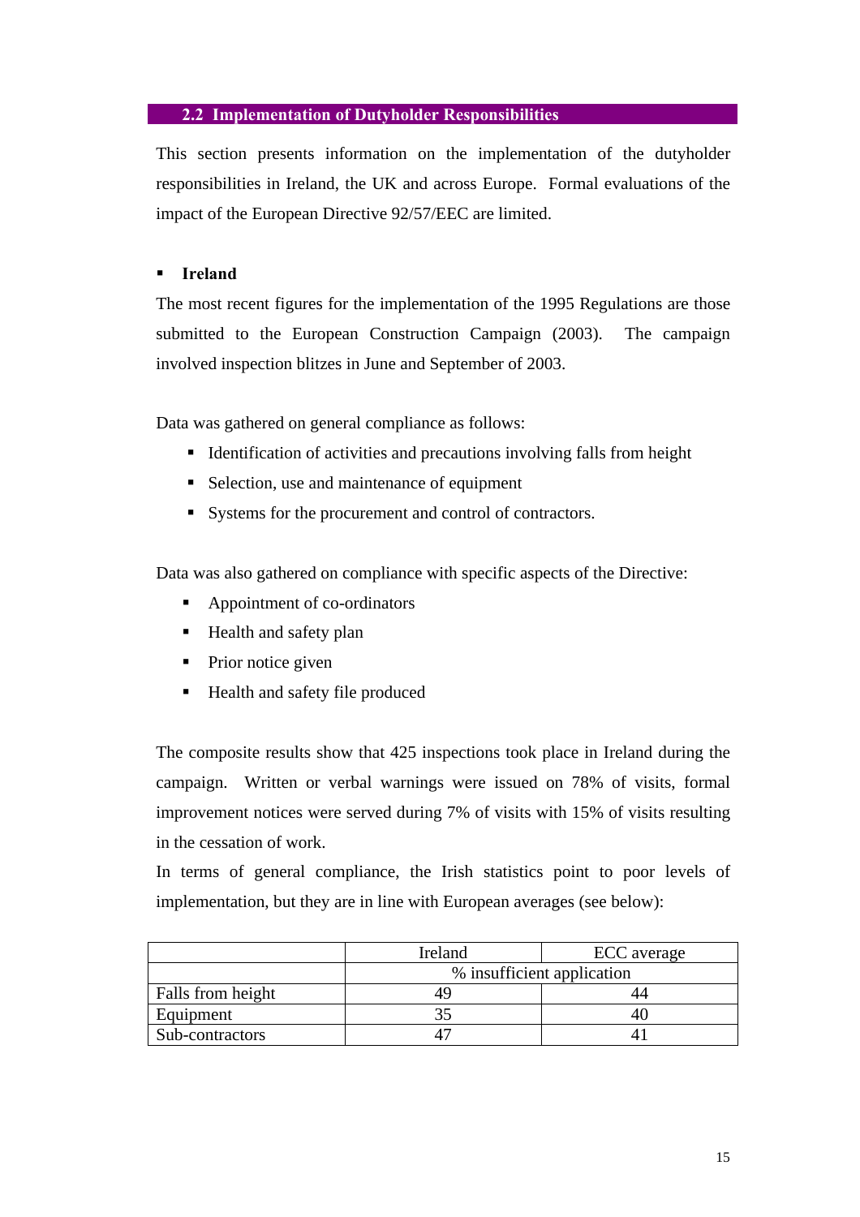## 2.2 Implementation of Dutyholder Responsibilities

This section presents information on the implementation of the dutyholder responsibilities in Ireland, the UK and across Europe. Formal evaluations of the impact of the European Directive 92/57/EEC are limited.

- **Ireland**

The most recent figures for the implementation of the 1995 Regulations are those submitted to the European Construction Campaign (2003). The campaign involved inspection blitzes in June and September of 2003.

Data was gathered on general compliance as follows:

- Identification of activities and precautions involving falls from height
- Selection, use and maintenance of equipment
- Systems for the procurement and control of contractors.

Data was also gathered on compliance with specific aspects of the Directive:

- Appointment of co-ordinators
- Health and safety plan
- Prior notice given
- Health and safety file produced

The composite results show that 425 inspections took place in Ireland during the campaign. Written or verbal warnings were issued on 78% of visits, formal improvement notices were served during 7% of visits with 15% of visits resulting in the cessation of work.

In terms of general compliance, the Irish statistics point to poor levels of implementation, but they are in line with European averages (see below):

| | Ireland | ECC average |
|---|---|---|
| | % insufficient application | |
| Falls from height | 49 | 44 |
| Equipment | 35 | 40 |
| Sub-contractors | 47 | 41 |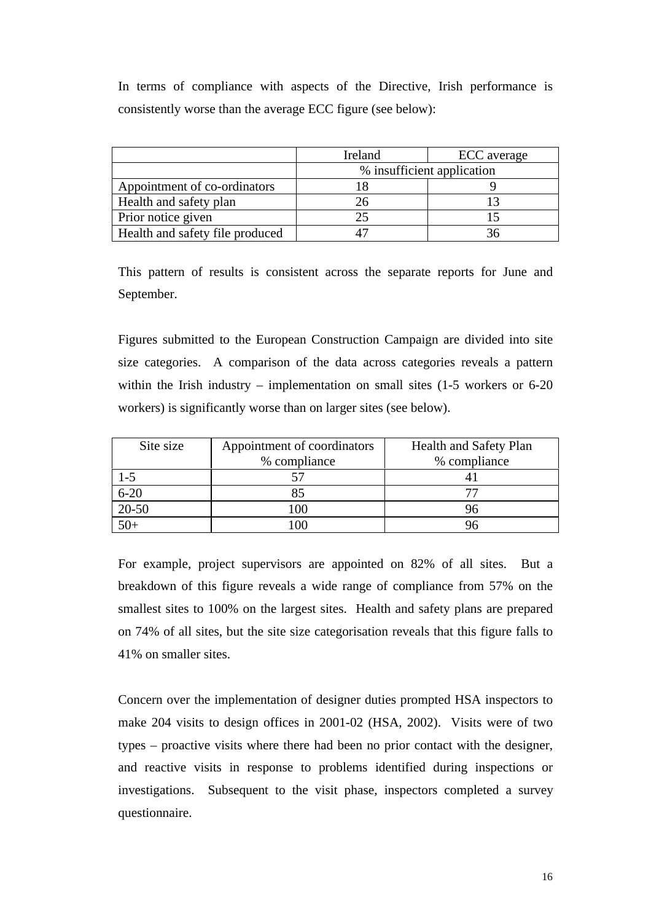In terms of compliance with aspects of the Directive, Irish performance is consistently worse than the average ECC figure (see below):

| | Ireland | ECC average |
|---|---|---|
| | % insufficient application | |
| Appointment of co-ordinators | 18 | 9 |
| Health and safety plan | 26 | 13 |
| Prior notice given | 25 | 15 |
| Health and safety file produced | 47 | 36 |

This pattern of results is consistent across the separate reports for June and September.

Figures submitted to the European Construction Campaign are divided into site size categories. A comparison of the data across categories reveals a pattern within the Irish industry – implementation on small sites (1-5 workers or 6-20 workers) is significantly worse than on larger sites (see below).

| Site size | Appointment of coordinators % compliance | Health and Safety Plan % compliance |
|---|---|---|
| 1-5 | 57 | 41 |
| 6-20 | 85 | 77 |
| 20-50 | 100 | 96 |
| 50+ | 100 | 96 |

For example, project supervisors are appointed on 82% of all sites. But a breakdown of this figure reveals a wide range of compliance from 57% on the smallest sites to 100% on the largest sites. Health and safety plans are prepared on 74% of all sites, but the site size categorisation reveals that this figure falls to 41% on smaller sites.

Concern over the implementation of designer duties prompted HSA inspectors to make 204 visits to design offices in 2001-02 (HSA, 2002). Visits were of two types – proactive visits where there had been no prior contact with the designer, and reactive visits in response to problems identified during inspections or investigations. Subsequent to the visit phase, inspectors completed a survey questionnaire.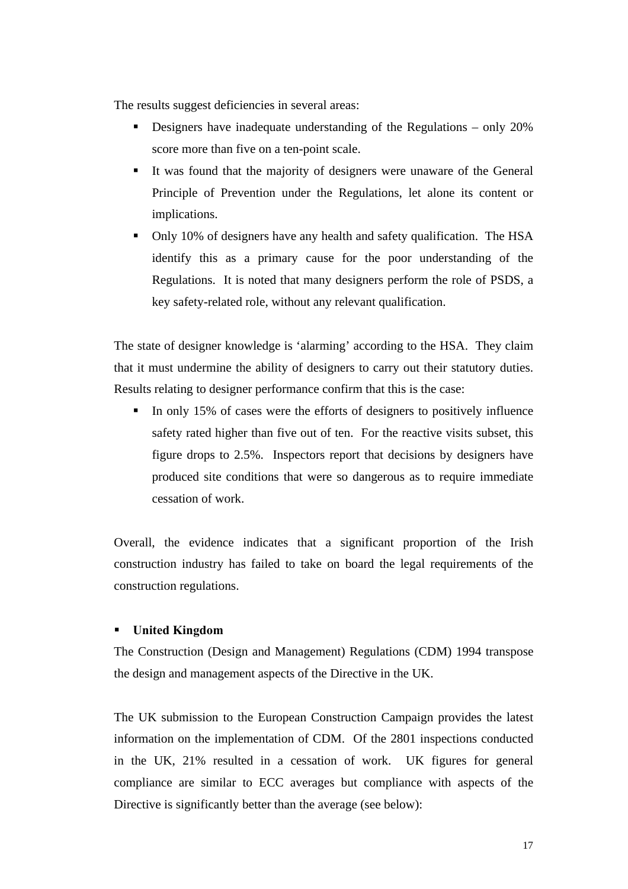The results suggest deficiencies in several areas:

- Designers have inadequate understanding of the Regulations – only 20% score more than five on a ten-point scale.
- It was found that the majority of designers were unaware of the General Principle of Prevention under the Regulations, let alone its content or implications.
- Only 10% of designers have any health and safety qualification. The HSA identify this as a primary cause for the poor understanding of the Regulations. It is noted that many designers perform the role of PSDS, a key safety-related role, without any relevant qualification.

The state of designer knowledge is 'alarming' according to the HSA. They claim that it must undermine the ability of designers to carry out their statutory duties. Results relating to designer performance confirm that this is the case:

- In only 15% of cases were the efforts of designers to positively influence safety rated higher than five out of ten. For the reactive visits subset, this figure drops to 2.5%. Inspectors report that decisions by designers have produced site conditions that were so dangerous as to require immediate cessation of work.

Overall, the evidence indicates that a significant proportion of the Irish construction industry has failed to take on board the legal requirements of the construction regulations.

- **United Kingdom**

The Construction (Design and Management) Regulations (CDM) 1994 transpose the design and management aspects of the Directive in the UK.

The UK submission to the European Construction Campaign provides the latest information on the implementation of CDM. Of the 2801 inspections conducted in the UK, 21% resulted in a cessation of work. UK figures for general compliance are similar to ECC averages but compliance with aspects of the Directive is significantly better than the average (see below):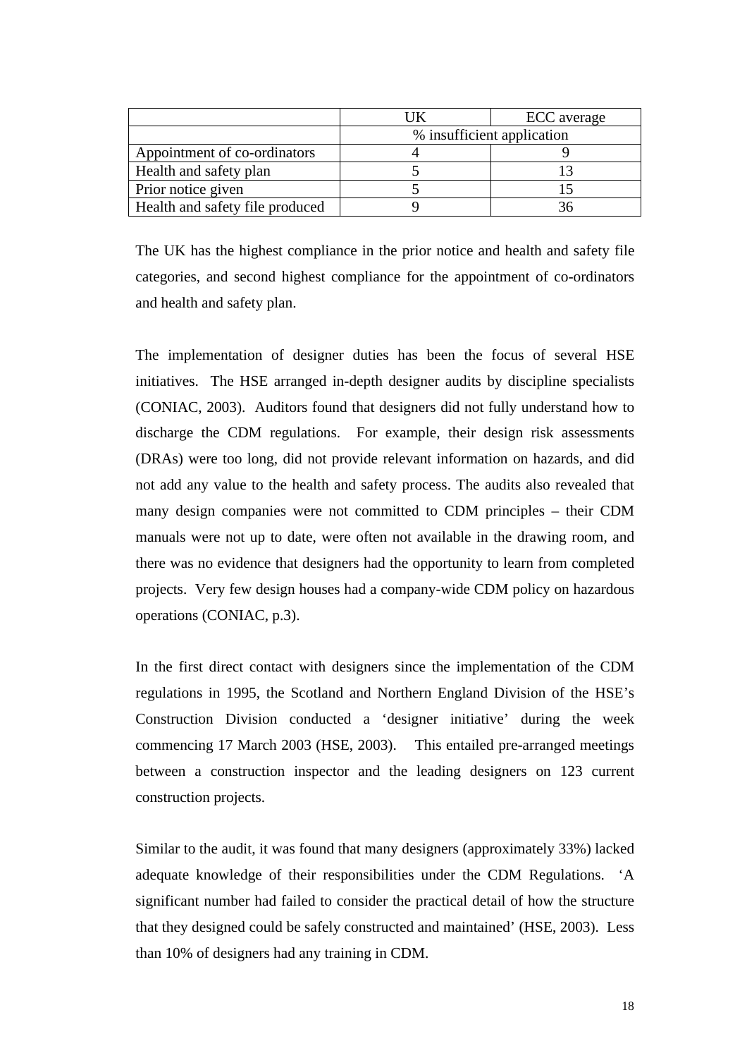| | UK | ECC average |
|---|---|---|
| | % insufficient application | |
| Appointment of co-ordinators | 4 | 9 |
| Health and safety plan | 5 | 13 |
| Prior notice given | 5 | 15 |
| Health and safety file produced | 9 | 36 |

The UK has the highest compliance in the prior notice and health and safety file categories, and second highest compliance for the appointment of co-ordinators and health and safety plan.

The implementation of designer duties has been the focus of several HSE initiatives. The HSE arranged in-depth designer audits by discipline specialists (CONIAC, 2003). Auditors found that designers did not fully understand how to discharge the CDM regulations. For example, their design risk assessments (DRAs) were too long, did not provide relevant information on hazards, and did not add any value to the health and safety process. The audits also revealed that many design companies were not committed to CDM principles – their CDM manuals were not up to date, were often not available in the drawing room, and there was no evidence that designers had the opportunity to learn from completed projects. Very few design houses had a company-wide CDM policy on hazardous operations (CONIAC, p.3).

In the first direct contact with designers since the implementation of the CDM regulations in 1995, the Scotland and Northern England Division of the HSE's Construction Division conducted a 'designer initiative' during the week commencing 17 March 2003 (HSE, 2003). This entailed pre-arranged meetings between a construction inspector and the leading designers on 123 current construction projects.

Similar to the audit, it was found that many designers (approximately 33%) lacked adequate knowledge of their responsibilities under the CDM Regulations. 'A significant number had failed to consider the practical detail of how the structure that they designed could be safely constructed and maintained' (HSE, 2003). Less than 10% of designers had any training in CDM.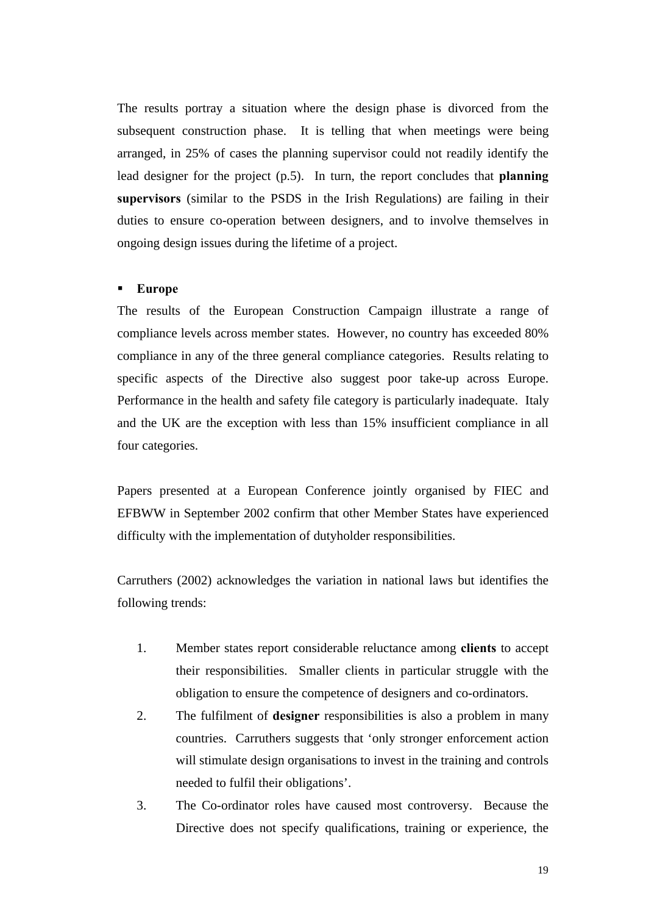The results portray a situation where the design phase is divorced from the subsequent construction phase. It is telling that when meetings were being arranged, in 25% of cases the planning supervisor could not readily identify the lead designer for the project (p.5). In turn, the report concludes that **planning supervisors** (similar to the PSDS in the Irish Regulations) are failing in their duties to ensure co-operation between designers, and to involve themselves in ongoing design issues during the lifetime of a project.

- **Europe**

The results of the European Construction Campaign illustrate a range of compliance levels across member states. However, no country has exceeded 80% compliance in any of the three general compliance categories. Results relating to specific aspects of the Directive also suggest poor take-up across Europe. Performance in the health and safety file category is particularly inadequate. Italy and the UK are the exception with less than 15% insufficient compliance in all four categories.

Papers presented at a European Conference jointly organised by FIEC and EFBWW in September 2002 confirm that other Member States have experienced difficulty with the implementation of dutyholder responsibilities.

Carruthers (2002) acknowledges the variation in national laws but identifies the following trends:

1. Member states report considerable reluctance among **clients** to accept their responsibilities. Smaller clients in particular struggle with the obligation to ensure the competence of designers and co-ordinators.
2. The fulfilment of **designer** responsibilities is also a problem in many countries. Carruthers suggests that 'only stronger enforcement action will stimulate design organisations to invest in the training and controls needed to fulfil their obligations'.
3. The Co-ordinator roles have caused most controversy. Because the Directive does not specify qualifications, training or experience, the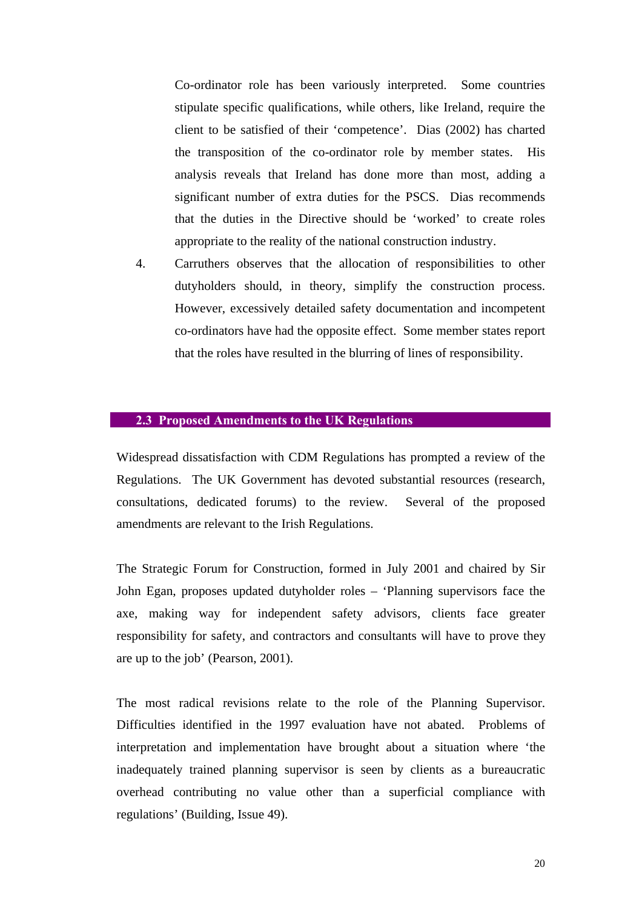Co-ordinator role has been variously interpreted. Some countries stipulate specific qualifications, while others, like Ireland, require the client to be satisfied of their 'competence'. Dias (2002) has charted the transposition of the co-ordinator role by member states. His analysis reveals that Ireland has done more than most, adding a significant number of extra duties for the PSCS. Dias recommends that the duties in the Directive should be 'worked' to create roles appropriate to the reality of the national construction industry.

4. Carruthers observes that the allocation of responsibilities to other dutyholders should, in theory, simplify the construction process. However, excessively detailed safety documentation and incompetent co-ordinators have had the opposite effect. Some member states report that the roles have resulted in the blurring of lines of responsibility.

## 2.3 Proposed Amendments to the UK Regulations

Widespread dissatisfaction with CDM Regulations has prompted a review of the Regulations. The UK Government has devoted substantial resources (research, consultations, dedicated forums) to the review. Several of the proposed amendments are relevant to the Irish Regulations.

The Strategic Forum for Construction, formed in July 2001 and chaired by Sir John Egan, proposes updated dutyholder roles – 'Planning supervisors face the axe, making way for independent safety advisors, clients face greater responsibility for safety, and contractors and consultants will have to prove they are up to the job' (Pearson, 2001).

The most radical revisions relate to the role of the Planning Supervisor. Difficulties identified in the 1997 evaluation have not abated. Problems of interpretation and implementation have brought about a situation where 'the inadequately trained planning supervisor is seen by clients as a bureaucratic overhead contributing no value other than a superficial compliance with regulations' (Building, Issue 49).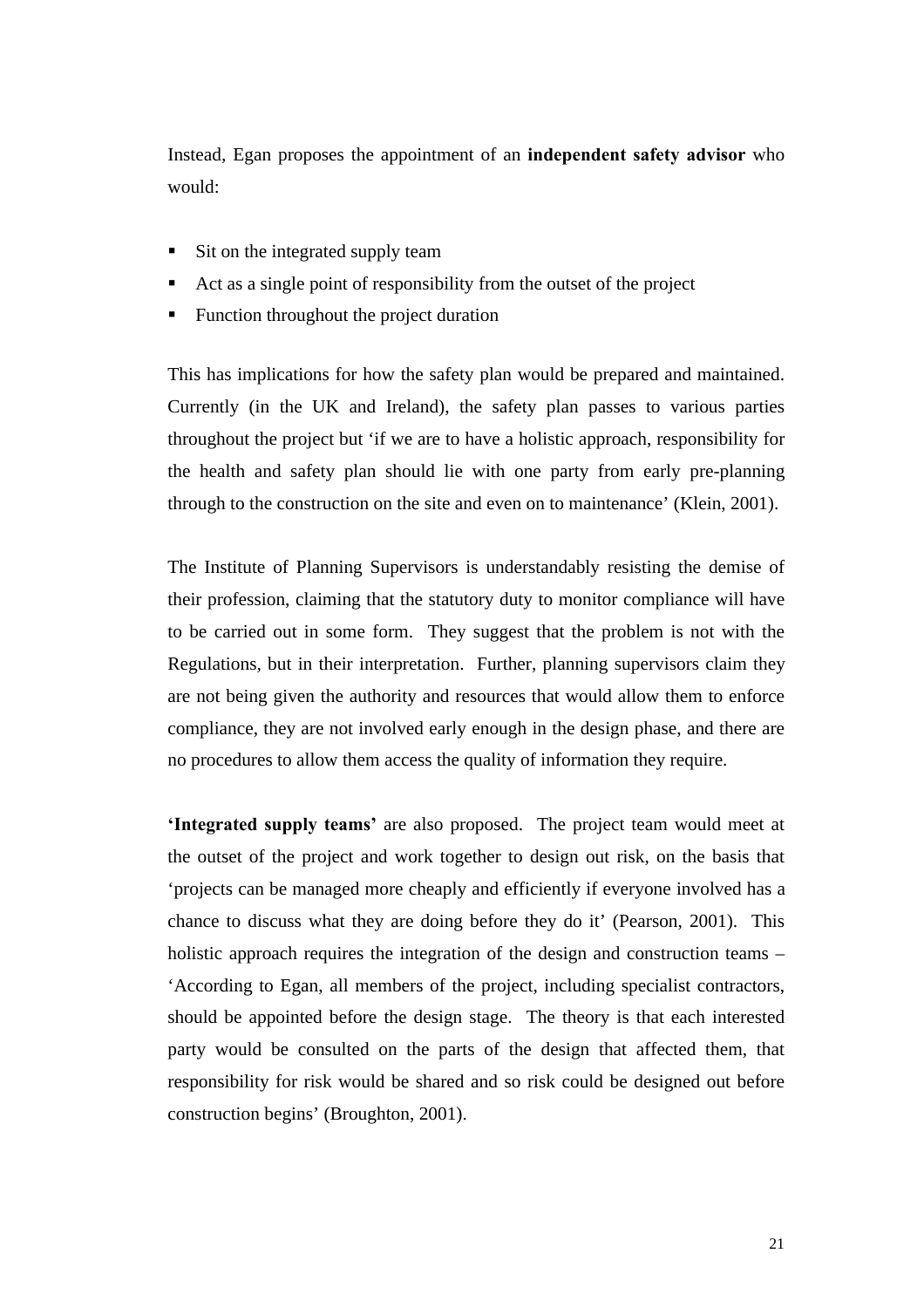Instead, Egan proposes the appointment of an **independent safety advisor** who would:

- Sit on the integrated supply team
- Act as a single point of responsibility from the outset of the project
- Function throughout the project duration

This has implications for how the safety plan would be prepared and maintained. Currently (in the UK and Ireland), the safety plan passes to various parties throughout the project but 'if we are to have a holistic approach, responsibility for the health and safety plan should lie with one party from early pre-planning through to the construction on the site and even on to maintenance' (Klein, 2001).

The Institute of Planning Supervisors is understandably resisting the demise of their profession, claiming that the statutory duty to monitor compliance will have to be carried out in some form. They suggest that the problem is not with the Regulations, but in their interpretation. Further, planning supervisors claim they are not being given the authority and resources that would allow them to enforce compliance, they are not involved early enough in the design phase, and there are no procedures to allow them access the quality of information they require.

**'Integrated supply teams'** are also proposed. The project team would meet at the outset of the project and work together to design out risk, on the basis that 'projects can be managed more cheaply and efficiently if everyone involved has a chance to discuss what they are doing before they do it' (Pearson, 2001). This holistic approach requires the integration of the design and construction teams – 'According to Egan, all members of the project, including specialist contractors, should be appointed before the design stage. The theory is that each interested party would be consulted on the parts of the design that affected them, that responsibility for risk would be shared and so risk could be designed out before construction begins' (Broughton, 2001).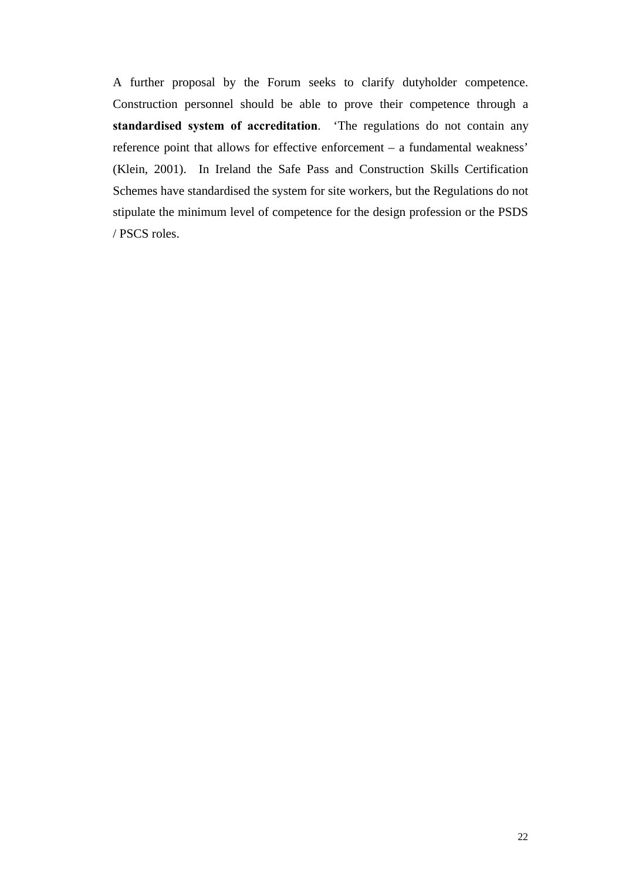A further proposal by the Forum seeks to clarify dutyholder competence. Construction personnel should be able to prove their competence through a **standardised system of accreditation**. 'The regulations do not contain any reference point that allows for effective enforcement – a fundamental weakness' (Klein, 2001). In Ireland the Safe Pass and Construction Skills Certification Schemes have standardised the system for site workers, but the Regulations do not stipulate the minimum level of competence for the design profession or the PSDS / PSCS roles.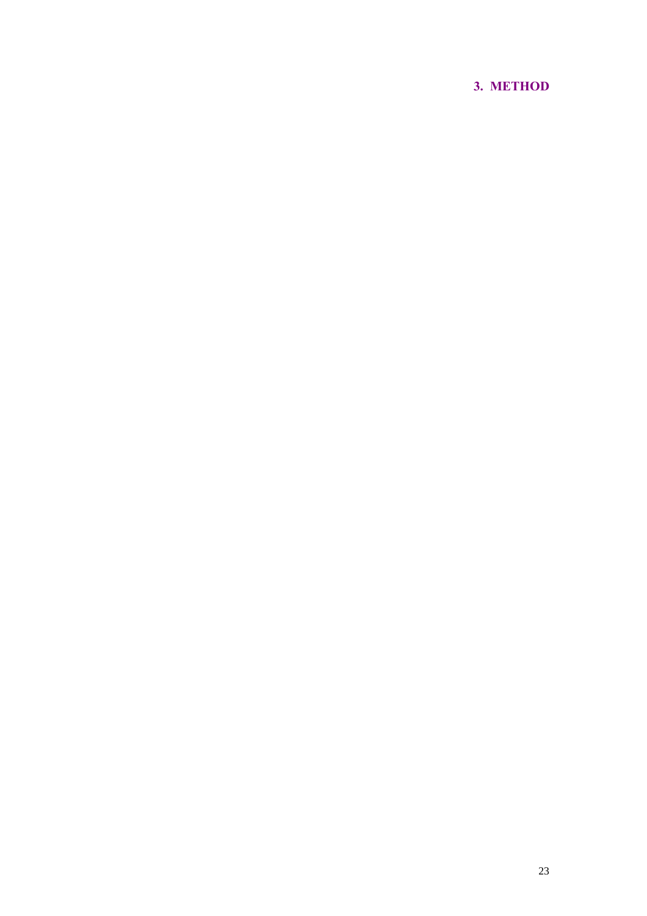# 3. METHOD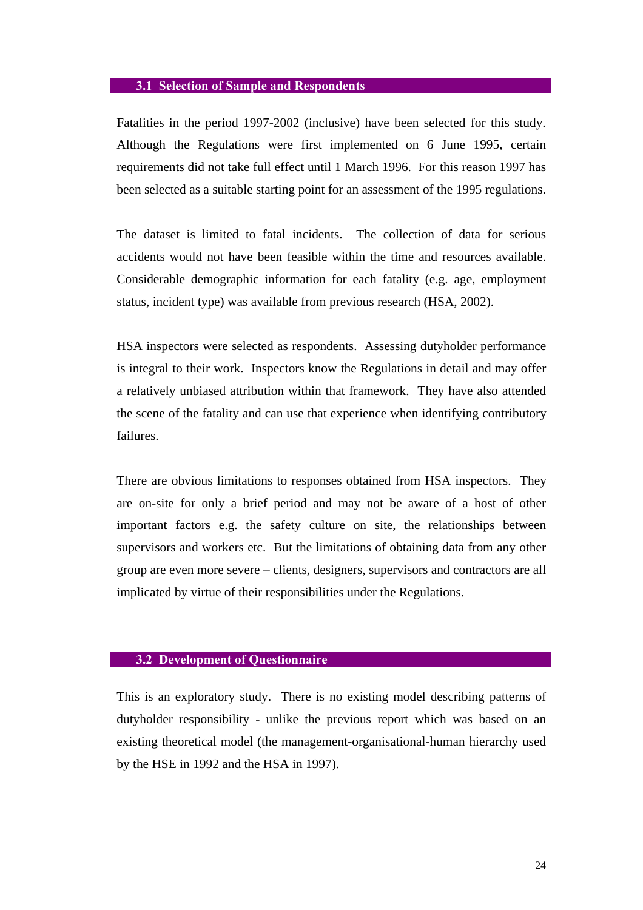## 3.1 Selection of Sample and Respondents

Fatalities in the period 1997-2002 (inclusive) have been selected for this study. Although the Regulations were first implemented on 6 June 1995, certain requirements did not take full effect until 1 March 1996. For this reason 1997 has been selected as a suitable starting point for an assessment of the 1995 regulations.

The dataset is limited to fatal incidents. The collection of data for serious accidents would not have been feasible within the time and resources available. Considerable demographic information for each fatality (e.g. age, employment status, incident type) was available from previous research (HSA, 2002).

HSA inspectors were selected as respondents. Assessing dutyholder performance is integral to their work. Inspectors know the Regulations in detail and may offer a relatively unbiased attribution within that framework. They have also attended the scene of the fatality and can use that experience when identifying contributory failures.

There are obvious limitations to responses obtained from HSA inspectors. They are on-site for only a brief period and may not be aware of a host of other important factors e.g. the safety culture on site, the relationships between supervisors and workers etc. But the limitations of obtaining data from any other group are even more severe – clients, designers, supervisors and contractors are all implicated by virtue of their responsibilities under the Regulations.

## 3.2 Development of Questionnaire

This is an exploratory study. There is no existing model describing patterns of dutyholder responsibility - unlike the previous report which was based on an existing theoretical model (the management-organisational-human hierarchy used by the HSE in 1992 and the HSA in 1997).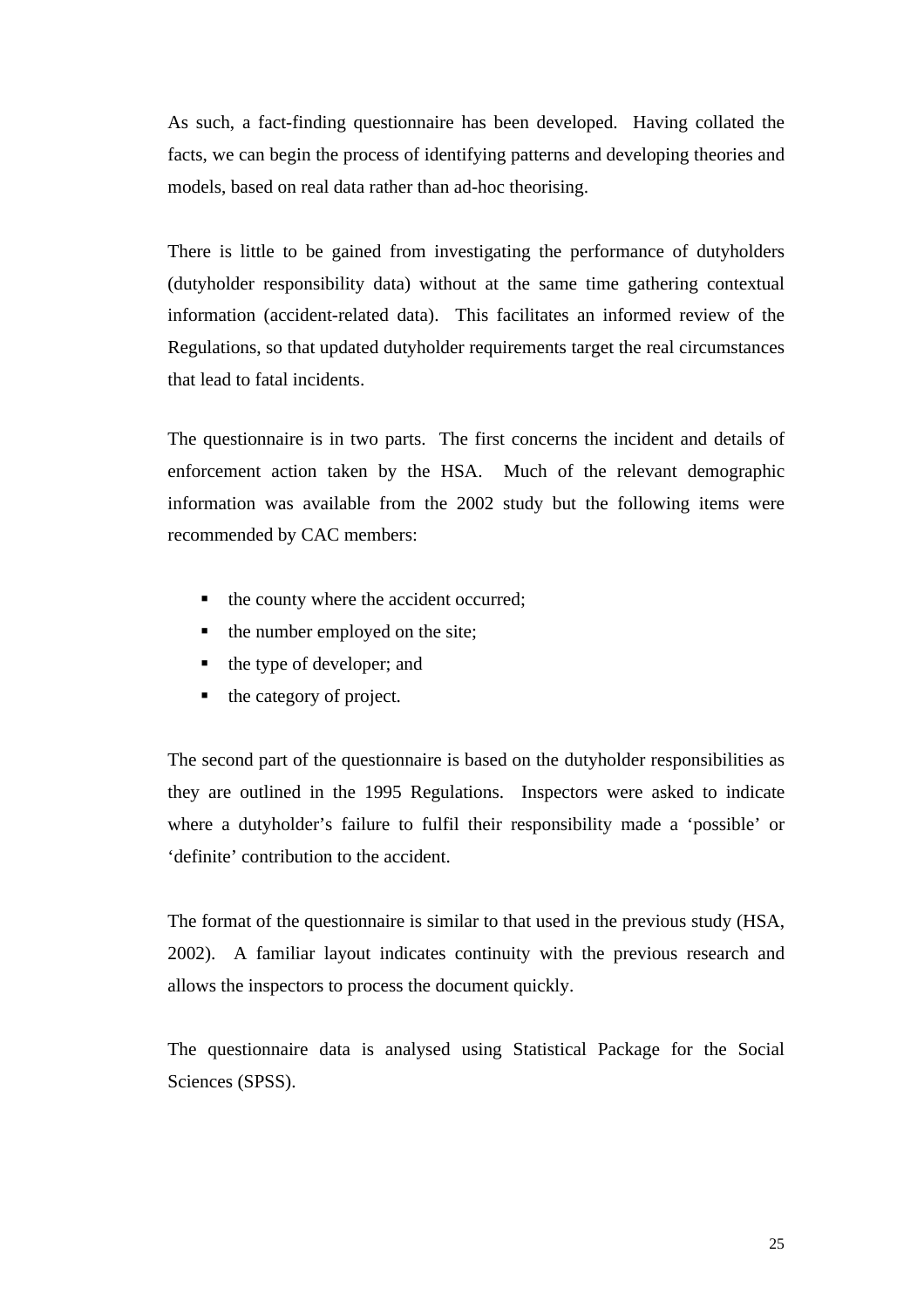As such, a fact-finding questionnaire has been developed. Having collated the facts, we can begin the process of identifying patterns and developing theories and models, based on real data rather than ad-hoc theorising.

There is little to be gained from investigating the performance of dutyholders (dutyholder responsibility data) without at the same time gathering contextual information (accident-related data). This facilitates an informed review of the Regulations, so that updated dutyholder requirements target the real circumstances that lead to fatal incidents.

The questionnaire is in two parts. The first concerns the incident and details of enforcement action taken by the HSA. Much of the relevant demographic information was available from the 2002 study but the following items were recommended by CAC members:

- the county where the accident occurred;
- the number employed on the site;
- the type of developer; and
- the category of project.

The second part of the questionnaire is based on the dutyholder responsibilities as they are outlined in the 1995 Regulations. Inspectors were asked to indicate where a dutyholder's failure to fulfil their responsibility made a 'possible' or 'definite' contribution to the accident.

The format of the questionnaire is similar to that used in the previous study (HSA, 2002). A familiar layout indicates continuity with the previous research and allows the inspectors to process the document quickly.

The questionnaire data is analysed using Statistical Package for the Social Sciences (SPSS).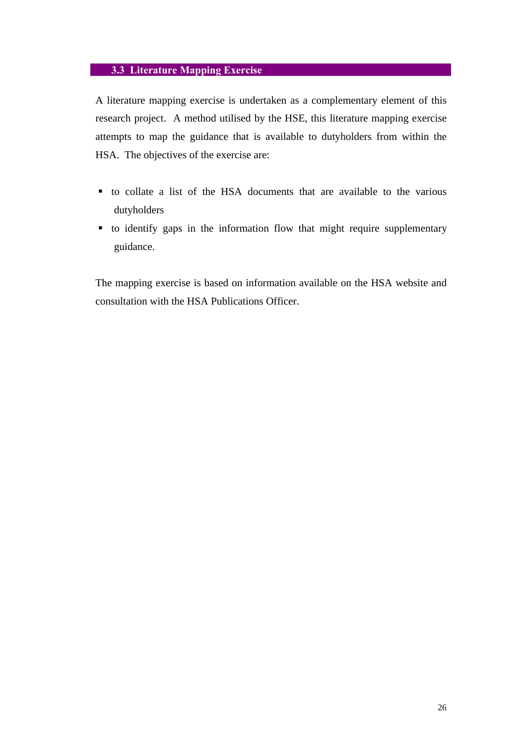## 3.3 Literature Mapping Exercise

A literature mapping exercise is undertaken as a complementary element of this research project. A method utilised by the HSE, this literature mapping exercise attempts to map the guidance that is available to dutyholders from within the HSA. The objectives of the exercise are:

- to collate a list of the HSA documents that are available to the various dutyholders
- to identify gaps in the information flow that might require supplementary guidance.

The mapping exercise is based on information available on the HSA website and consultation with the HSA Publications Officer.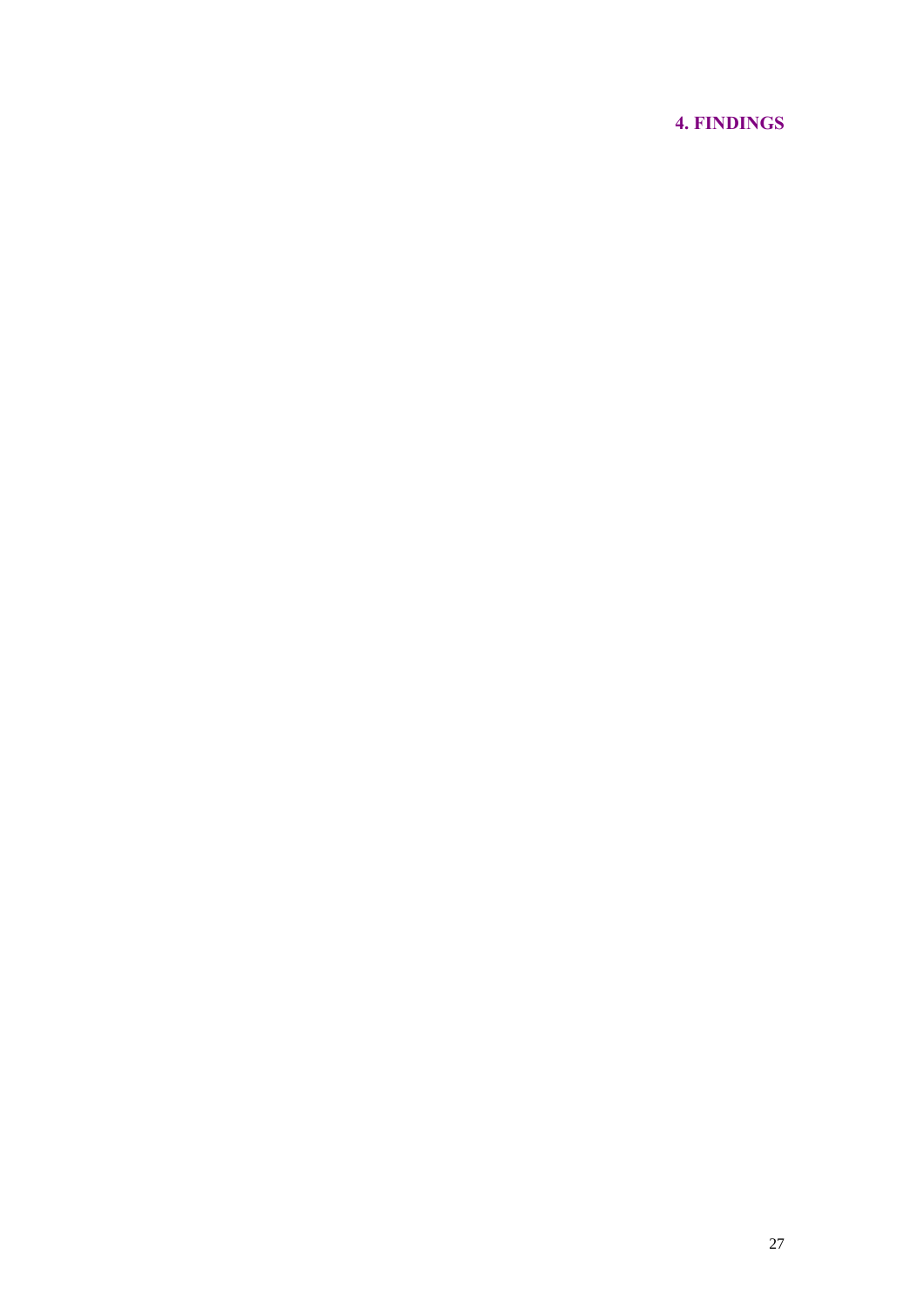# 4. FINDINGS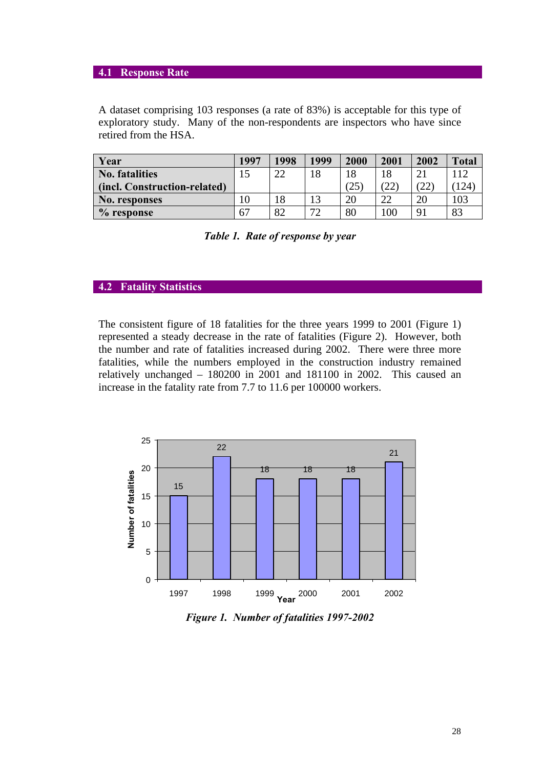## 4.1 Response Rate

A dataset comprising 103 responses (a rate of 83%) is acceptable for this type of exploratory study. Many of the non-respondents are inspectors who have since retired from the HSA.

| Year | 1997 | 1998 | 1999 | 2000 | 2001 | 2002 | Total |
|---|---|---|---|---|---|---|---|
| No. fatalities (incl. Construction-related) | 15 | 22 | 18 | 18 (25) | 18 (22) | 21 (22) | 112 (124) |
| No. responses | 10 | 18 | 13 | 20 | 22 | 20 | 103 |
| % response | 67 | 82 | 72 | 80 | 100 | 91 | 83 |

*Table 1. Rate of response by year*

## 4.2 Fatality Statistics

The consistent figure of 18 fatalities for the three years 1999 to 2001 (Figure 1) represented a steady decrease in the rate of fatalities (Figure 2). However, both the number and rate of fatalities increased during 2002. There were three more fatalities, while the numbers employed in the construction industry remained relatively unchanged – 180200 in 2001 and 181100 in 2002. This caused an increase in the fatality rate from 7.7 to 11.6 per 100000 workers.

*Figure 1. Number of fatalities 1997-2002*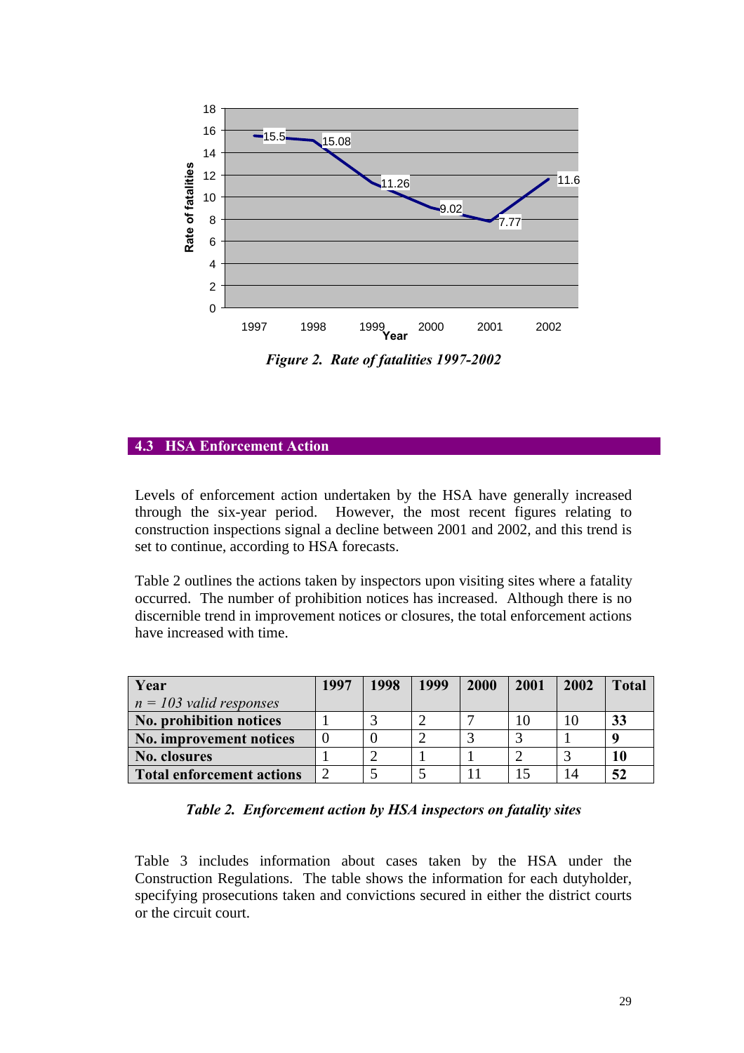*Figure 2. Rate of fatalities 1997-2002*

## 4.3 HSA Enforcement Action

Levels of enforcement action undertaken by the HSA have generally increased through the six-year period. However, the most recent figures relating to construction inspections signal a decline between 2001 and 2002, and this trend is set to continue, according to HSA forecasts.

Table 2 outlines the actions taken by inspectors upon visiting sites where a fatality occurred. The number of prohibition notices has increased. Although there is no discernible trend in improvement notices or closures, the total enforcement actions have increased with time.

| **Year** *n = 103 valid responses* | **1997** | **1998** | **1999** | **2000** | **2001** | **2002** | **Total** |
|---|---|---|---|---|---|---|---|
| **No. prohibition notices** | 1 | 3 | 2 | 7 | 10 | 10 | **33** |
| **No. improvement notices** | 0 | 0 | 2 | 3 | 3 | 1 | **9** |
| **No. closures** | 1 | 2 | 1 | 1 | 2 | 3 | **10** |
| **Total enforcement actions** | 2 | 5 | 5 | 11 | 15 | 14 | **52** |

*Table 2. Enforcement action by HSA inspectors on fatality sites*

Table 3 includes information about cases taken by the HSA under the Construction Regulations. The table shows the information for each dutyholder, specifying prosecutions taken and convictions secured in either the district courts or the circuit court.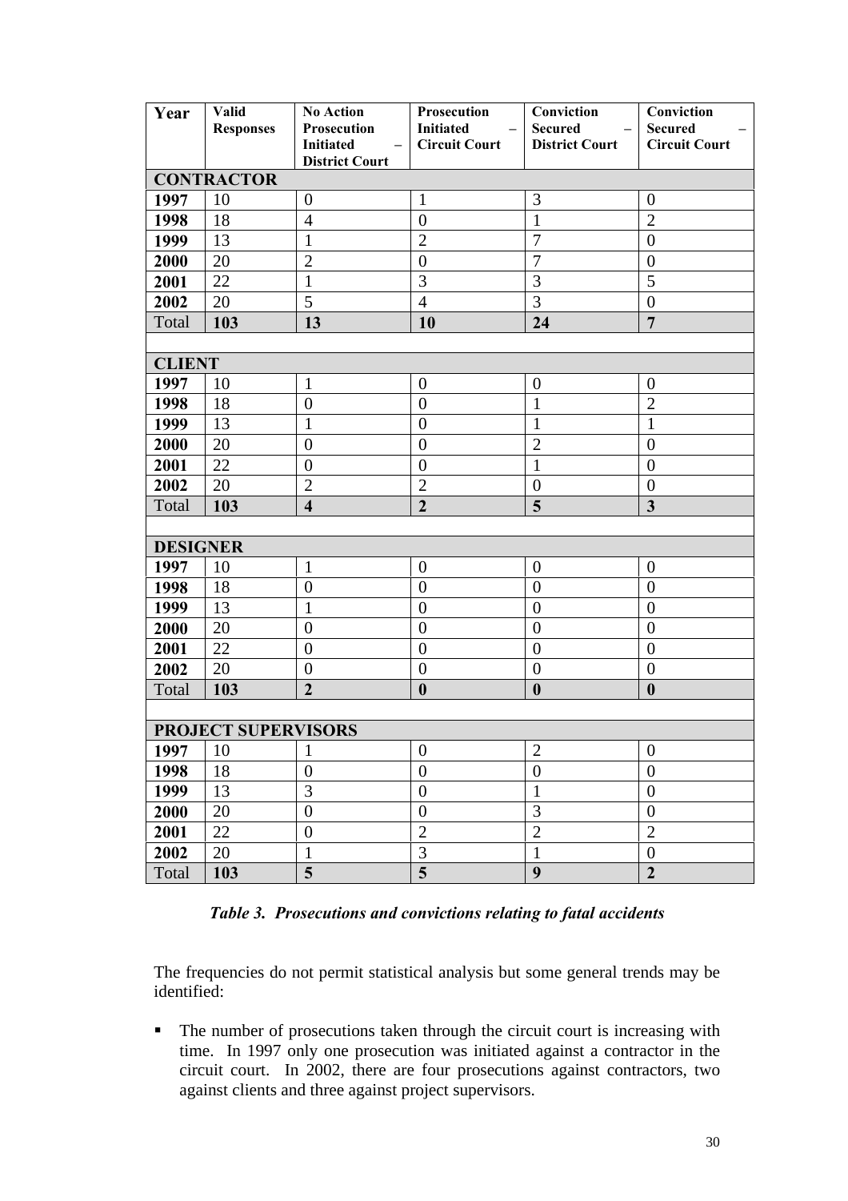| Year | Valid Responses | No Action Prosecution Initiated – District Court | Prosecution Initiated – Circuit Court | Conviction Secured – District Court | Conviction Secured – Circuit Court |
|---|---|---|---|---|---|
| **CONTRACTOR** | | | | | |
| **1997** | 10 | 0 | 1 | 3 | 0 |
| **1998** | 18 | 4 | 0 | 1 | 2 |
| **1999** | 13 | 1 | 2 | 7 | 0 |
| **2000** | 20 | 2 | 0 | 7 | 0 |
| **2001** | 22 | 1 | 3 | 3 | 5 |
| **2002** | 20 | 5 | 4 | 3 | 0 |
| Total | **103** | **13** | **10** | **24** | **7** |
| | | | | | |
| **CLIENT** | | | | | |
| **1997** | 10 | 1 | 0 | 0 | 0 |
| **1998** | 18 | 0 | 0 | 1 | 2 |
| **1999** | 13 | 1 | 0 | 1 | 1 |
| **2000** | 20 | 0 | 0 | 2 | 0 |
| **2001** | 22 | 0 | 0 | 1 | 0 |
| **2002** | 20 | 2 | 2 | 0 | 0 |
| Total | **103** | **4** | **2** | **5** | **3** |
| | | | | | |
| **DESIGNER** | | | | | |
| **1997** | 10 | 1 | 0 | 0 | 0 |
| **1998** | 18 | 0 | 0 | 0 | 0 |
| **1999** | 13 | 1 | 0 | 0 | 0 |
| **2000** | 20 | 0 | 0 | 0 | 0 |
| **2001** | 22 | 0 | 0 | 0 | 0 |
| **2002** | 20 | 0 | 0 | 0 | 0 |
| Total | **103** | **2** | **0** | **0** | **0** |
| | | | | | |
| **PROJECT SUPERVISORS** | | | | | |
| **1997** | 10 | 1 | 0 | 2 | 0 |
| **1998** | 18 | 0 | 0 | 0 | 0 |
| **1999** | 13 | 3 | 0 | 1 | 0 |
| **2000** | 20 | 0 | 0 | 3 | 0 |
| **2001** | 22 | 0 | 2 | 2 | 2 |
| **2002** | 20 | 1 | 3 | 1 | 0 |
| Total | **103** | **5** | **5** | **9** | **2** |

***Table 3. Prosecutions and convictions relating to fatal accidents***

The frequencies do not permit statistical analysis but some general trends may be identified:

- The number of prosecutions taken through the circuit court is increasing with time. In 1997 only one prosecution was initiated against a contractor in the circuit court. In 2002, there are four prosecutions against contractors, two against clients and three against project supervisors.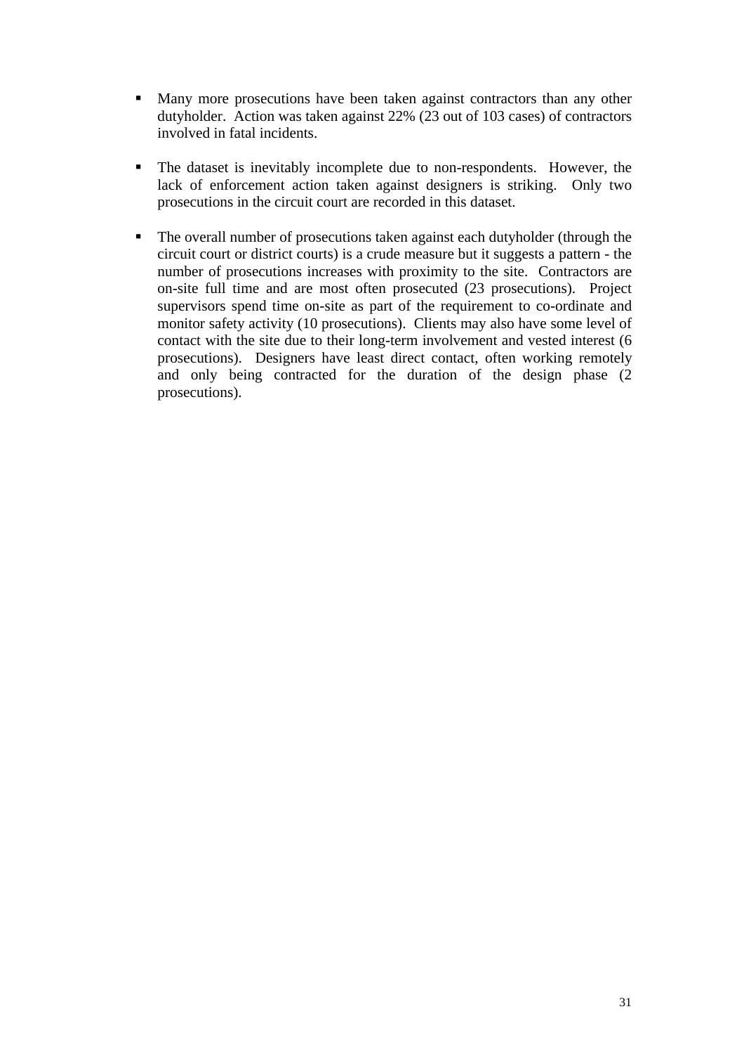- Many more prosecutions have been taken against contractors than any other dutyholder. Action was taken against 22% (23 out of 103 cases) of contractors involved in fatal incidents.

- The dataset is inevitably incomplete due to non-respondents. However, the lack of enforcement action taken against designers is striking. Only two prosecutions in the circuit court are recorded in this dataset.

- The overall number of prosecutions taken against each dutyholder (through the circuit court or district courts) is a crude measure but it suggests a pattern - the number of prosecutions increases with proximity to the site. Contractors are on-site full time and are most often prosecuted (23 prosecutions). Project supervisors spend time on-site as part of the requirement to co-ordinate and monitor safety activity (10 prosecutions). Clients may also have some level of contact with the site due to their long-term involvement and vested interest (6 prosecutions). Designers have least direct contact, often working remotely and only being contracted for the duration of the design phase (2 prosecutions).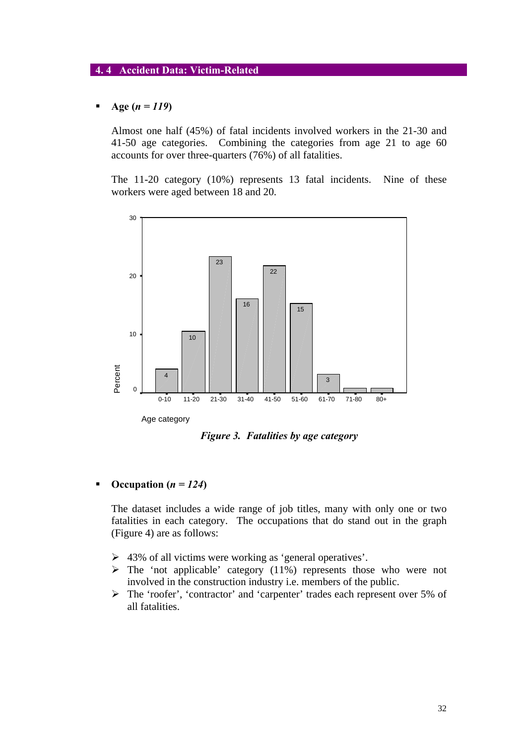## 4. 4 Accident Data: Victim-Related

- **Age (*n = 119*)**

Almost one half (45%) of fatal incidents involved workers in the 21-30 and 41-50 age categories. Combining the categories from age 21 to age 60 accounts for over three-quarters (76%) of all fatalities.

The 11-20 category (10%) represents 13 fatal incidents. Nine of these workers were aged between 18 and 20.

*Figure 3. Fatalities by age category*

- **Occupation (*n = 124*)**

The dataset includes a wide range of job titles, many with only one or two fatalities in each category. The occupations that do stand out in the graph (Figure 4) are as follows:

- 43% of all victims were working as 'general operatives'.
- The 'not applicable' category (11%) represents those who were not involved in the construction industry i.e. members of the public.
- The 'roofer', 'contractor' and 'carpenter' trades each represent over 5% of all fatalities.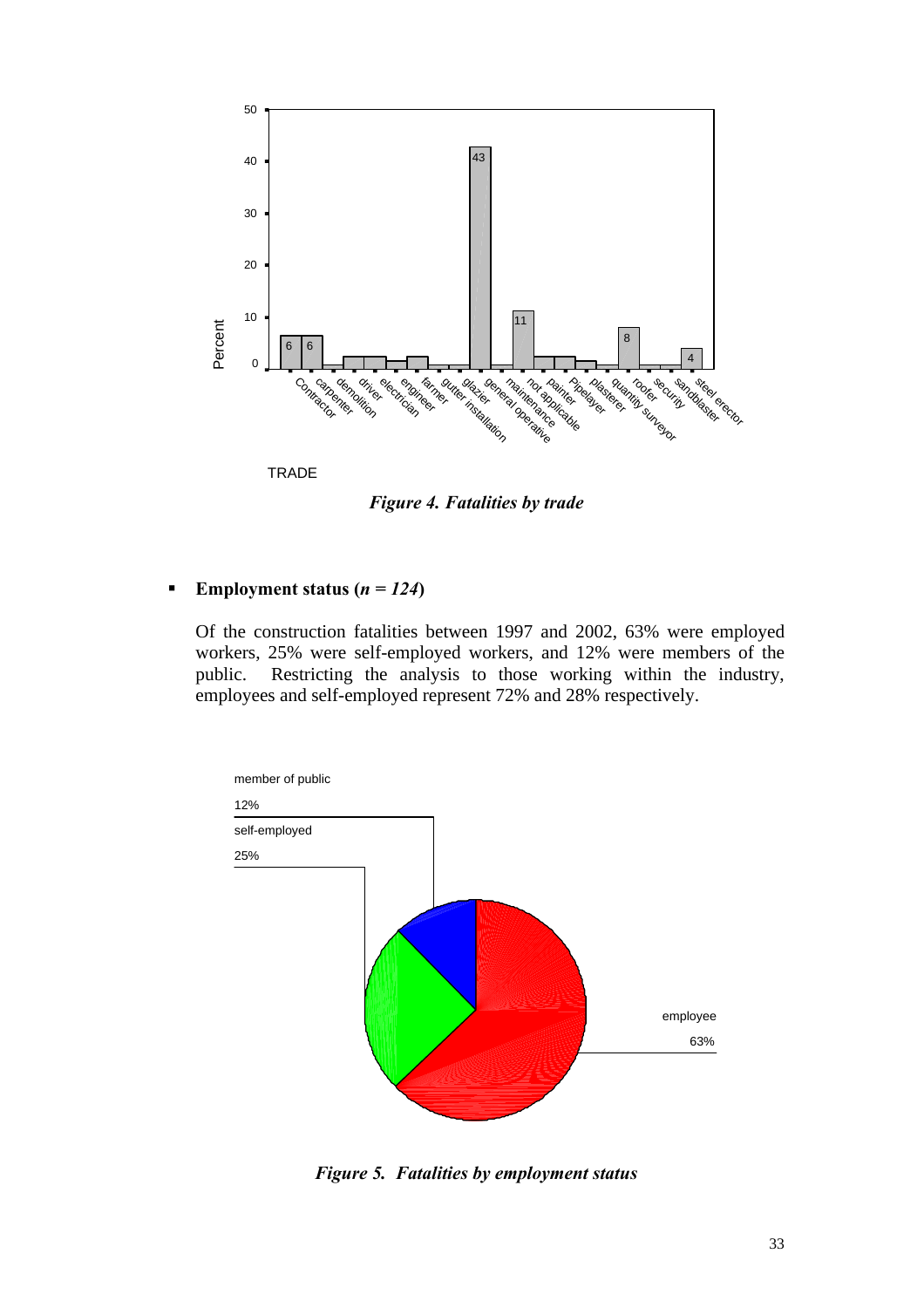*Figure 4. Fatalities by trade*

- **Employment status (*n = 124*)**

  Of the construction fatalities between 1997 and 2002, 63% were employed workers, 25% were self-employed workers, and 12% were members of the public. Restricting the analysis to those working within the industry, employees and self-employed represent 72% and 28% respectively.

*Figure 5. Fatalities by employment status*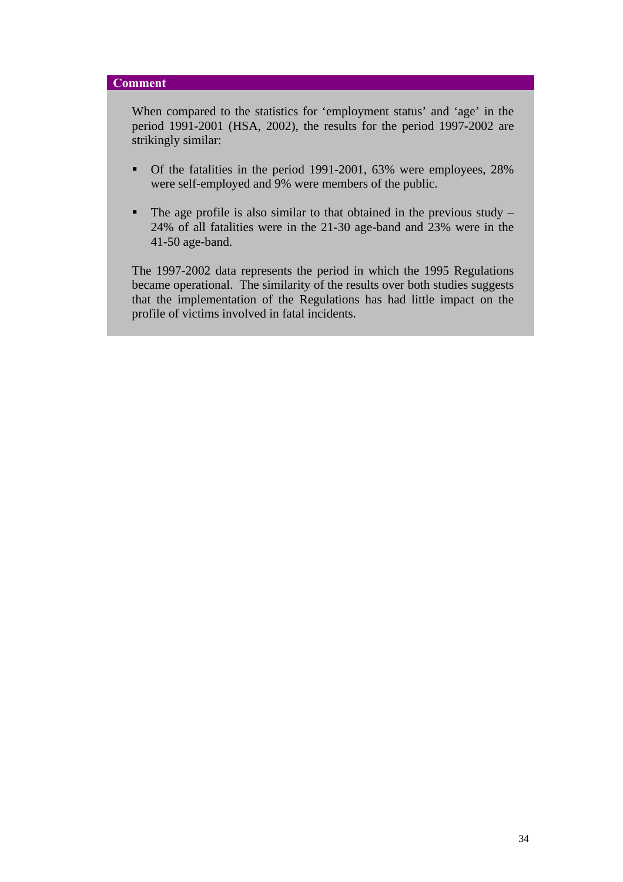**Comment**

When compared to the statistics for 'employment status' and 'age' in the period 1991-2001 (HSA, 2002), the results for the period 1997-2002 are strikingly similar:

- Of the fatalities in the period 1991-2001, 63% were employees, 28% were self-employed and 9% were members of the public.
- The age profile is also similar to that obtained in the previous study – 24% of all fatalities were in the 21-30 age-band and 23% were in the 41-50 age-band.

The 1997-2002 data represents the period in which the 1995 Regulations became operational. The similarity of the results over both studies suggests that the implementation of the Regulations has had little impact on the profile of victims involved in fatal incidents.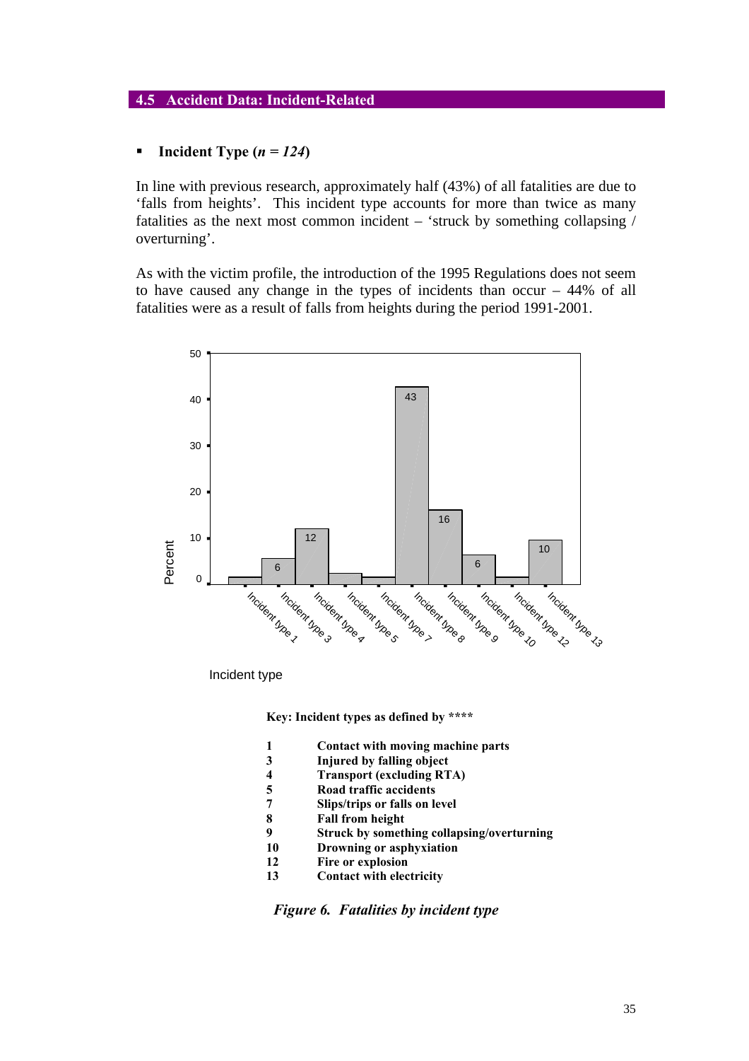## 4.5 Accident Data: Incident-Related

- **Incident Type (*n = 124*)**

In line with previous research, approximately half (43%) of all fatalities are due to 'falls from heights'. This incident type accounts for more than twice as many fatalities as the next most common incident – 'struck by something collapsing / overturning'.

As with the victim profile, the introduction of the 1995 Regulations does not seem to have caused any change in the types of incidents than occur – 44% of all fatalities were as a result of falls from heights during the period 1991-2001.

**Key: Incident types as defined by \*\*\*\***

| | |
|---|---|
| **1** | **Contact with moving machine parts** |
| **3** | **Injured by falling object** |
| **4** | **Transport (excluding RTA)** |
| **5** | **Road traffic accidents** |
| **7** | **Slips/trips or falls on level** |
| **8** | **Fall from height** |
| **9** | **Struck by something collapsing/overturning** |
| **10** | **Drowning or asphyxiation** |
| **12** | **Fire or explosion** |
| **13** | **Contact with electricity** |

***Figure 6. Fatalities by incident type***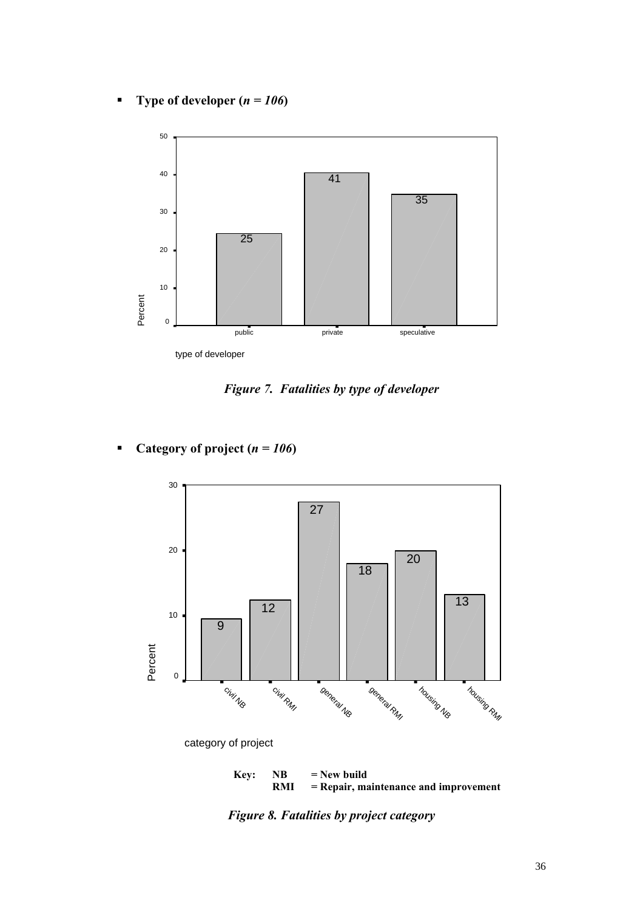- **Type of developer (*n = 106*)**

| type of developer | Percent |
|---|---|
| public | 25 |
| private | 41 |
| speculative | 35 |

*Figure 7. Fatalities by type of developer*

- **Category of project (*n = 106*)**

| category of project | Percent |
|---|---|
| civil NB | 9 |
| civil RMI | 12 |
| general NB | 27 |
| general RMI | 18 |
| housing NB | 20 |
| housing RMI | 13 |

**Key: NB = New build**
**RMI = Repair, maintenance and improvement**

*Figure 8. Fatalities by project category*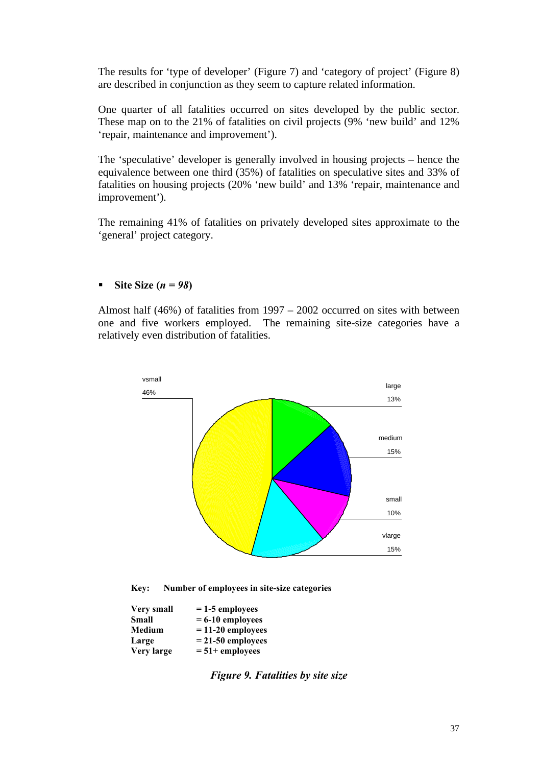The results for 'type of developer' (Figure 7) and 'category of project' (Figure 8) are described in conjunction as they seem to capture related information.

One quarter of all fatalities occurred on sites developed by the public sector. These map on to the 21% of fatalities on civil projects (9% 'new build' and 12% 'repair, maintenance and improvement').

The 'speculative' developer is generally involved in housing projects – hence the equivalence between one third (35%) of fatalities on speculative sites and 33% of fatalities on housing projects (20% 'new build' and 13% 'repair, maintenance and improvement').

The remaining 41% of fatalities on privately developed sites approximate to the 'general' project category.

- **Site Size (*n = 98*)**

Almost half (46%) of fatalities from 1997 – 2002 occurred on sites with between one and five workers employed. The remaining site-size categories have a relatively even distribution of fatalities.

vsmall 46%

large 13%

medium 15%

small 10%

vlarge 15%

**Key: Number of employees in site-size categories**

| | |
|---|---|
| **Very small** | **= 1-5 employees** |
| **Small** | **= 6-10 employees** |
| **Medium** | **= 11-20 employees** |
| **Large** | **= 21-50 employees** |
| **Very large** | **= 51+ employees** |

***Figure 9. Fatalities by site size***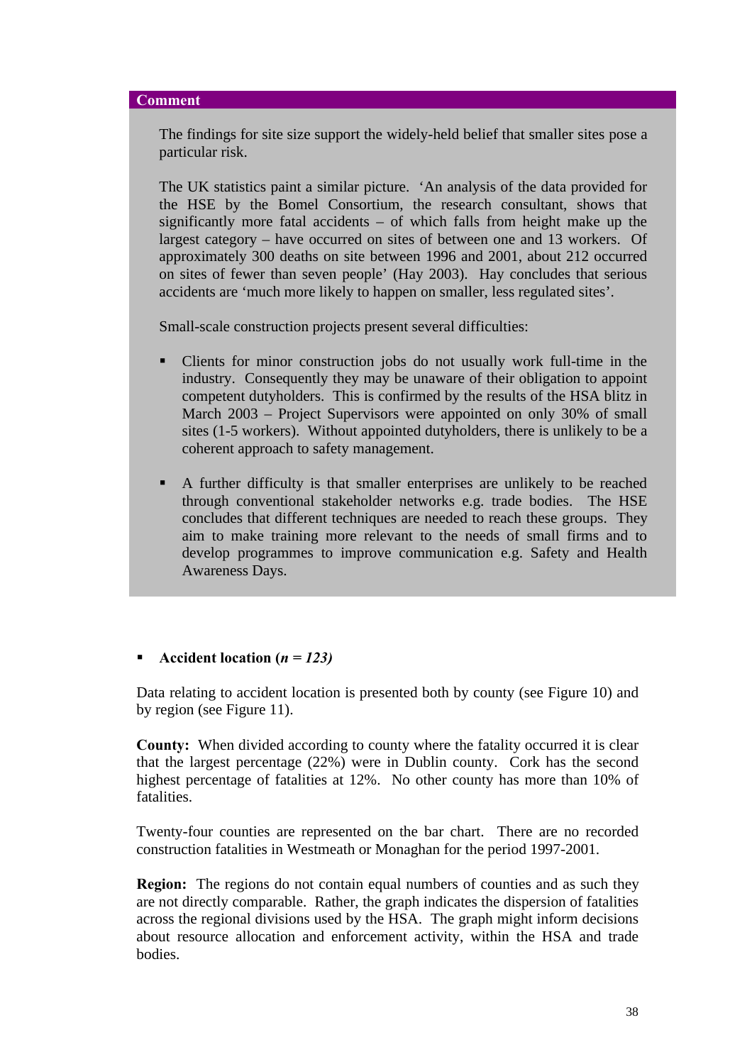**Comment**

The findings for site size support the widely-held belief that smaller sites pose a particular risk.

The UK statistics paint a similar picture. 'An analysis of the data provided for the HSE by the Bomel Consortium, the research consultant, shows that significantly more fatal accidents – of which falls from height make up the largest category – have occurred on sites of between one and 13 workers. Of approximately 300 deaths on site between 1996 and 2001, about 212 occurred on sites of fewer than seven people' (Hay 2003). Hay concludes that serious accidents are 'much more likely to happen on smaller, less regulated sites'.

Small-scale construction projects present several difficulties:

- Clients for minor construction jobs do not usually work full-time in the industry. Consequently they may be unaware of their obligation to appoint competent dutyholders. This is confirmed by the results of the HSA blitz in March 2003 – Project Supervisors were appointed on only 30% of small sites (1-5 workers). Without appointed dutyholders, there is unlikely to be a coherent approach to safety management.

- A further difficulty is that smaller enterprises are unlikely to be reached through conventional stakeholder networks e.g. trade bodies. The HSE concludes that different techniques are needed to reach these groups. They aim to make training more relevant to the needs of small firms and to develop programmes to improve communication e.g. Safety and Health Awareness Days.

- **Accident location (*n = 123*)**

Data relating to accident location is presented both by county (see Figure 10) and by region (see Figure 11).

**County:** When divided according to county where the fatality occurred it is clear that the largest percentage (22%) were in Dublin county. Cork has the second highest percentage of fatalities at 12%. No other county has more than 10% of fatalities.

Twenty-four counties are represented on the bar chart. There are no recorded construction fatalities in Westmeath or Monaghan for the period 1997-2001.

**Region:** The regions do not contain equal numbers of counties and as such they are not directly comparable. Rather, the graph indicates the dispersion of fatalities across the regional divisions used by the HSA. The graph might inform decisions about resource allocation and enforcement activity, within the HSA and trade bodies.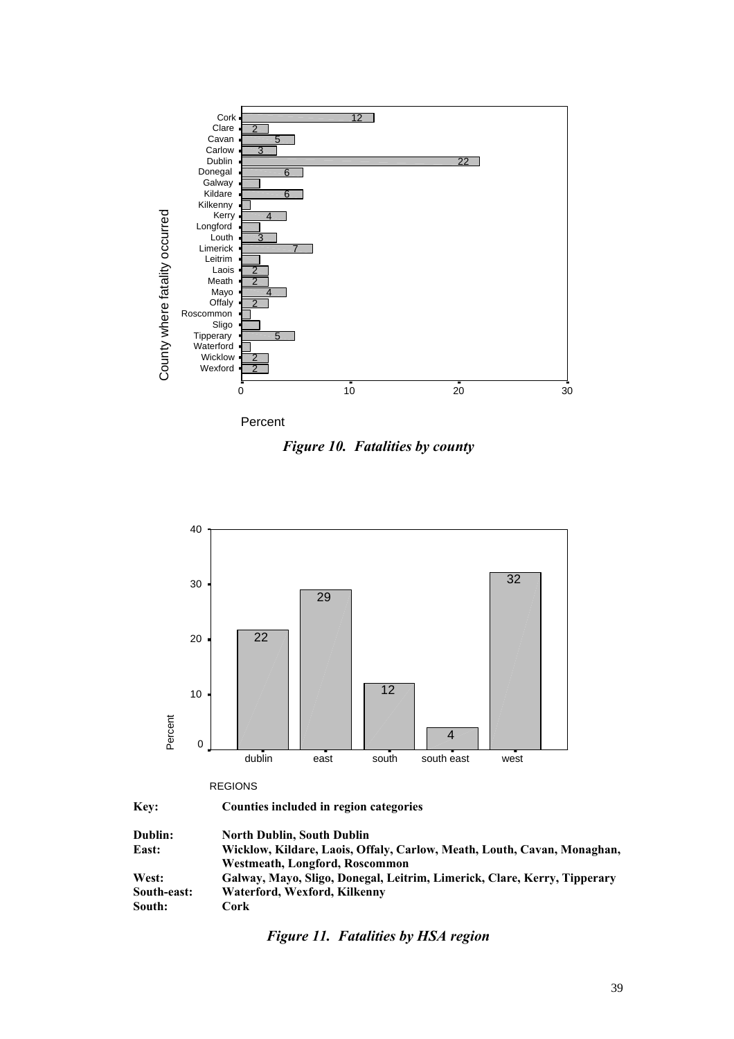*Figure 10. Fatalities by county*

*Figure 11. Fatalities by HSA region*

| **Key:** | **Counties included in region categories** |
| --- | --- |
| **Dublin:** | **North Dublin, South Dublin** |
| **East:** | **Wicklow, Kildare, Laois, Offaly, Carlow, Meath, Louth, Cavan, Monaghan, Westmeath, Longford, Roscommon** |
| **West:** | **Galway, Mayo, Sligo, Donegal, Leitrim, Limerick, Clare, Kerry, Tipperary** |
| **South-east:** | **Waterford, Wexford, Kilkenny** |
| **South:** | **Cork** |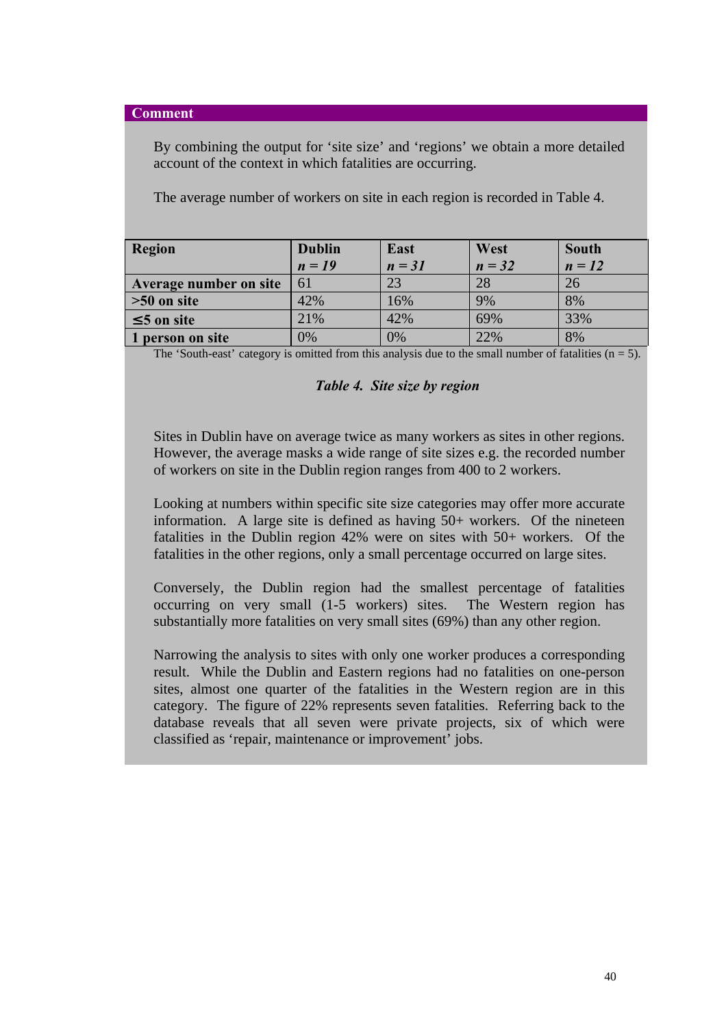**Comment**

By combining the output for 'site size' and 'regions' we obtain a more detailed account of the context in which fatalities are occurring.

The average number of workers on site in each region is recorded in Table 4.

| Region | Dublin<br>*n = 19* | East<br>*n = 31* | West<br>*n = 32* | South<br>*n = 12* |
|---|---|---|---|---|
| **Average number on site** | 61 | 23 | 28 | 26 |
| **>50 on site** | 42% | 16% | 9% | 8% |
| **≤5 on site** | 21% | 42% | 69% | 33% |
| **1 person on site** | 0% | 0% | 22% | 8% |

The 'South-east' category is omitted from this analysis due to the small number of fatalities (n = 5).

***Table 4. Site size by region***

Sites in Dublin have on average twice as many workers as sites in other regions. However, the average masks a wide range of site sizes e.g. the recorded number of workers on site in the Dublin region ranges from 400 to 2 workers.

Looking at numbers within specific site size categories may offer more accurate information. A large site is defined as having 50+ workers. Of the nineteen fatalities in the Dublin region 42% were on sites with 50+ workers. Of the fatalities in the other regions, only a small percentage occurred on large sites.

Conversely, the Dublin region had the smallest percentage of fatalities occurring on very small (1-5 workers) sites. The Western region has substantially more fatalities on very small sites (69%) than any other region.

Narrowing the analysis to sites with only one worker produces a corresponding result. While the Dublin and Eastern regions had no fatalities on one-person sites, almost one quarter of the fatalities in the Western region are in this category. The figure of 22% represents seven fatalities. Referring back to the database reveals that all seven were private projects, six of which were classified as 'repair, maintenance or improvement' jobs.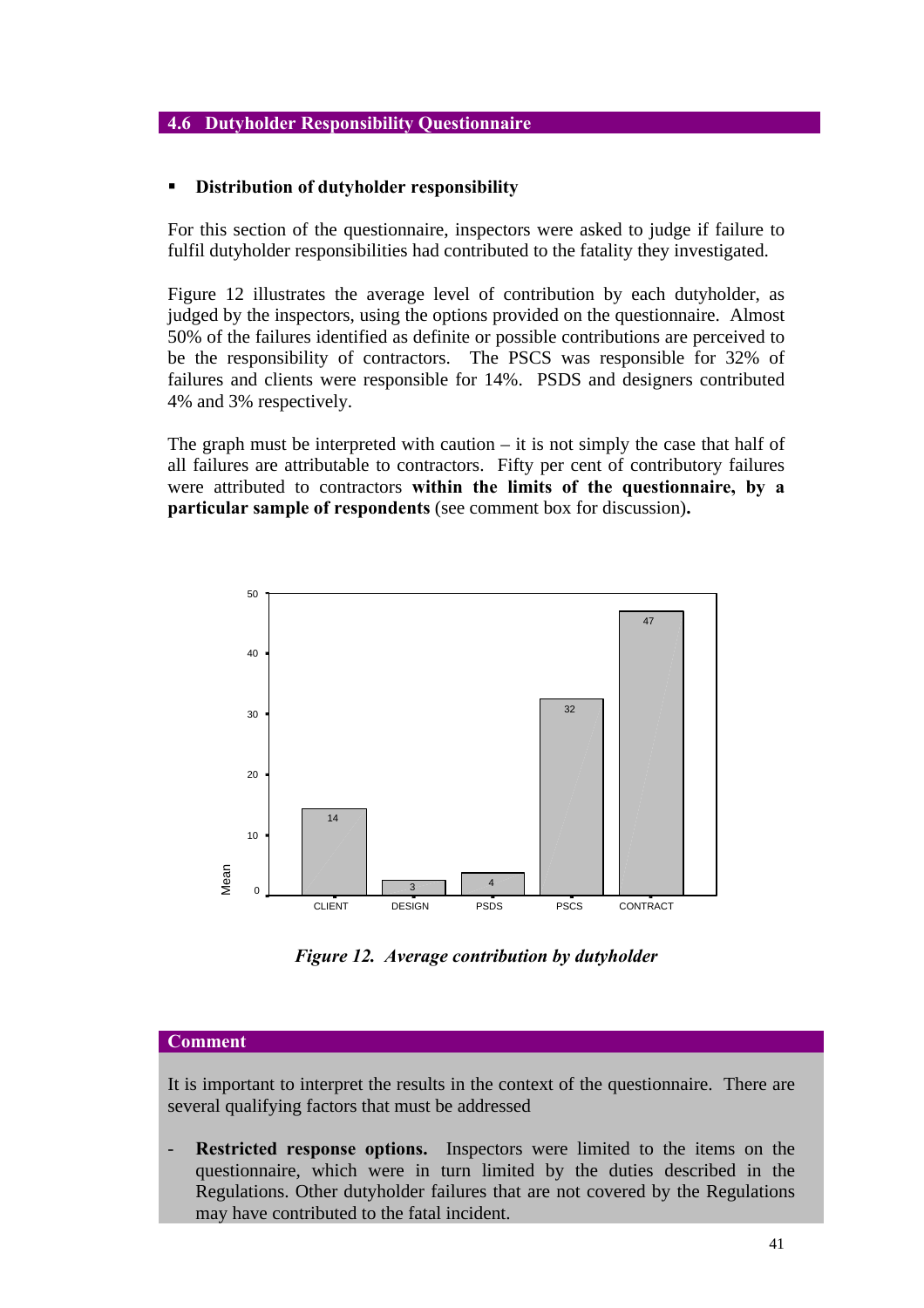## 4.6 Dutyholder Responsibility Questionnaire

- **Distribution of dutyholder responsibility**

For this section of the questionnaire, inspectors were asked to judge if failure to fulfil dutyholder responsibilities had contributed to the fatality they investigated.

Figure 12 illustrates the average level of contribution by each dutyholder, as judged by the inspectors, using the options provided on the questionnaire. Almost 50% of the failures identified as definite or possible contributions are perceived to be the responsibility of contractors. The PSCS was responsible for 32% of failures and clients were responsible for 14%. PSDS and designers contributed 4% and 3% respectively.

The graph must be interpreted with caution – it is not simply the case that half of all failures are attributable to contractors. Fifty per cent of contributory failures were attributed to contractors **within the limits of the questionnaire, by a particular sample of respondents** (see comment box for discussion)**.**

| | CLIENT | DESIGN | PSDS | PSCS | CONTRACT |
|---|---|---|---|---|---|
| Mean | 14 | 3 | 4 | 32 | 47 |

*Figure 12. Average contribution by dutyholder*

**Comment**

It is important to interpret the results in the context of the questionnaire. There are several qualifying factors that must be addressed

- **Restricted response options.** Inspectors were limited to the items on the questionnaire, which were in turn limited by the duties described in the Regulations. Other dutyholder failures that are not covered by the Regulations may have contributed to the fatal incident.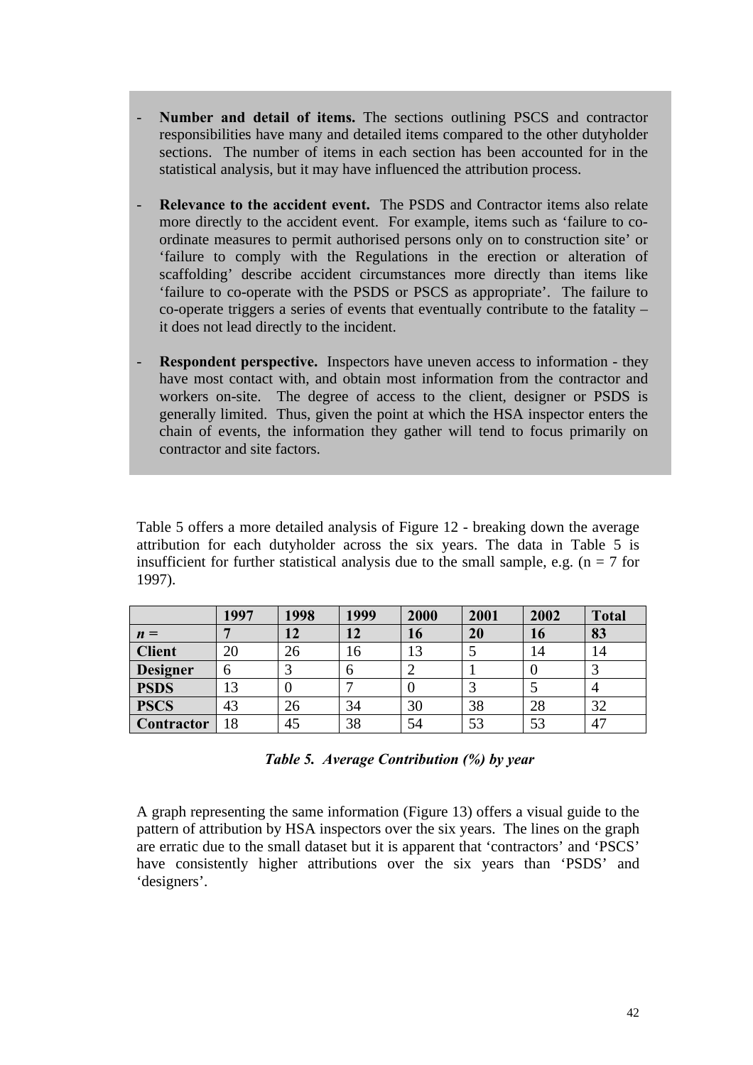- **Number and detail of items.** The sections outlining PSCS and contractor responsibilities have many and detailed items compared to the other dutyholder sections. The number of items in each section has been accounted for in the statistical analysis, but it may have influenced the attribution process.

- **Relevance to the accident event.** The PSDS and Contractor items also relate more directly to the accident event. For example, items such as 'failure to co-ordinate measures to permit authorised persons only on to construction site' or 'failure to comply with the Regulations in the erection or alteration of scaffolding' describe accident circumstances more directly than items like 'failure to co-operate with the PSDS or PSCS as appropriate'. The failure to co-operate triggers a series of events that eventually contribute to the fatality – it does not lead directly to the incident.

- **Respondent perspective.** Inspectors have uneven access to information - they have most contact with, and obtain most information from the contractor and workers on-site. The degree of access to the client, designer or PSDS is generally limited. Thus, given the point at which the HSA inspector enters the chain of events, the information they gather will tend to focus primarily on contractor and site factors.

Table 5 offers a more detailed analysis of Figure 12 - breaking down the average attribution for each dutyholder across the six years. The data in Table 5 is insufficient for further statistical analysis due to the small sample, e.g. (n = 7 for 1997).

| | **1997** | **1998** | **1999** | **2000** | **2001** | **2002** | **Total** |
|---|---|---|---|---|---|---|---|
| ***n* =** | **7** | **12** | **12** | **16** | **20** | **16** | **83** |
| **Client** | 20 | 26 | 16 | 13 | 5 | 14 | 14 |
| **Designer** | 6 | 3 | 6 | 2 | 1 | 0 | 3 |
| **PSDS** | 13 | 0 | 7 | 0 | 3 | 5 | 4 |
| **PSCS** | 43 | 26 | 34 | 30 | 38 | 28 | 32 |
| **Contractor** | 18 | 45 | 38 | 54 | 53 | 53 | 47 |

***Table 5. Average Contribution (%) by year***

A graph representing the same information (Figure 13) offers a visual guide to the pattern of attribution by HSA inspectors over the six years. The lines on the graph are erratic due to the small dataset but it is apparent that 'contractors' and 'PSCS' have consistently higher attributions over the six years than 'PSDS' and 'designers'.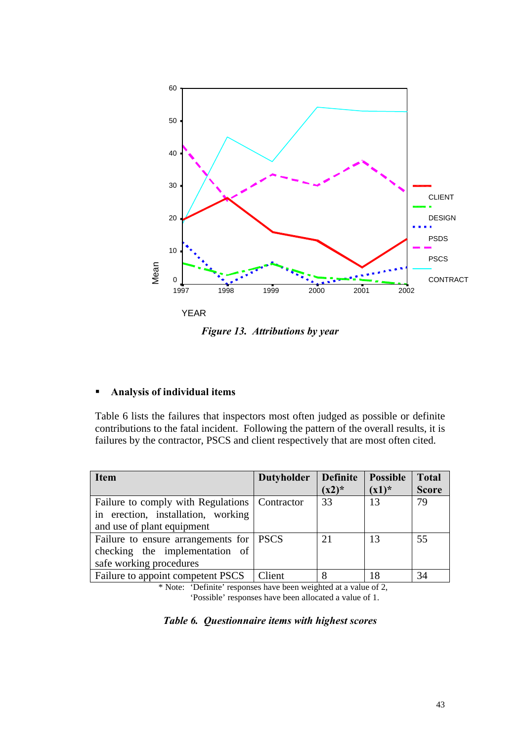*Figure 13. Attributions by year*

- **Analysis of individual items**

Table 6 lists the failures that inspectors most often judged as possible or definite contributions to the fatal incident. Following the pattern of the overall results, it is failures by the contractor, PSCS and client respectively that are most often cited.

| Item | Dutyholder | Definite (x2)* | Possible (x1)* | Total Score |
|---|---|---|---|---|
| Failure to comply with Regulations in erection, installation, working and use of plant equipment | Contractor | 33 | 13 | 79 |
| Failure to ensure arrangements for checking the implementation of safe working procedures | PSCS | 21 | 13 | 55 |
| Failure to appoint competent PSCS | Client | 8 | 18 | 34 |

\* Note: 'Definite' responses have been weighted at a value of 2, 'Possible' responses have been allocated a value of 1.

*Table 6. Questionnaire items with highest scores*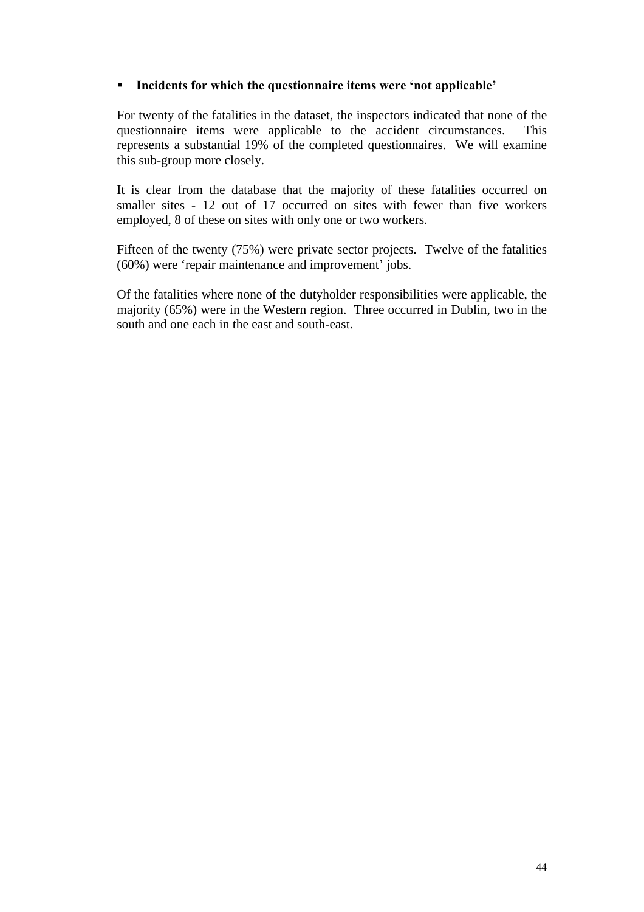- **Incidents for which the questionnaire items were 'not applicable'**

For twenty of the fatalities in the dataset, the inspectors indicated that none of the questionnaire items were applicable to the accident circumstances. This represents a substantial 19% of the completed questionnaires. We will examine this sub-group more closely.

It is clear from the database that the majority of these fatalities occurred on smaller sites - 12 out of 17 occurred on sites with fewer than five workers employed, 8 of these on sites with only one or two workers.

Fifteen of the twenty (75%) were private sector projects. Twelve of the fatalities (60%) were 'repair maintenance and improvement' jobs.

Of the fatalities where none of the dutyholder responsibilities were applicable, the majority (65%) were in the Western region. Three occurred in Dublin, two in the south and one each in the east and south-east.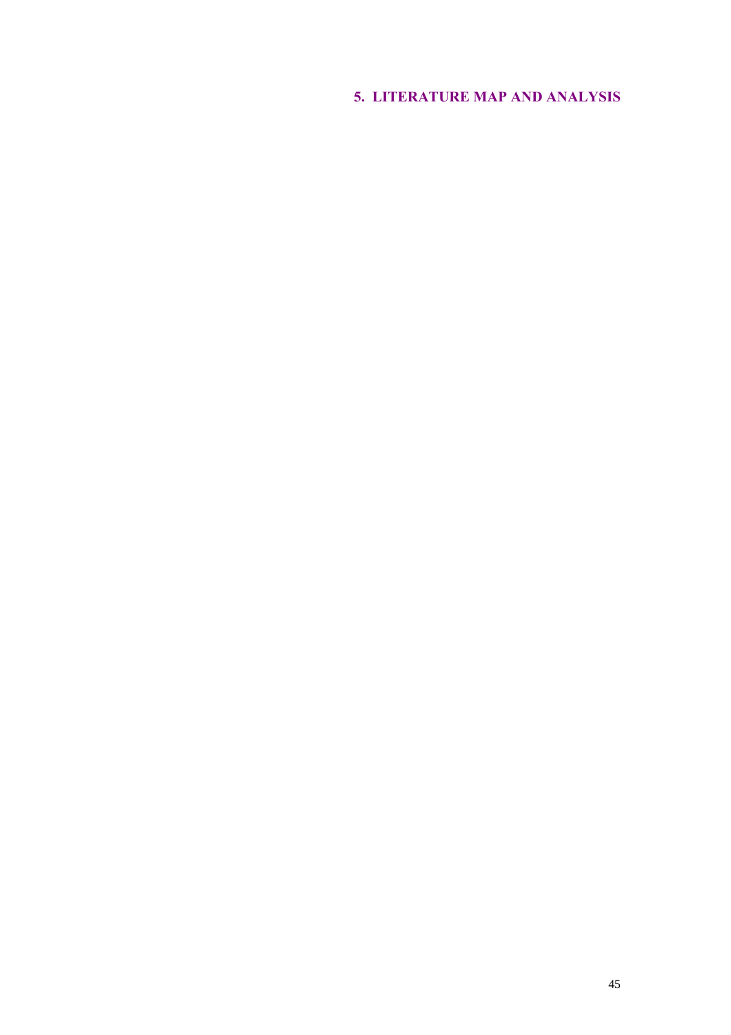# 5. LITERATURE MAP AND ANALYSIS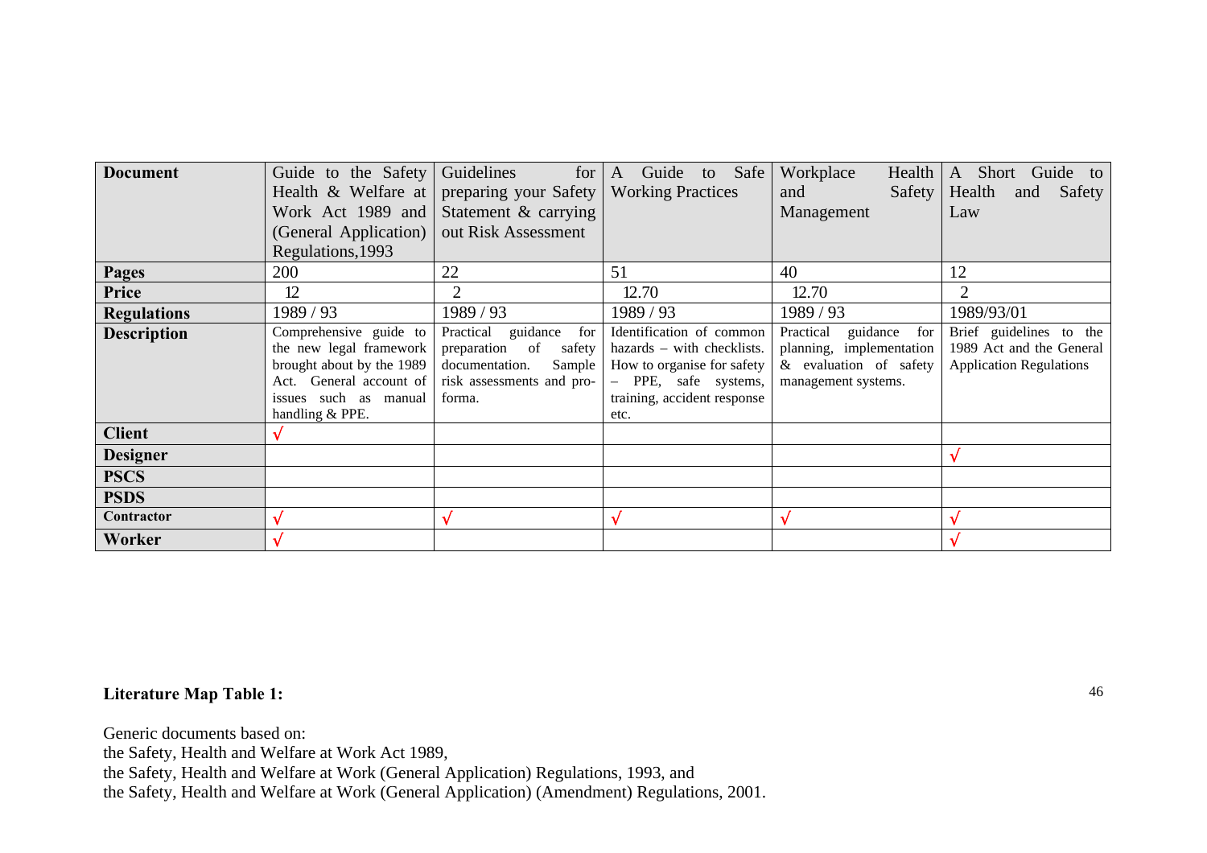| Document | Guide to the Safety Health & Welfare at Work Act 1989 and (General Application) Regulations,1993 | Guidelines for preparing your Safety Statement & carrying out Risk Assessment | A Guide to Safe Working Practices | Workplace Health and Safety Management | A Short Guide to Health and Safety Law |
|---|---|---|---|---|---|
| **Pages** | 200 | 22 | 51 | 40 | 12 |
| **Price** | 12 | 2 | 12.70 | 12.70 | 2 |
| **Regulations** | 1989 / 93 | 1989 / 93 | 1989 / 93 | 1989 / 93 | 1989/93/01 |
| **Description** | Comprehensive guide to the new legal framework brought about by the 1989 Act. General account of issues such as manual handling & PPE. | Practical guidance for preparation of safety documentation. Sample risk assessments and pro-forma. | Identification of common hazards – with checklists. How to organise for safety – PPE, safe systems, training, accident response etc. | Practical guidance for planning, implementation & evaluation of safety management systems. | Brief guidelines to the 1989 Act and the General Application Regulations |
| **Client** | √ | | | | |
| **Designer** | | | | | √ |
| **PSCS** | | | | | |
| **PSDS** | | | | | |
| **Contractor** | √ | √ | √ | √ | √ |
| **Worker** | √ | | | | √ |

**Literature Map Table 1:**

Generic documents based on:
the Safety, Health and Welfare at Work Act 1989,
the Safety, Health and Welfare at Work (General Application) Regulations, 1993, and
the Safety, Health and Welfare at Work (General Application) (Amendment) Regulations, 2001.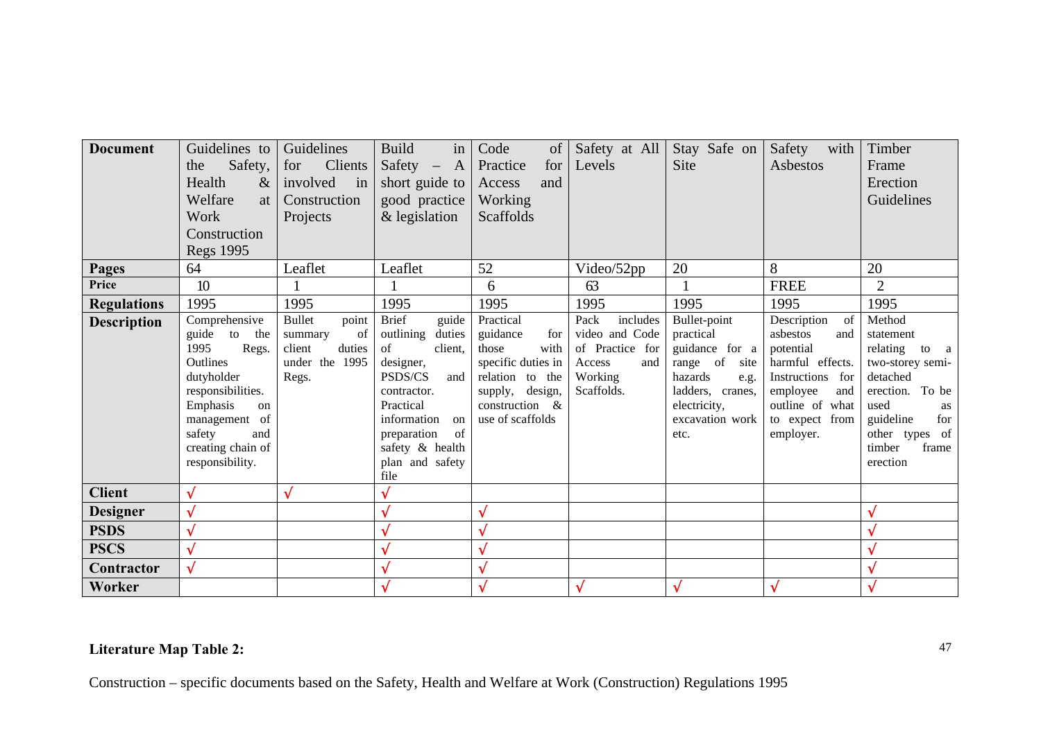| Document | Guidelines to the Safety, Health & Welfare at Work Construction Regs 1995 | Guidelines for Clients involved in Construction Projects | Build in Safety – A short guide to good practice & legislation | Code of Practice for Access and Working Scaffolds | Safety at All Levels | Stay Safe on Site | Safety with Asbestos | Timber Frame Erection Guidelines |
|---|---|---|---|---|---|---|---|---|
| **Pages** | 64 | Leaflet | Leaflet | 52 | Video/52pp | 20 | 8 | 20 |
| **Price** | 10 | 1 | 1 | 6 | 63 | 1 | FREE | 2 |
| **Regulations** | 1995 | 1995 | 1995 | 1995 | 1995 | 1995 | 1995 | 1995 |
| **Description** | Comprehensive guide to the 1995 Regs. Outlines dutyholder responsibilities. Emphasis on management of safety and creating chain of responsibility. | Bullet point summary of client duties under the 1995 Regs. | Brief guide outlining duties of client, designer, PSDS/CS and contractor. Practical information on preparation of safety & health plan and safety file | Practical guidance for those with specific duties in relation to the supply, design, construction & use of scaffolds | Pack includes video and Code of Practice for Access and Working Scaffolds. | Bullet-point practical guidance for a range of site hazards e.g. ladders, cranes, electricity, excavation work etc. | Description of asbestos and potential harmful effects. Instructions for employee and outline of what to expect from employer. | Method statement relating to a two-storey semi-detached erection. To be used as guideline for other types of timber frame erection |
| **Client** | √ | √ | √ | | | | | |
| **Designer** | √ | | √ | √ | | | | √ |
| **PSDS** | √ | | √ | √ | | | | √ |
| **PSCS** | √ | | √ | √ | | | | √ |
| **Contractor** | √ | | √ | √ | | | | √ |
| **Worker** | | | √ | √ | √ | √ | √ | √ |

**Literature Map Table 2:**

Construction – specific documents based on the Safety, Health and Welfare at Work (Construction) Regulations 1995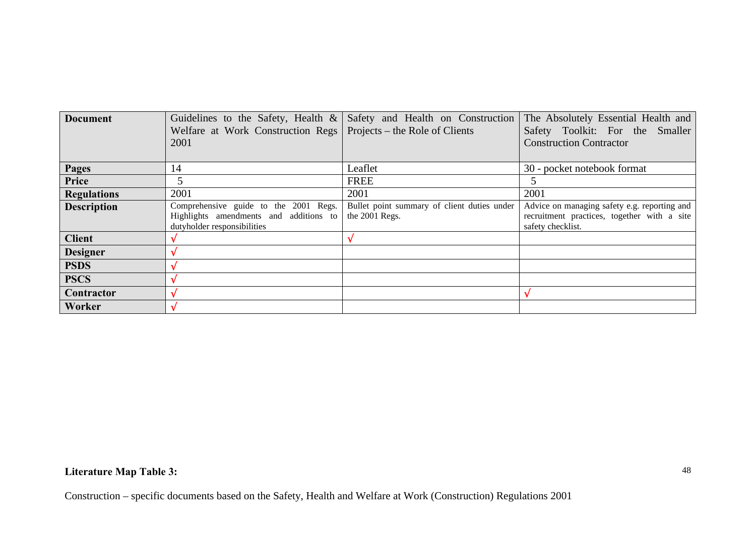| Document | Guidelines to the Safety, Health & Welfare at Work Construction Regs 2001 | Safety and Health on Construction Projects – the Role of Clients | The Absolutely Essential Health and Safety Toolkit: For the Smaller Construction Contractor |
|---|---|---|---|
| Pages | 14 | Leaflet | 30 - pocket notebook format |
| Price | 5 | FREE | 5 |
| Regulations | 2001 | 2001 | 2001 |
| Description | Comprehensive guide to the 2001 Regs. Highlights amendments and additions to dutyholder responsibilities | Bullet point summary of client duties under the 2001 Regs. | Advice on managing safety e.g. reporting and recruitment practices, together with a site safety checklist. |
| Client | √ | √ | |
| Designer | √ | | |
| PSDS | √ | | |
| PSCS | √ | | |
| Contractor | √ | | √ |
| Worker | √ | | |

**Literature Map Table 3:**

Construction – specific documents based on the Safety, Health and Welfare at Work (Construction) Regulations 2001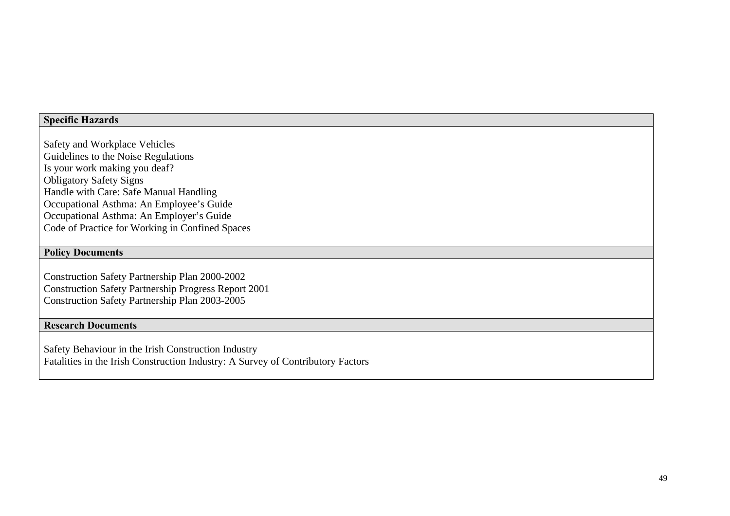| Specific Hazards |
| --- |
| Safety and Workplace Vehicles<br>Guidelines to the Noise Regulations<br>Is your work making you deaf?<br>Obligatory Safety Signs<br>Handle with Care: Safe Manual Handling<br>Occupational Asthma: An Employee's Guide<br>Occupational Asthma: An Employer's Guide<br>Code of Practice for Working in Confined Spaces |
| **Policy Documents** |
| Construction Safety Partnership Plan 2000-2002<br>Construction Safety Partnership Progress Report 2001<br>Construction Safety Partnership Plan 2003-2005 |
| **Research Documents** |
| Safety Behaviour in the Irish Construction Industry<br>Fatalities in the Irish Construction Industry: A Survey of Contributory Factors |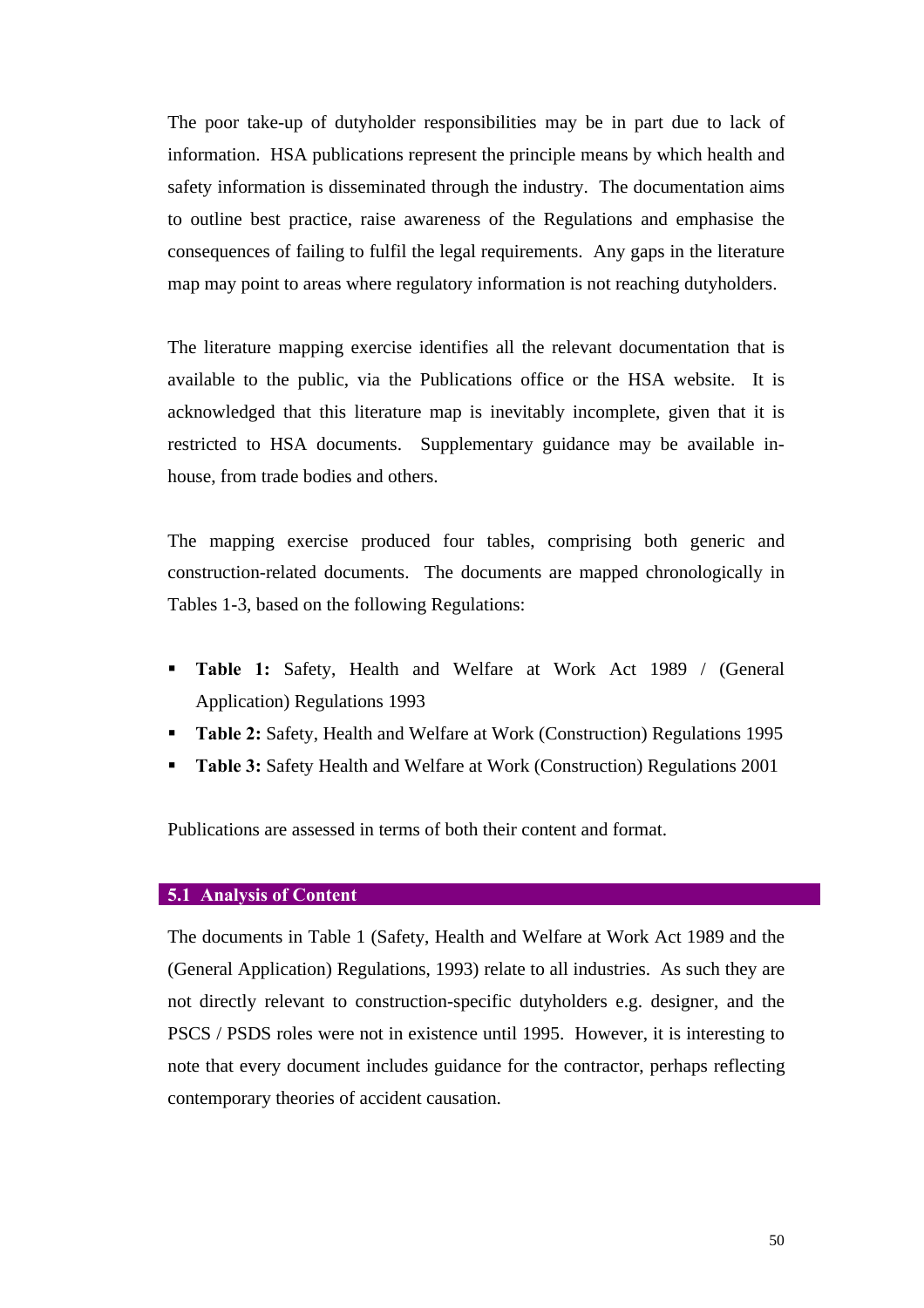The poor take-up of dutyholder responsibilities may be in part due to lack of information. HSA publications represent the principle means by which health and safety information is disseminated through the industry. The documentation aims to outline best practice, raise awareness of the Regulations and emphasise the consequences of failing to fulfil the legal requirements. Any gaps in the literature map may point to areas where regulatory information is not reaching dutyholders.

The literature mapping exercise identifies all the relevant documentation that is available to the public, via the Publications office or the HSA website. It is acknowledged that this literature map is inevitably incomplete, given that it is restricted to HSA documents. Supplementary guidance may be available in-house, from trade bodies and others.

The mapping exercise produced four tables, comprising both generic and construction-related documents. The documents are mapped chronologically in Tables 1-3, based on the following Regulations:

- **Table 1:** Safety, Health and Welfare at Work Act 1989 / (General Application) Regulations 1993
- **Table 2:** Safety, Health and Welfare at Work (Construction) Regulations 1995
- **Table 3:** Safety Health and Welfare at Work (Construction) Regulations 2001

Publications are assessed in terms of both their content and format.

## 5.1 Analysis of Content

The documents in Table 1 (Safety, Health and Welfare at Work Act 1989 and the (General Application) Regulations, 1993) relate to all industries. As such they are not directly relevant to construction-specific dutyholders e.g. designer, and the PSCS / PSDS roles were not in existence until 1995. However, it is interesting to note that every document includes guidance for the contractor, perhaps reflecting contemporary theories of accident causation.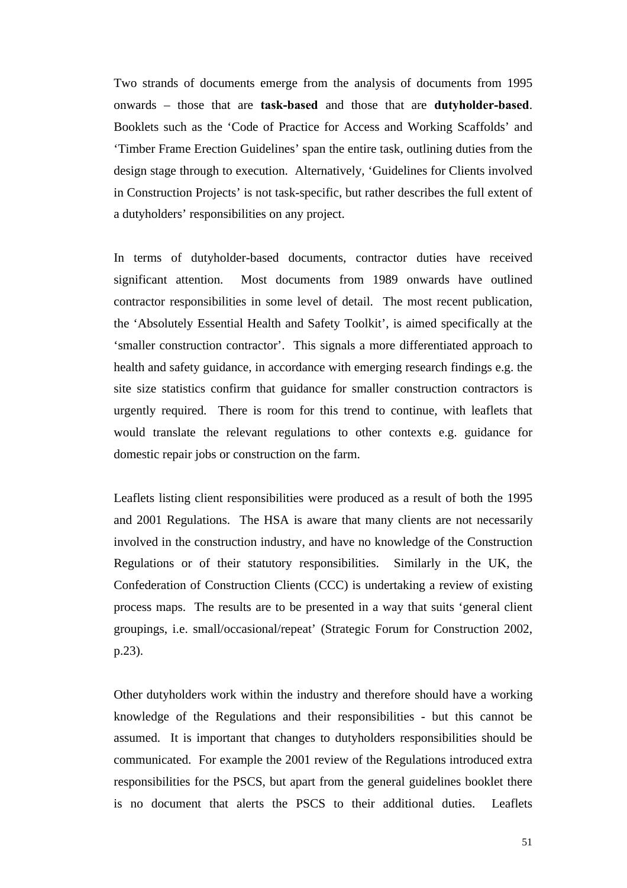Two strands of documents emerge from the analysis of documents from 1995 onwards – those that are **task-based** and those that are **dutyholder-based**. Booklets such as the 'Code of Practice for Access and Working Scaffolds' and 'Timber Frame Erection Guidelines' span the entire task, outlining duties from the design stage through to execution. Alternatively, 'Guidelines for Clients involved in Construction Projects' is not task-specific, but rather describes the full extent of a dutyholders' responsibilities on any project.

In terms of dutyholder-based documents, contractor duties have received significant attention. Most documents from 1989 onwards have outlined contractor responsibilities in some level of detail. The most recent publication, the 'Absolutely Essential Health and Safety Toolkit', is aimed specifically at the 'smaller construction contractor'. This signals a more differentiated approach to health and safety guidance, in accordance with emerging research findings e.g. the site size statistics confirm that guidance for smaller construction contractors is urgently required. There is room for this trend to continue, with leaflets that would translate the relevant regulations to other contexts e.g. guidance for domestic repair jobs or construction on the farm.

Leaflets listing client responsibilities were produced as a result of both the 1995 and 2001 Regulations. The HSA is aware that many clients are not necessarily involved in the construction industry, and have no knowledge of the Construction Regulations or of their statutory responsibilities. Similarly in the UK, the Confederation of Construction Clients (CCC) is undertaking a review of existing process maps. The results are to be presented in a way that suits 'general client groupings, i.e. small/occasional/repeat' (Strategic Forum for Construction 2002, p.23).

Other dutyholders work within the industry and therefore should have a working knowledge of the Regulations and their responsibilities - but this cannot be assumed. It is important that changes to dutyholders responsibilities should be communicated. For example the 2001 review of the Regulations introduced extra responsibilities for the PSCS, but apart from the general guidelines booklet there is no document that alerts the PSCS to their additional duties. Leaflets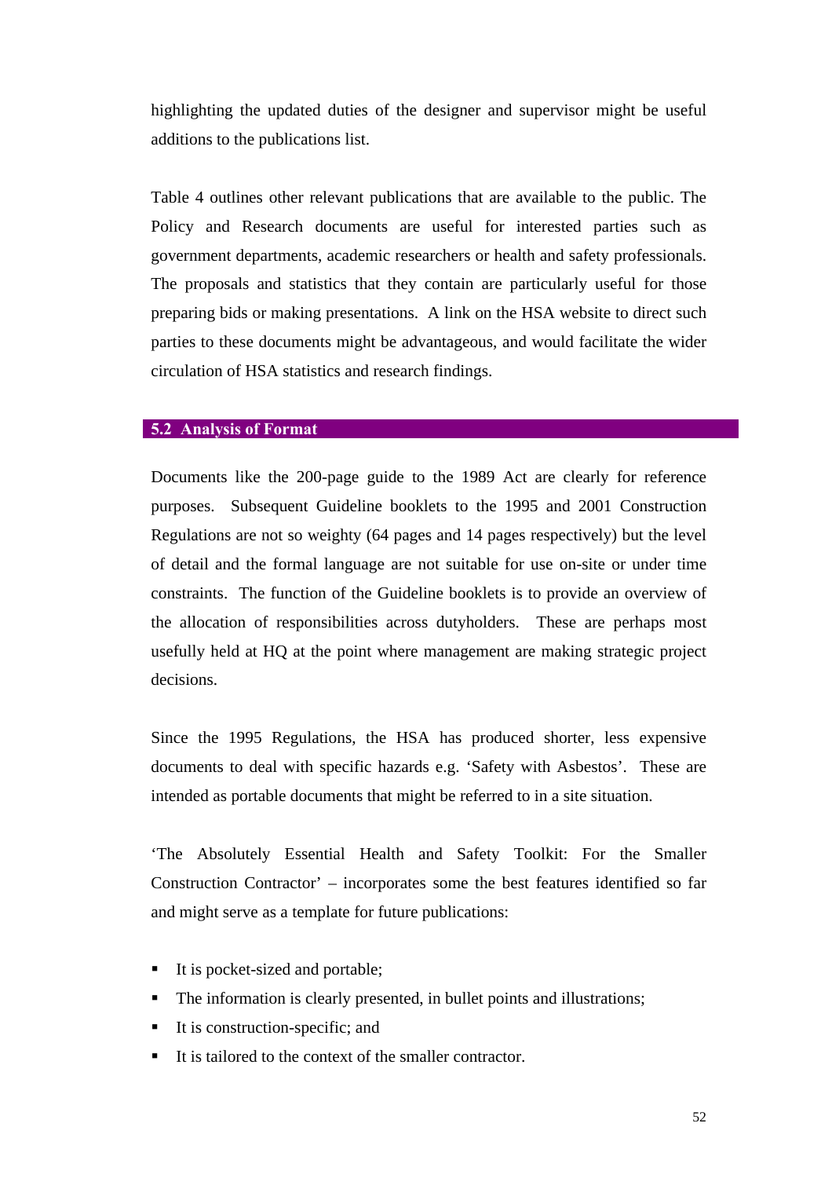highlighting the updated duties of the designer and supervisor might be useful additions to the publications list.

Table 4 outlines other relevant publications that are available to the public. The Policy and Research documents are useful for interested parties such as government departments, academic researchers or health and safety professionals. The proposals and statistics that they contain are particularly useful for those preparing bids or making presentations. A link on the HSA website to direct such parties to these documents might be advantageous, and would facilitate the wider circulation of HSA statistics and research findings.

## 5.2 Analysis of Format

Documents like the 200-page guide to the 1989 Act are clearly for reference purposes. Subsequent Guideline booklets to the 1995 and 2001 Construction Regulations are not so weighty (64 pages and 14 pages respectively) but the level of detail and the formal language are not suitable for use on-site or under time constraints. The function of the Guideline booklets is to provide an overview of the allocation of responsibilities across dutyholders. These are perhaps most usefully held at HQ at the point where management are making strategic project decisions.

Since the 1995 Regulations, the HSA has produced shorter, less expensive documents to deal with specific hazards e.g. 'Safety with Asbestos'. These are intended as portable documents that might be referred to in a site situation.

'The Absolutely Essential Health and Safety Toolkit: For the Smaller Construction Contractor' – incorporates some the best features identified so far and might serve as a template for future publications:

- It is pocket-sized and portable;
- The information is clearly presented, in bullet points and illustrations;
- It is construction-specific; and
- It is tailored to the context of the smaller contractor.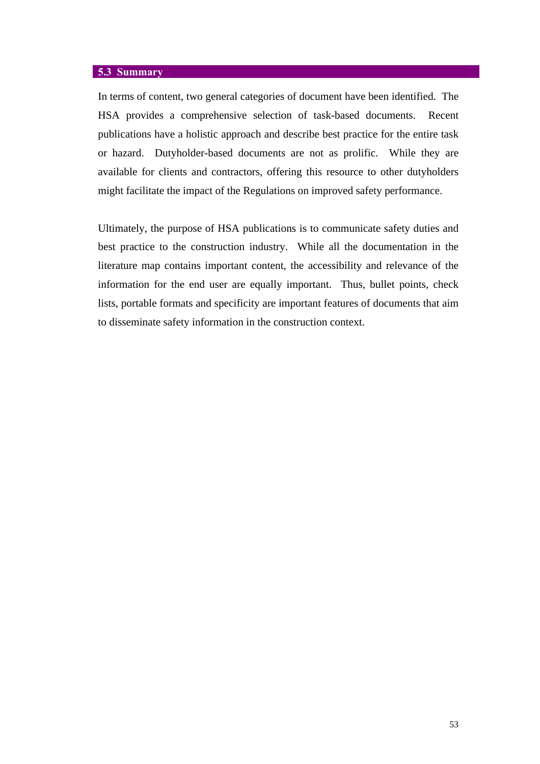## 5.3 Summary

In terms of content, two general categories of document have been identified. The HSA provides a comprehensive selection of task-based documents. Recent publications have a holistic approach and describe best practice for the entire task or hazard. Dutyholder-based documents are not as prolific. While they are available for clients and contractors, offering this resource to other dutyholders might facilitate the impact of the Regulations on improved safety performance.

Ultimately, the purpose of HSA publications is to communicate safety duties and best practice to the construction industry. While all the documentation in the literature map contains important content, the accessibility and relevance of the information for the end user are equally important. Thus, bullet points, check lists, portable formats and specificity are important features of documents that aim to disseminate safety information in the construction context.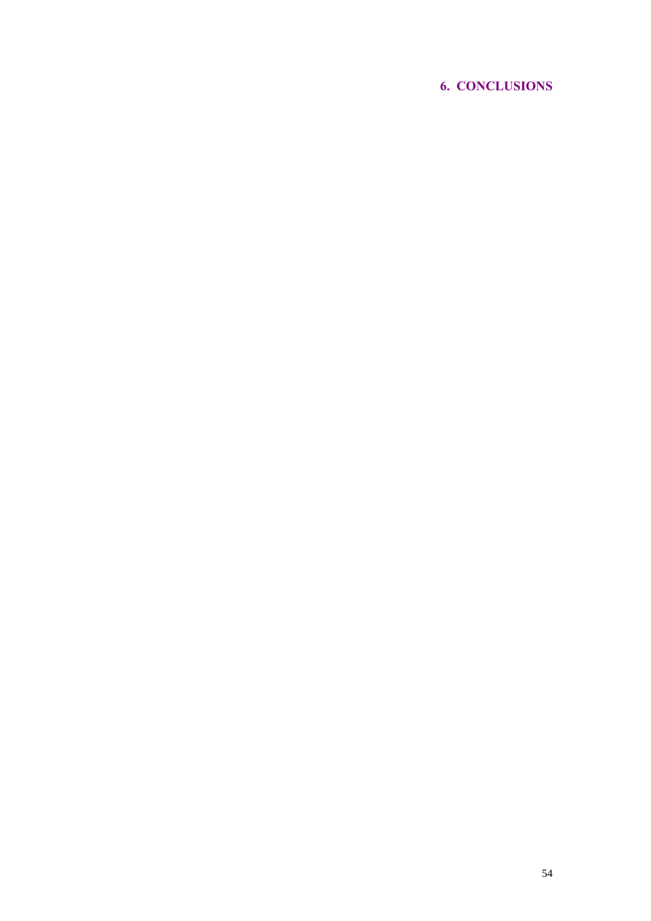# 6. CONCLUSIONS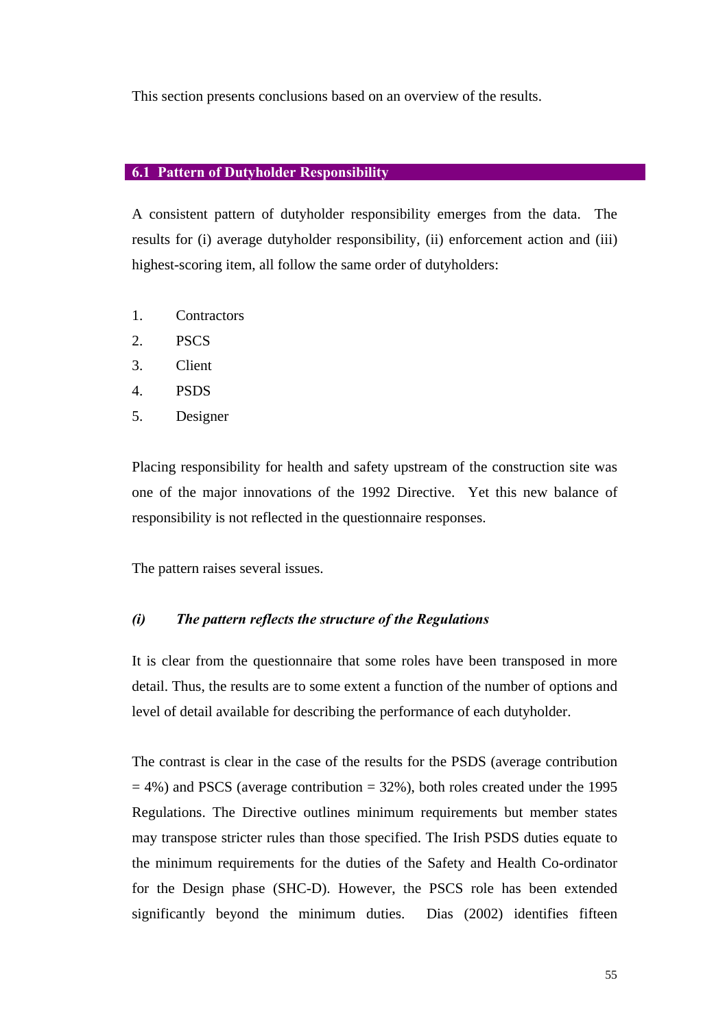This section presents conclusions based on an overview of the results.

## 6.1 Pattern of Dutyholder Responsibility

A consistent pattern of dutyholder responsibility emerges from the data. The results for (i) average dutyholder responsibility, (ii) enforcement action and (iii) highest-scoring item, all follow the same order of dutyholders:

1. Contractors
2. PSCS
3. Client
4. PSDS
5. Designer

Placing responsibility for health and safety upstream of the construction site was one of the major innovations of the 1992 Directive. Yet this new balance of responsibility is not reflected in the questionnaire responses.

The pattern raises several issues.

### *(i) The pattern reflects the structure of the Regulations*

It is clear from the questionnaire that some roles have been transposed in more detail. Thus, the results are to some extent a function of the number of options and level of detail available for describing the performance of each dutyholder.

The contrast is clear in the case of the results for the PSDS (average contribution = 4%) and PSCS (average contribution = 32%), both roles created under the 1995 Regulations. The Directive outlines minimum requirements but member states may transpose stricter rules than those specified. The Irish PSDS duties equate to the minimum requirements for the duties of the Safety and Health Co-ordinator for the Design phase (SHC-D). However, the PSCS role has been extended significantly beyond the minimum duties. Dias (2002) identifies fifteen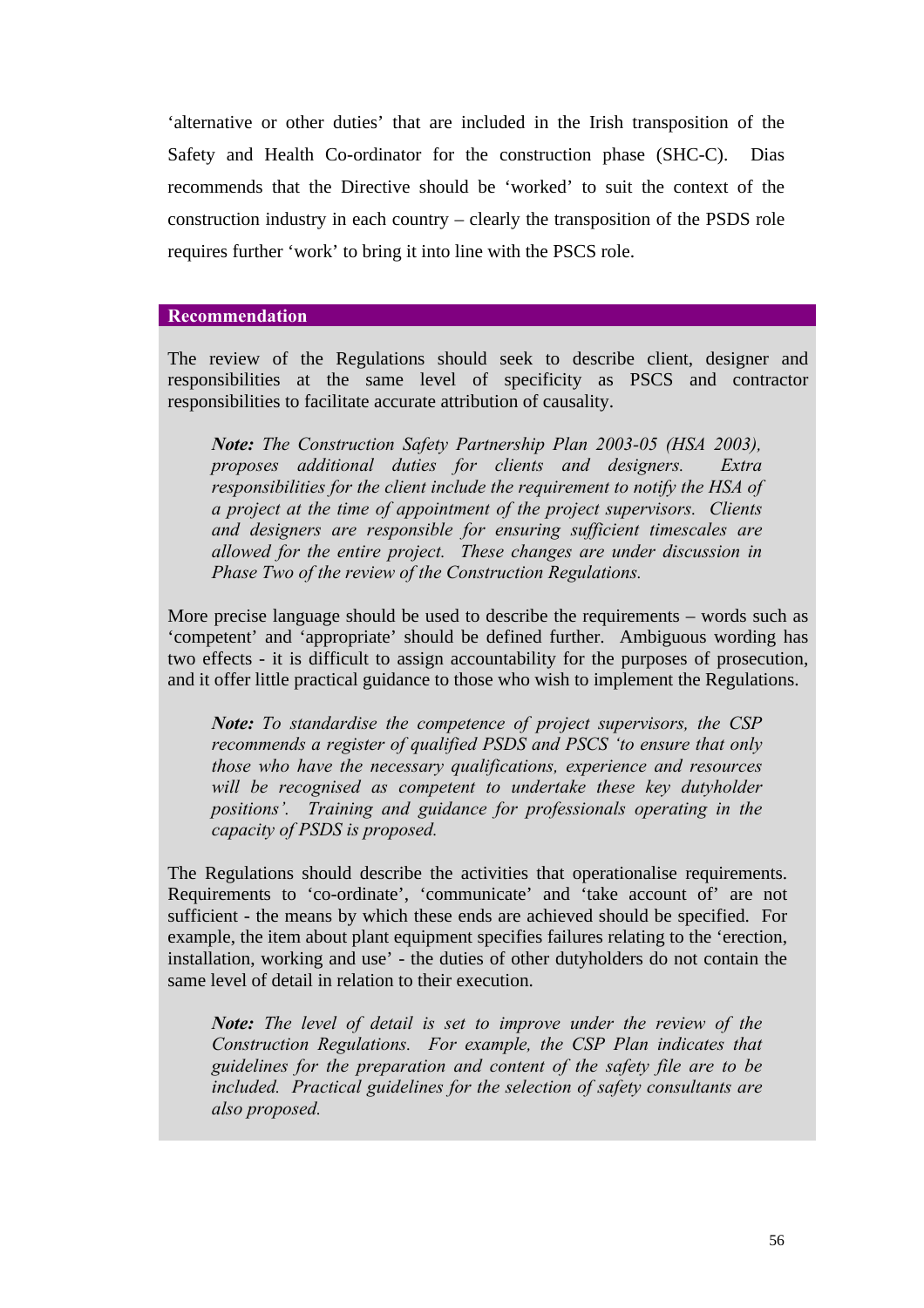'alternative or other duties' that are included in the Irish transposition of the Safety and Health Co-ordinator for the construction phase (SHC-C). Dias recommends that the Directive should be 'worked' to suit the context of the construction industry in each country – clearly the transposition of the PSDS role requires further 'work' to bring it into line with the PSCS role.

**Recommendation**

The review of the Regulations should seek to describe client, designer and responsibilities at the same level of specificity as PSCS and contractor responsibilities to facilitate accurate attribution of causality.

> ***Note:*** *The Construction Safety Partnership Plan 2003-05 (HSA 2003), proposes additional duties for clients and designers. Extra responsibilities for the client include the requirement to notify the HSA of a project at the time of appointment of the project supervisors. Clients and designers are responsible for ensuring sufficient timescales are allowed for the entire project. These changes are under discussion in Phase Two of the review of the Construction Regulations.*

More precise language should be used to describe the requirements – words such as 'competent' and 'appropriate' should be defined further. Ambiguous wording has two effects - it is difficult to assign accountability for the purposes of prosecution, and it offer little practical guidance to those who wish to implement the Regulations.

> ***Note:*** *To standardise the competence of project supervisors, the CSP recommends a register of qualified PSDS and PSCS 'to ensure that only those who have the necessary qualifications, experience and resources will be recognised as competent to undertake these key dutyholder positions'. Training and guidance for professionals operating in the capacity of PSDS is proposed.*

The Regulations should describe the activities that operationalise requirements. Requirements to 'co-ordinate', 'communicate' and 'take account of' are not sufficient - the means by which these ends are achieved should be specified. For example, the item about plant equipment specifies failures relating to the 'erection, installation, working and use' - the duties of other dutyholders do not contain the same level of detail in relation to their execution.

> ***Note:*** *The level of detail is set to improve under the review of the Construction Regulations. For example, the CSP Plan indicates that guidelines for the preparation and content of the safety file are to be included. Practical guidelines for the selection of safety consultants are also proposed.*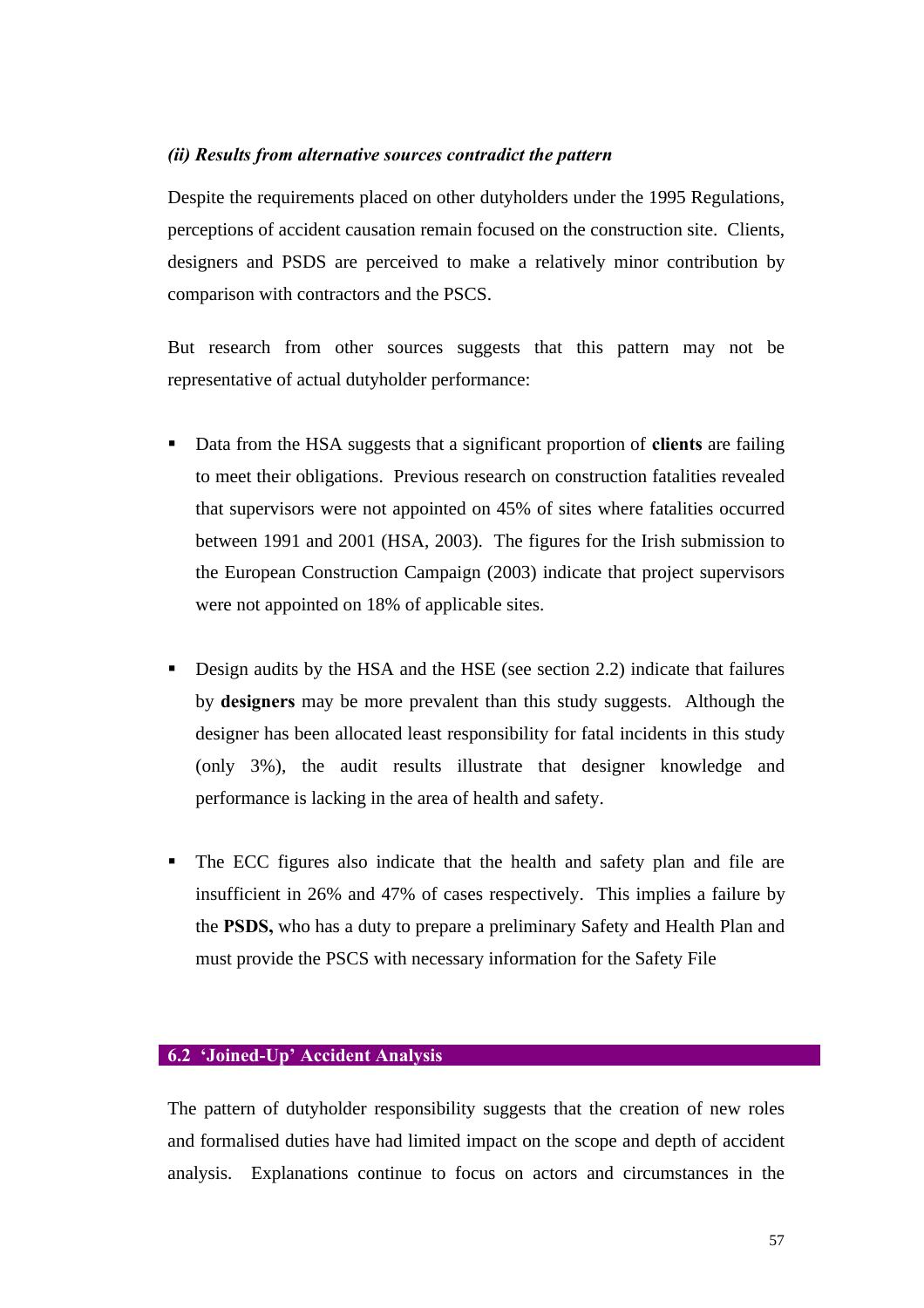*(ii) Results from alternative sources contradict the pattern*

Despite the requirements placed on other dutyholders under the 1995 Regulations, perceptions of accident causation remain focused on the construction site. Clients, designers and PSDS are perceived to make a relatively minor contribution by comparison with contractors and the PSCS.

But research from other sources suggests that this pattern may not be representative of actual dutyholder performance:

- Data from the HSA suggests that a significant proportion of **clients** are failing to meet their obligations. Previous research on construction fatalities revealed that supervisors were not appointed on 45% of sites where fatalities occurred between 1991 and 2001 (HSA, 2003). The figures for the Irish submission to the European Construction Campaign (2003) indicate that project supervisors were not appointed on 18% of applicable sites.

- Design audits by the HSA and the HSE (see section 2.2) indicate that failures by **designers** may be more prevalent than this study suggests. Although the designer has been allocated least responsibility for fatal incidents in this study (only 3%), the audit results illustrate that designer knowledge and performance is lacking in the area of health and safety.

- The ECC figures also indicate that the health and safety plan and file are insufficient in 26% and 47% of cases respectively. This implies a failure by the **PSDS,** who has a duty to prepare a preliminary Safety and Health Plan and must provide the PSCS with necessary information for the Safety File

## 6.2 'Joined-Up' Accident Analysis

The pattern of dutyholder responsibility suggests that the creation of new roles and formalised duties have had limited impact on the scope and depth of accident analysis. Explanations continue to focus on actors and circumstances in the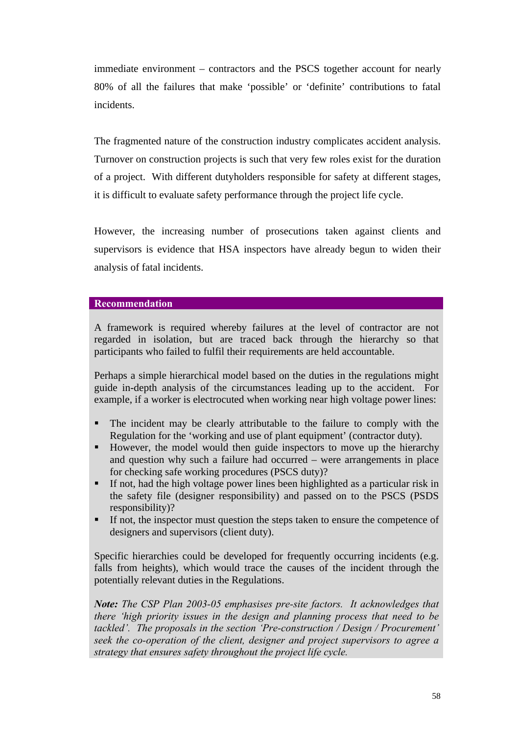immediate environment – contractors and the PSCS together account for nearly 80% of all the failures that make 'possible' or 'definite' contributions to fatal incidents.

The fragmented nature of the construction industry complicates accident analysis. Turnover on construction projects is such that very few roles exist for the duration of a project. With different dutyholders responsible for safety at different stages, it is difficult to evaluate safety performance through the project life cycle.

However, the increasing number of prosecutions taken against clients and supervisors is evidence that HSA inspectors have already begun to widen their analysis of fatal incidents.

**Recommendation**

A framework is required whereby failures at the level of contractor are not regarded in isolation, but are traced back through the hierarchy so that participants who failed to fulfil their requirements are held accountable.

Perhaps a simple hierarchical model based on the duties in the regulations might guide in-depth analysis of the circumstances leading up to the accident. For example, if a worker is electrocuted when working near high voltage power lines:

- The incident may be clearly attributable to the failure to comply with the Regulation for the 'working and use of plant equipment' (contractor duty).
- However, the model would then guide inspectors to move up the hierarchy and question why such a failure had occurred – were arrangements in place for checking safe working procedures (PSCS duty)?
- If not, had the high voltage power lines been highlighted as a particular risk in the safety file (designer responsibility) and passed on to the PSCS (PSDS responsibility)?
- If not, the inspector must question the steps taken to ensure the competence of designers and supervisors (client duty).

Specific hierarchies could be developed for frequently occurring incidents (e.g. falls from heights), which would trace the causes of the incident through the potentially relevant duties in the Regulations.

***Note:*** *The CSP Plan 2003-05 emphasises pre-site factors. It acknowledges that there 'high priority issues in the design and planning process that need to be tackled'. The proposals in the section 'Pre-construction / Design / Procurement' seek the co-operation of the client, designer and project supervisors to agree a strategy that ensures safety throughout the project life cycle.*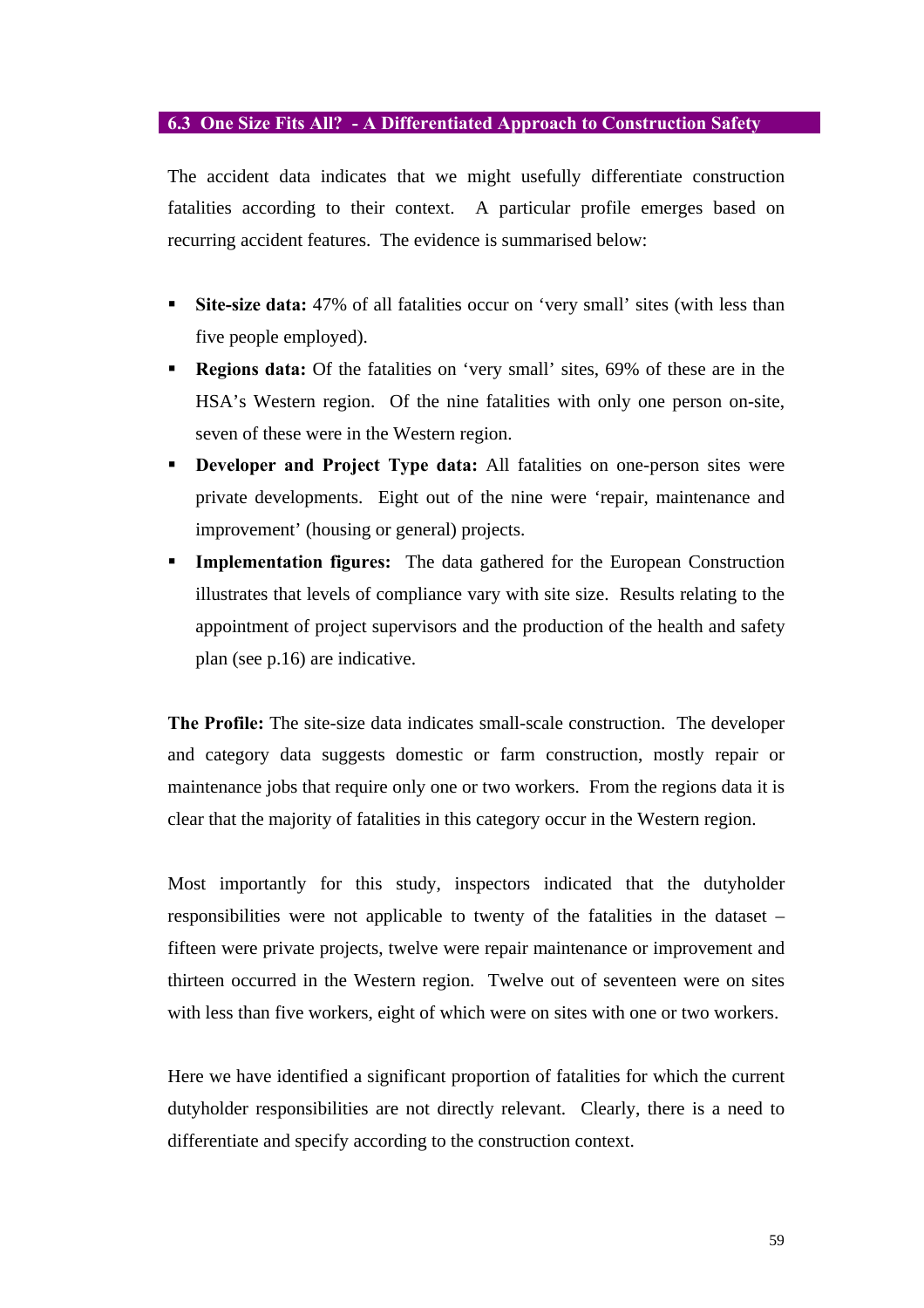### 6.3 One Size Fits All? - A Differentiated Approach to Construction Safety

The accident data indicates that we might usefully differentiate construction fatalities according to their context. A particular profile emerges based on recurring accident features. The evidence is summarised below:

- **Site-size data:** 47% of all fatalities occur on 'very small' sites (with less than five people employed).
- **Regions data:** Of the fatalities on 'very small' sites, 69% of these are in the HSA's Western region. Of the nine fatalities with only one person on-site, seven of these were in the Western region.
- **Developer and Project Type data:** All fatalities on one-person sites were private developments. Eight out of the nine were 'repair, maintenance and improvement' (housing or general) projects.
- **Implementation figures:** The data gathered for the European Construction illustrates that levels of compliance vary with site size. Results relating to the appointment of project supervisors and the production of the health and safety plan (see p.16) are indicative.

**The Profile:** The site-size data indicates small-scale construction. The developer and category data suggests domestic or farm construction, mostly repair or maintenance jobs that require only one or two workers. From the regions data it is clear that the majority of fatalities in this category occur in the Western region.

Most importantly for this study, inspectors indicated that the dutyholder responsibilities were not applicable to twenty of the fatalities in the dataset – fifteen were private projects, twelve were repair maintenance or improvement and thirteen occurred in the Western region. Twelve out of seventeen were on sites with less than five workers, eight of which were on sites with one or two workers.

Here we have identified a significant proportion of fatalities for which the current dutyholder responsibilities are not directly relevant. Clearly, there is a need to differentiate and specify according to the construction context.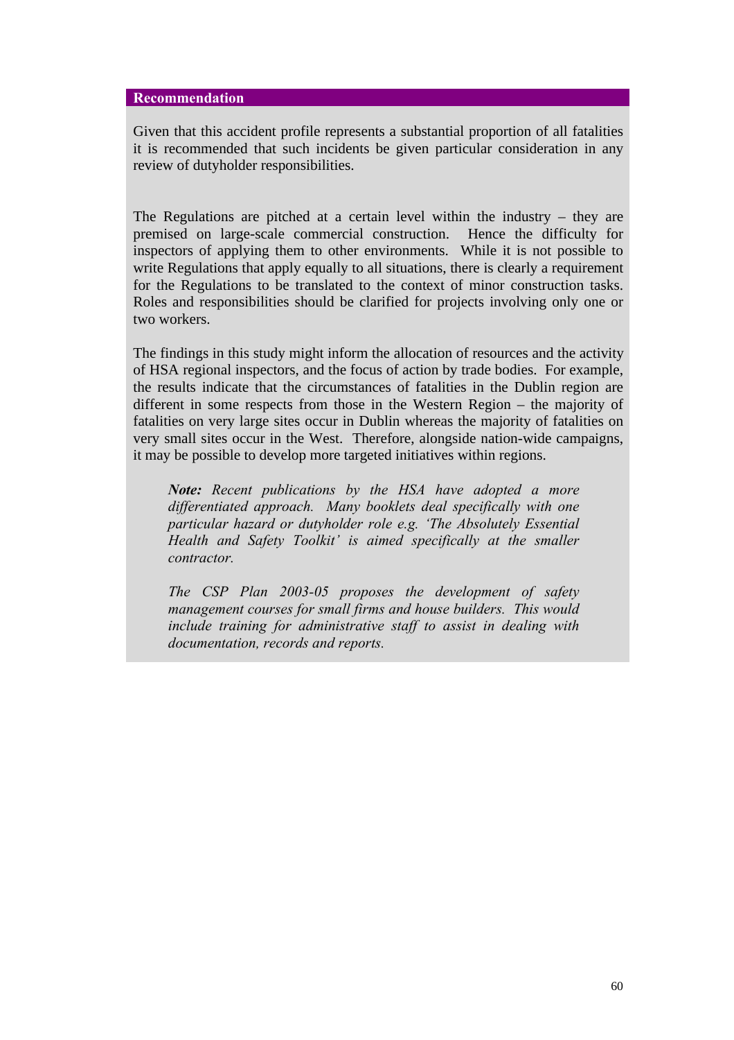**Recommendation**

Given that this accident profile represents a substantial proportion of all fatalities it is recommended that such incidents be given particular consideration in any review of dutyholder responsibilities.

The Regulations are pitched at a certain level within the industry – they are premised on large-scale commercial construction. Hence the difficulty for inspectors of applying them to other environments. While it is not possible to write Regulations that apply equally to all situations, there is clearly a requirement for the Regulations to be translated to the context of minor construction tasks. Roles and responsibilities should be clarified for projects involving only one or two workers.

The findings in this study might inform the allocation of resources and the activity of HSA regional inspectors, and the focus of action by trade bodies. For example, the results indicate that the circumstances of fatalities in the Dublin region are different in some respects from those in the Western Region – the majority of fatalities on very large sites occur in Dublin whereas the majority of fatalities on very small sites occur in the West. Therefore, alongside nation-wide campaigns, it may be possible to develop more targeted initiatives within regions.

> ***Note:*** *Recent publications by the HSA have adopted a more differentiated approach. Many booklets deal specifically with one particular hazard or dutyholder role e.g. 'The Absolutely Essential Health and Safety Toolkit' is aimed specifically at the smaller contractor.*
>
> *The CSP Plan 2003-05 proposes the development of safety management courses for small firms and house builders. This would include training for administrative staff to assist in dealing with documentation, records and reports.*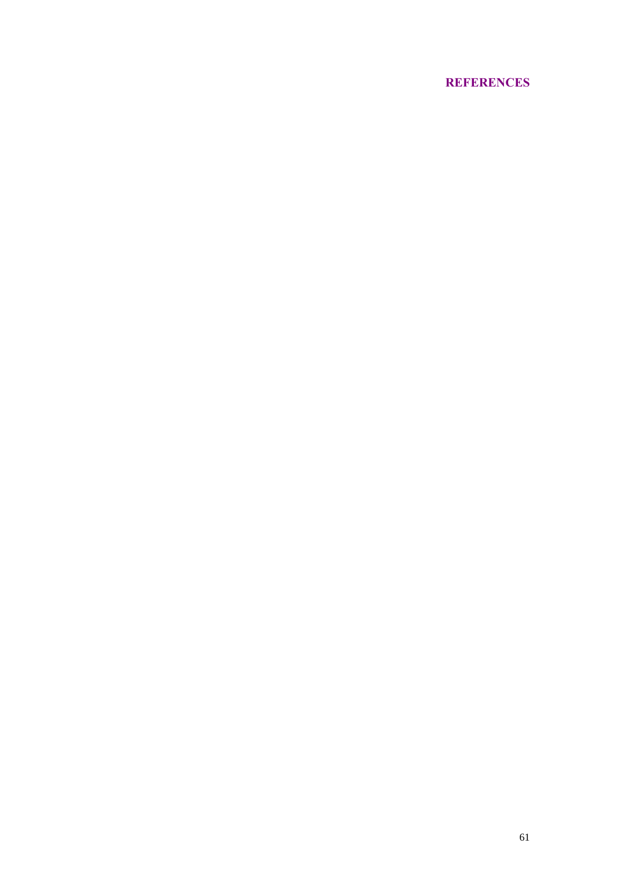# REFERENCES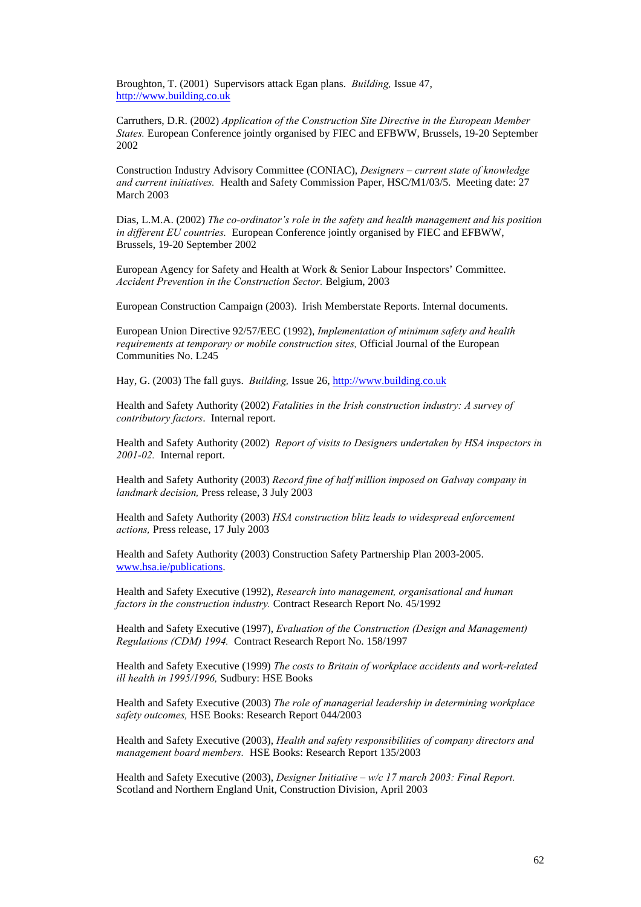Broughton, T. (2001) Supervisors attack Egan plans. *Building,* Issue 47, http://www.building.co.uk

Carruthers, D.R. (2002) *Application of the Construction Site Directive in the European Member States.* European Conference jointly organised by FIEC and EFBWW, Brussels, 19-20 September 2002

Construction Industry Advisory Committee (CONIAC), *Designers – current state of knowledge and current initiatives.* Health and Safety Commission Paper, HSC/M1/03/5. Meeting date: 27 March 2003

Dias, L.M.A. (2002) *The co-ordinator's role in the safety and health management and his position in different EU countries.* European Conference jointly organised by FIEC and EFBWW, Brussels, 19-20 September 2002

European Agency for Safety and Health at Work & Senior Labour Inspectors' Committee. *Accident Prevention in the Construction Sector.* Belgium, 2003

European Construction Campaign (2003). Irish Memberstate Reports. Internal documents.

European Union Directive 92/57/EEC (1992), *Implementation of minimum safety and health requirements at temporary or mobile construction sites,* Official Journal of the European Communities No. L245

Hay, G. (2003) The fall guys. *Building,* Issue 26, http://www.building.co.uk

Health and Safety Authority (2002) *Fatalities in the Irish construction industry: A survey of contributory factors*. Internal report.

Health and Safety Authority (2002) *Report of visits to Designers undertaken by HSA inspectors in 2001-02.* Internal report.

Health and Safety Authority (2003) *Record fine of half million imposed on Galway company in landmark decision,* Press release, 3 July 2003

Health and Safety Authority (2003) *HSA construction blitz leads to widespread enforcement actions,* Press release, 17 July 2003

Health and Safety Authority (2003) Construction Safety Partnership Plan 2003-2005. www.hsa.ie/publications.

Health and Safety Executive (1992), *Research into management, organisational and human factors in the construction industry.* Contract Research Report No. 45/1992

Health and Safety Executive (1997), *Evaluation of the Construction (Design and Management) Regulations (CDM) 1994.* Contract Research Report No. 158/1997

Health and Safety Executive (1999) *The costs to Britain of workplace accidents and work-related ill health in 1995/1996,* Sudbury: HSE Books

Health and Safety Executive (2003) *The role of managerial leadership in determining workplace safety outcomes,* HSE Books: Research Report 044/2003

Health and Safety Executive (2003), *Health and safety responsibilities of company directors and management board members.* HSE Books: Research Report 135/2003

Health and Safety Executive (2003), *Designer Initiative – w/c 17 march 2003: Final Report.* Scotland and Northern England Unit, Construction Division, April 2003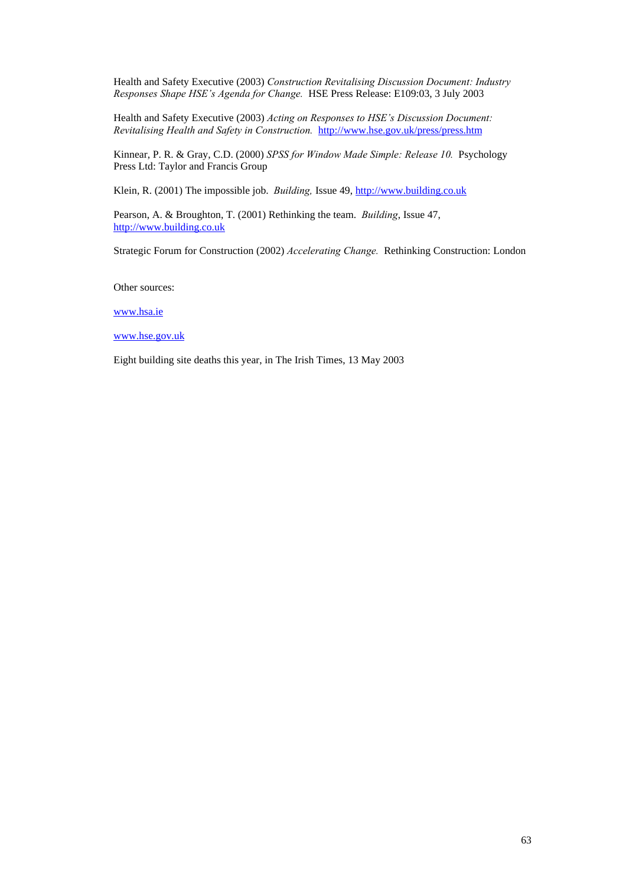Health and Safety Executive (2003) *Construction Revitalising Discussion Document: Industry Responses Shape HSE's Agenda for Change.* HSE Press Release: E109:03, 3 July 2003

Health and Safety Executive (2003) *Acting on Responses to HSE's Discussion Document: Revitalising Health and Safety in Construction.* http://www.hse.gov.uk/press/press.htm

Kinnear, P. R. & Gray, C.D. (2000) *SPSS for Window Made Simple: Release 10.* Psychology Press Ltd: Taylor and Francis Group

Klein, R. (2001) The impossible job. *Building,* Issue 49, http://www.building.co.uk

Pearson, A. & Broughton, T. (2001) Rethinking the team. *Building*, Issue 47, http://www.building.co.uk

Strategic Forum for Construction (2002) *Accelerating Change.* Rethinking Construction: London

Other sources:

www.hsa.ie

www.hse.gov.uk

Eight building site deaths this year, in The Irish Times, 13 May 2003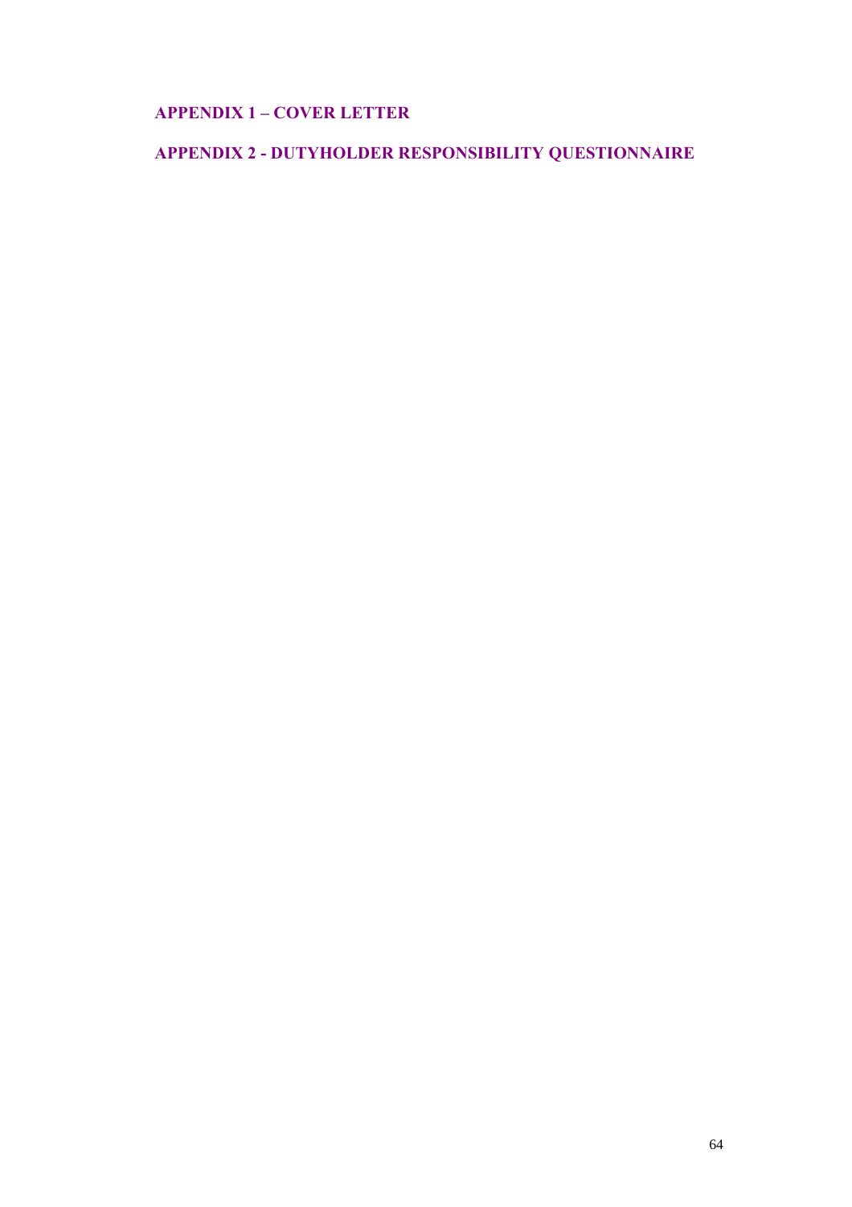## APPENDIX 1 – COVER LETTER

## APPENDIX 2 - DUTYHOLDER RESPONSIBILITY QUESTIONNAIRE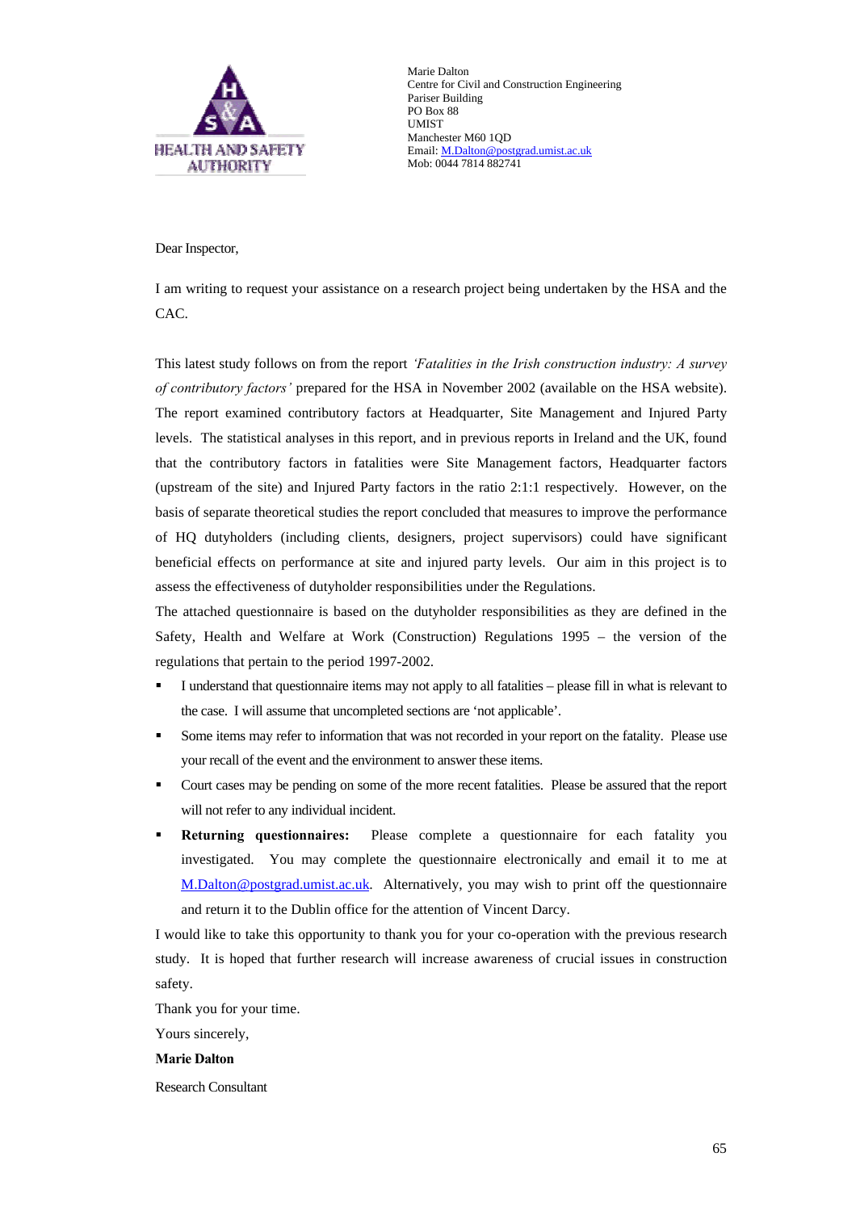HEALTH AND SAFETY AUTHORITY

Marie Dalton
Centre for Civil and Construction Engineering
Pariser Building
PO Box 88
UMIST
Manchester M60 1QD
Email: M.Dalton@postgrad.umist.ac.uk
Mob: 0044 7814 882741

Dear Inspector,

I am writing to request your assistance on a research project being undertaken by the HSA and the CAC.

This latest study follows on from the report *'Fatalities in the Irish construction industry: A survey of contributory factors'* prepared for the HSA in November 2002 (available on the HSA website). The report examined contributory factors at Headquarter, Site Management and Injured Party levels. The statistical analyses in this report, and in previous reports in Ireland and the UK, found that the contributory factors in fatalities were Site Management factors, Headquarter factors (upstream of the site) and Injured Party factors in the ratio 2:1:1 respectively. However, on the basis of separate theoretical studies the report concluded that measures to improve the performance of HQ dutyholders (including clients, designers, project supervisors) could have significant beneficial effects on performance at site and injured party levels. Our aim in this project is to assess the effectiveness of dutyholder responsibilities under the Regulations.

The attached questionnaire is based on the dutyholder responsibilities as they are defined in the Safety, Health and Welfare at Work (Construction) Regulations 1995 – the version of the regulations that pertain to the period 1997-2002.

- I understand that questionnaire items may not apply to all fatalities – please fill in what is relevant to the case. I will assume that uncompleted sections are 'not applicable'.
- Some items may refer to information that was not recorded in your report on the fatality. Please use your recall of the event and the environment to answer these items.
- Court cases may be pending on some of the more recent fatalities. Please be assured that the report will not refer to any individual incident.
- **Returning questionnaires:** Please complete a questionnaire for each fatality you investigated. You may complete the questionnaire electronically and email it to me at M.Dalton@postgrad.umist.ac.uk. Alternatively, you may wish to print off the questionnaire and return it to the Dublin office for the attention of Vincent Darcy.

I would like to take this opportunity to thank you for your co-operation with the previous research study. It is hoped that further research will increase awareness of crucial issues in construction safety.

Thank you for your time.

Yours sincerely,

**Marie Dalton**

Research Consultant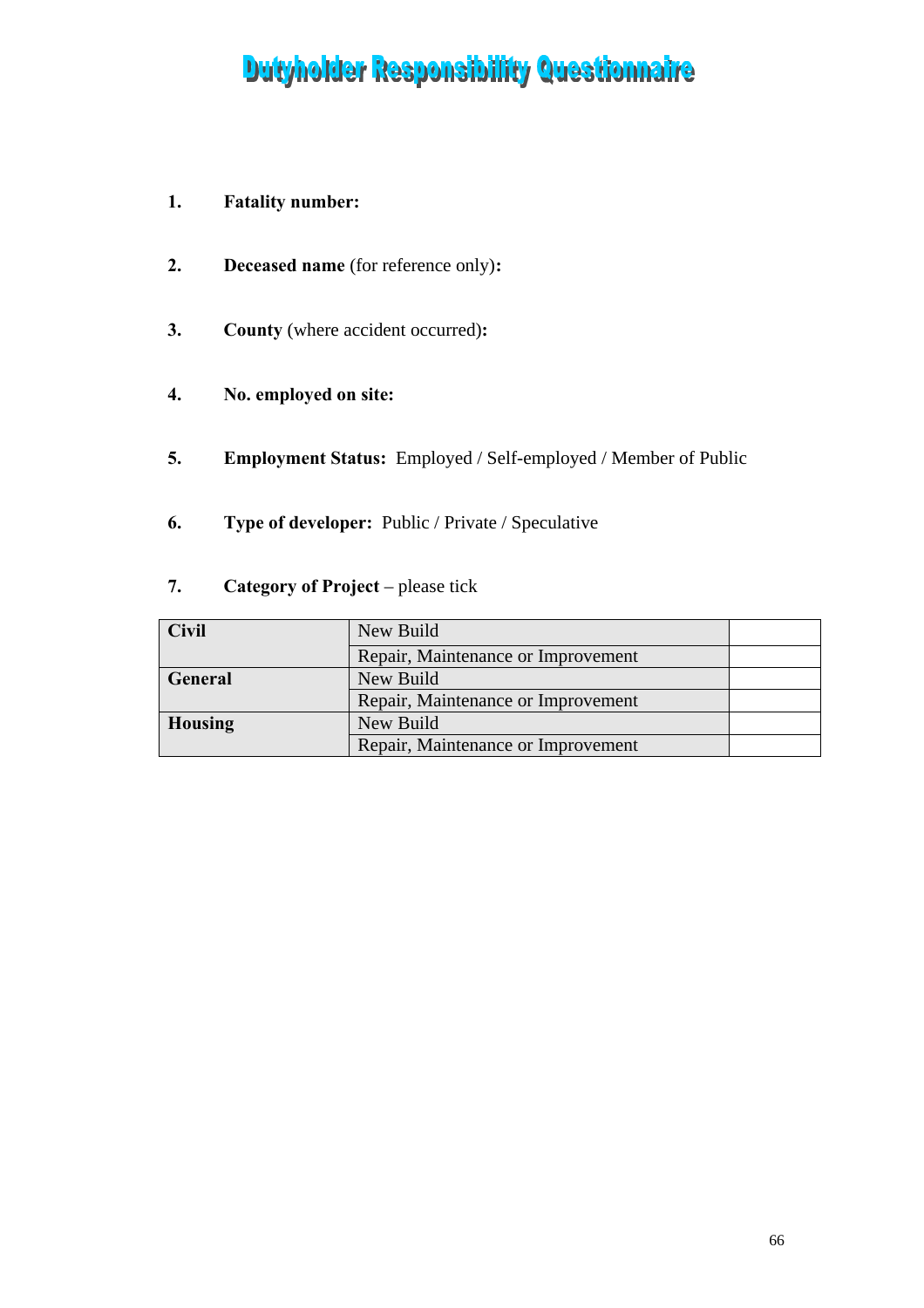# Dutyholder Responsibility Questionnaire

1. **Fatality number:**

2. **Deceased name** (for reference only)**:**

3. **County** (where accident occurred)**:**

4. **No. employed on site:**

5. **Employment Status:** Employed / Self-employed / Member of Public

6. **Type of developer:** Public / Private / Speculative

7. **Category of Project** – please tick

| | | |
|---|---|---|
| **Civil** | New Build | |
| | Repair, Maintenance or Improvement | |
| **General** | New Build | |
| | Repair, Maintenance or Improvement | |
| **Housing** | New Build | |
| | Repair, Maintenance or Improvement | |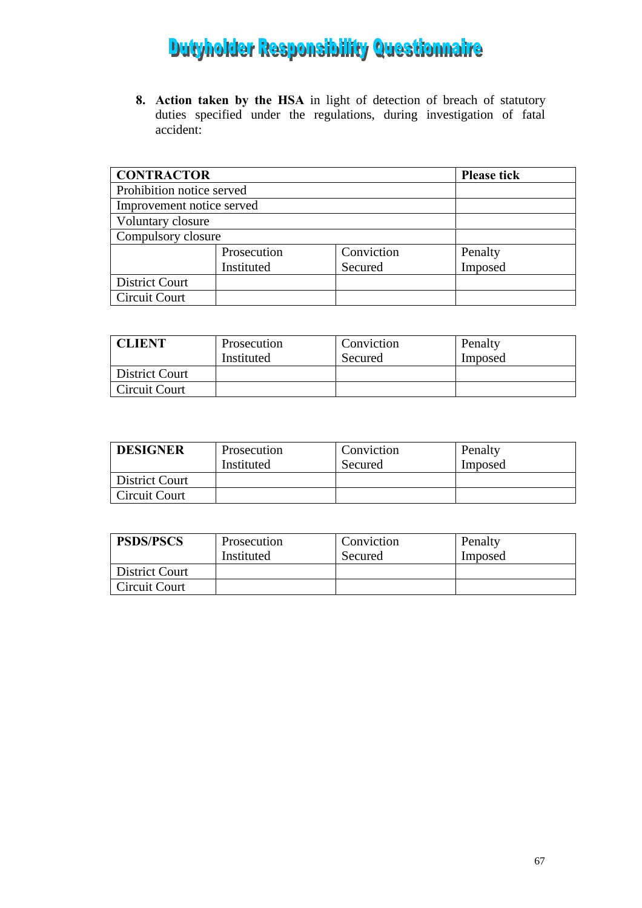# Dutyholder Responsibility Questionnaire

8. **Action taken by the HSA** in light of detection of breach of statutory duties specified under the regulations, during investigation of fatal accident:

| **CONTRACTOR** | | | **Please tick** |
|---|---|---|---|
| Prohibition notice served | | | |
| Improvement notice served | | | |
| Voluntary closure | | | |
| Compulsory closure | | | |
| | Prosecution Instituted | Conviction Secured | Penalty Imposed |
| District Court | | | |
| Circuit Court | | | |

| **CLIENT** | Prosecution Instituted | Conviction Secured | Penalty Imposed |
|---|---|---|---|
| District Court | | | |
| Circuit Court | | | |

| **DESIGNER** | Prosecution Instituted | Conviction Secured | Penalty Imposed |
|---|---|---|---|
| District Court | | | |
| Circuit Court | | | |

| **PSDS/PSCS** | Prosecution Instituted | Conviction Secured | Penalty Imposed |
|---|---|---|---|
| District Court | | | |
| Circuit Court | | | |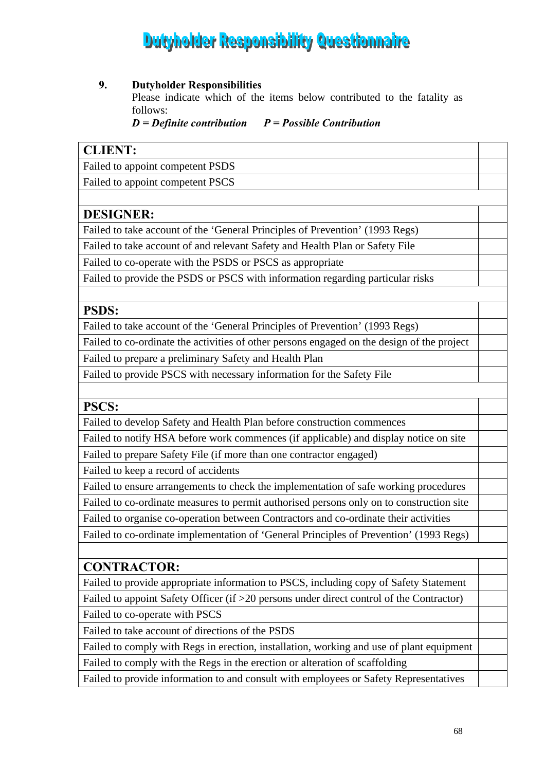# Dutyholder Responsibility Questionnaire

**9. Dutyholder Responsibilities**

Please indicate which of the items below contributed to the fatality as follows:

***D = Definite contribution*** ***P = Possible Contribution***

| | |
|---|---|
| **CLIENT:** | |
| Failed to appoint competent PSDS | |
| Failed to appoint competent PSCS | |
| | |
| **DESIGNER:** | |
| Failed to take account of the ‘General Principles of Prevention’ (1993 Regs) | |
| Failed to take account of and relevant Safety and Health Plan or Safety File | |
| Failed to co-operate with the PSDS or PSCS as appropriate | |
| Failed to provide the PSDS or PSCS with information regarding particular risks | |
| | |
| **PSDS:** | |
| Failed to take account of the ‘General Principles of Prevention’ (1993 Regs) | |
| Failed to co-ordinate the activities of other persons engaged on the design of the project | |
| Failed to prepare a preliminary Safety and Health Plan | |
| Failed to provide PSCS with necessary information for the Safety File | |
| | |
| **PSCS:** | |
| Failed to develop Safety and Health Plan before construction commences | |
| Failed to notify HSA before work commences (if applicable) and display notice on site | |
| Failed to prepare Safety File (if more than one contractor engaged) | |
| Failed to keep a record of accidents | |
| Failed to ensure arrangements to check the implementation of safe working procedures | |
| Failed to co-ordinate measures to permit authorised persons only on to construction site | |
| Failed to organise co-operation between Contractors and co-ordinate their activities | |
| Failed to co-ordinate implementation of ‘General Principles of Prevention’ (1993 Regs) | |
| | |
| **CONTRACTOR:** | |
| Failed to provide appropriate information to PSCS, including copy of Safety Statement | |
| Failed to appoint Safety Officer (if >20 persons under direct control of the Contractor) | |
| Failed to co-operate with PSCS | |
| Failed to take account of directions of the PSDS | |
| Failed to comply with Regs in erection, installation, working and use of plant equipment | |
| Failed to comply with the Regs in the erection or alteration of scaffolding | |
| Failed to provide information to and consult with employees or Safety Representatives | |